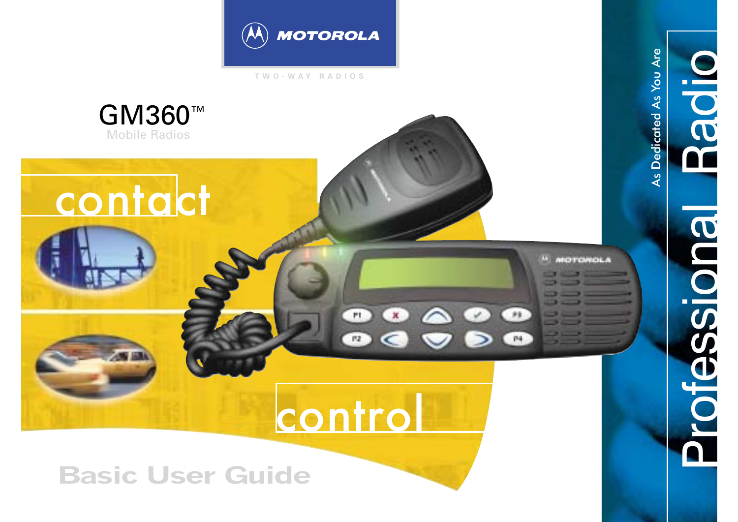MOTOROLA

TWO-WAY RADIOS

# GM360™

Mobile Radios

contact

control

## Basic User Guide

As Dedicated As You Are

Professional Radio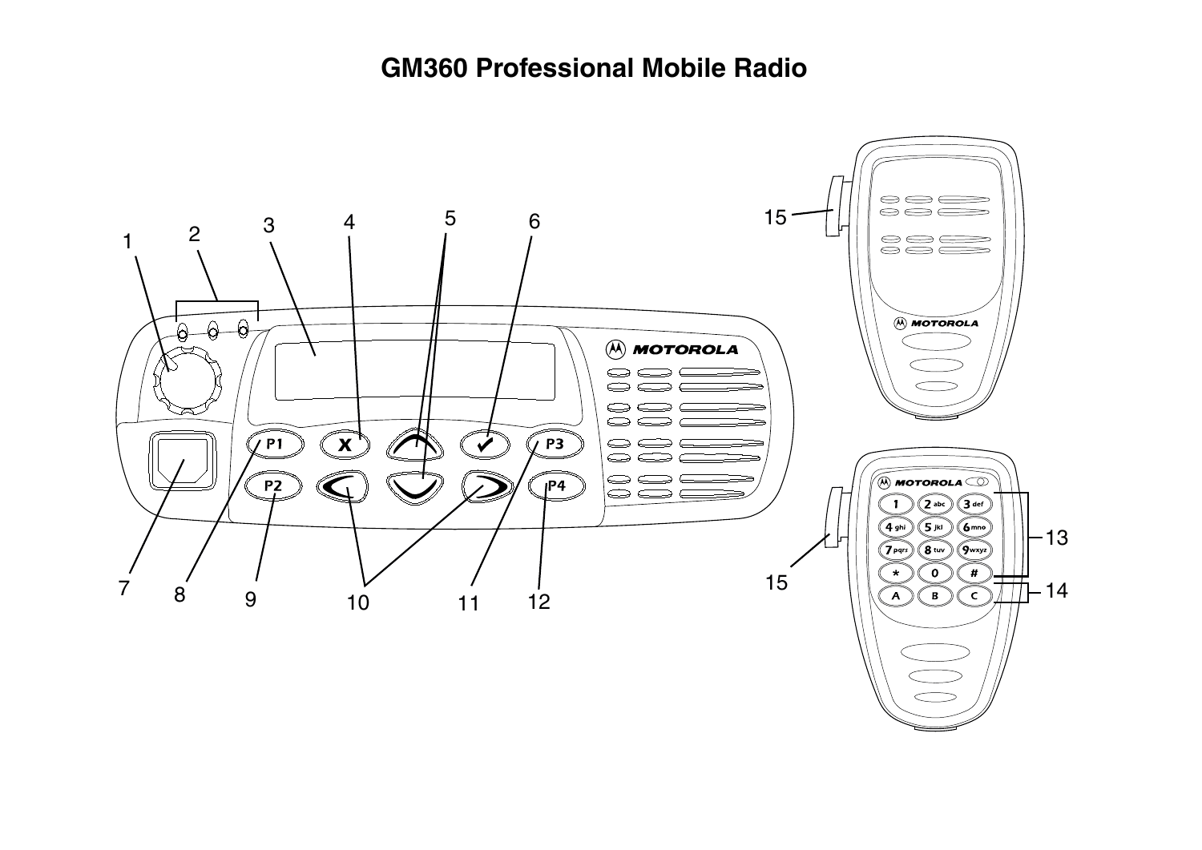# GM360 Professional Mobile Radio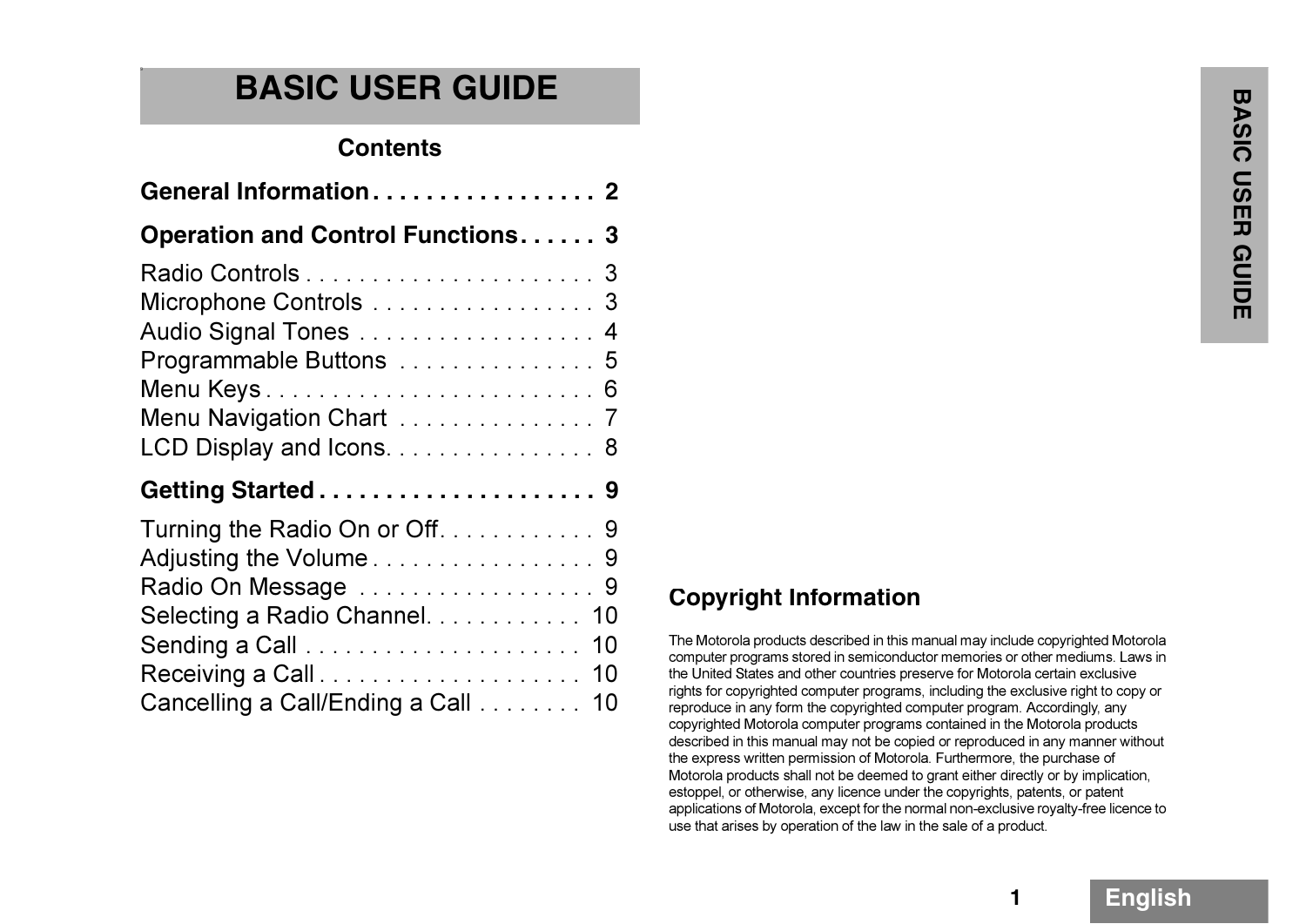# BASIC USER GUIDE

## Contents

**General Information . . . . . . . . . . . . . . . . . 2**

**Operation and Control Functions . . . . . . 3**

Radio Controls . . . . . . . . . . . . . . . . . . . . . . 3
Microphone Controls . . . . . . . . . . . . . . . . . 3
Audio Signal Tones . . . . . . . . . . . . . . . . . . 4
Programmable Buttons . . . . . . . . . . . . . . . 5
Menu Keys . . . . . . . . . . . . . . . . . . . . . . . . . 6
Menu Navigation Chart . . . . . . . . . . . . . . . 7
LCD Display and Icons. . . . . . . . . . . . . . . . 8

**Getting Started . . . . . . . . . . . . . . . . . . . . . 9**

Turning the Radio On or Off. . . . . . . . . . . . 9
Adjusting the Volume . . . . . . . . . . . . . . . . . 9
Radio On Message . . . . . . . . . . . . . . . . . . 9
Selecting a Radio Channel. . . . . . . . . . . . 10
Sending a Call . . . . . . . . . . . . . . . . . . . . . 10
Receiving a Call . . . . . . . . . . . . . . . . . . . . 10
Cancelling a Call/Ending a Call . . . . . . . . 10

## Copyright Information

The Motorola products described in this manual may include copyrighted Motorola computer programs stored in semiconductor memories or other mediums. Laws in the United States and other countries preserve for Motorola certain exclusive rights for copyrighted computer programs, including the exclusive right to copy or reproduce in any form the copyrighted computer program. Accordingly, any copyrighted Motorola computer programs contained in the Motorola products described in this manual may not be copied or reproduced in any manner without the express written permission of Motorola. Furthermore, the purchase of Motorola products shall not be deemed to grant either directly or by implication, estoppel, or otherwise, any licence under the copyrights, patents, or patent applications of Motorola, except for the normal non-exclusive royalty-free licence to use that arises by operation of the law in the sale of a product.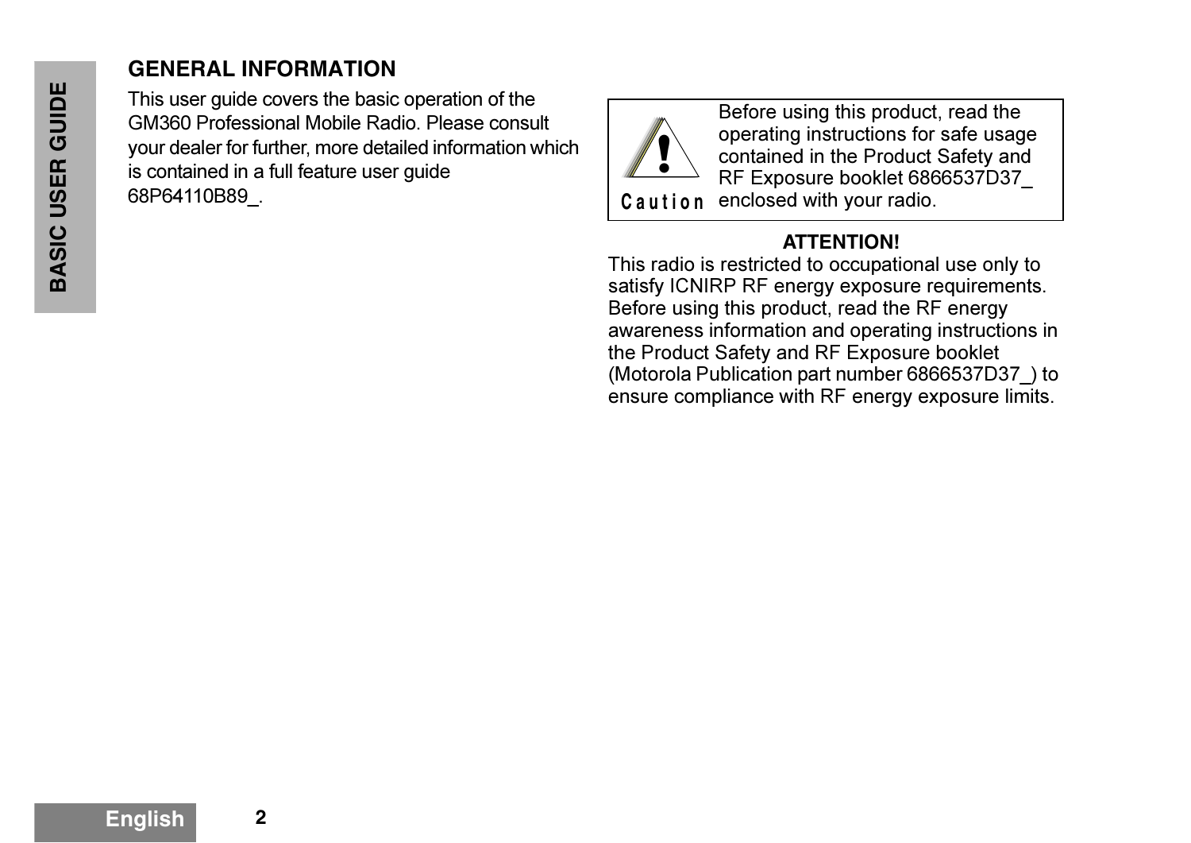## GENERAL INFORMATION

This user guide covers the basic operation of the GM360 Professional Mobile Radio. Please consult your dealer for further, more detailed information which is contained in a full feature user guide 68P64110B89_.

**Caution**

Before using this product, read the operating instructions for safe usage contained in the Product Safety and RF Exposure booklet 6866537D37_ enclosed with your radio.

**ATTENTION!**

This radio is restricted to occupational use only to satisfy ICNIRP RF energy exposure requirements. Before using this product, read the RF energy awareness information and operating instructions in the Product Safety and RF Exposure booklet (Motorola Publication part number 6866537D37_) to ensure compliance with RF energy exposure limits.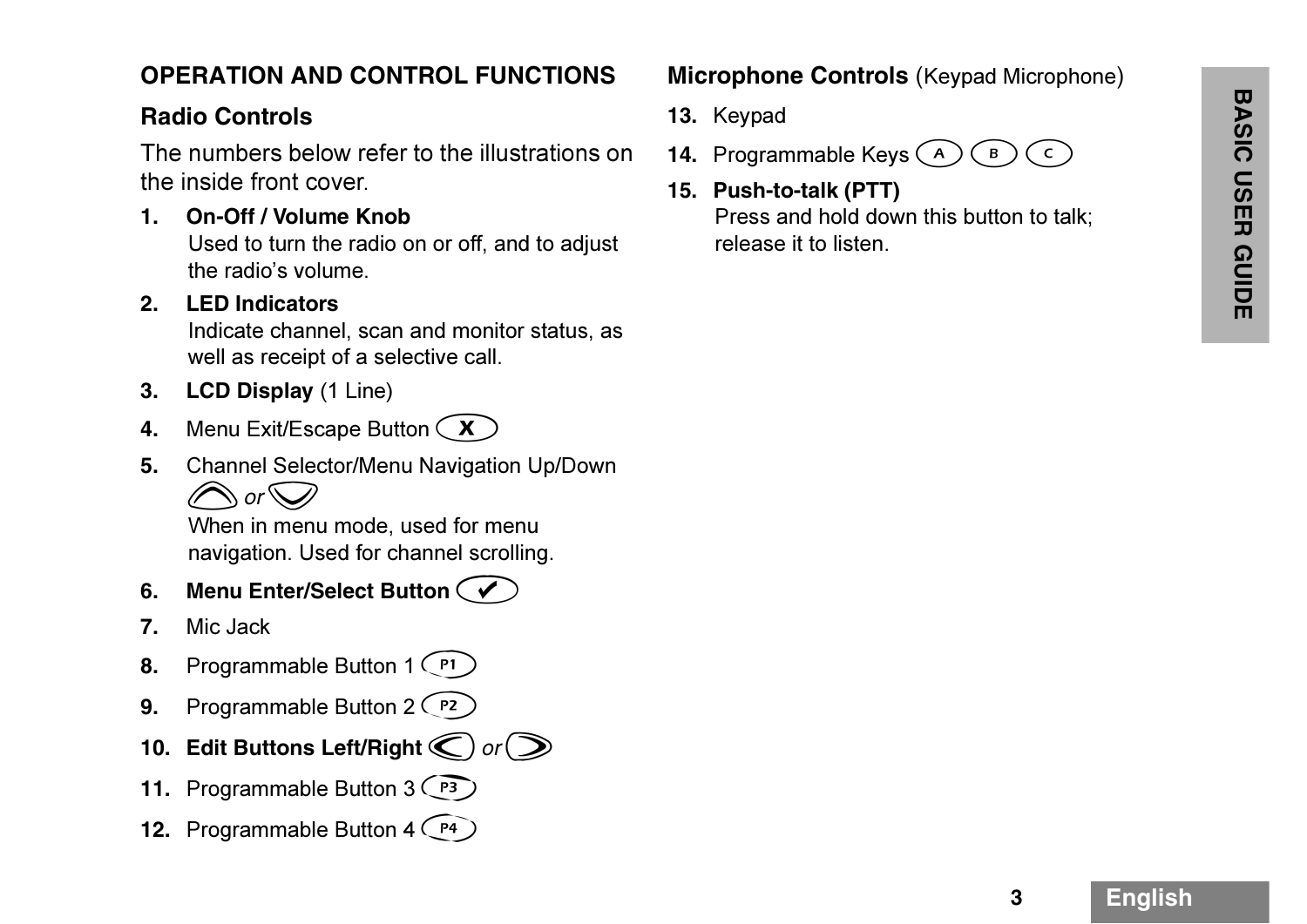# OPERATION AND CONTROL FUNCTIONS

## Radio Controls

The numbers below refer to the illustrations on the inside front cover.

1. **On-Off / Volume Knob**
   Used to turn the radio on or off, and to adjust the radio's volume.
2. **LED Indicators**
   Indicate channel, scan and monitor status, as well as receipt of a selective call.
3. **LCD Display** (1 Line)
4. Menu Exit/Escape Button (X)
5. Channel Selector/Menu Navigation Up/Down (Up) *or* (Down)
   When in menu mode, used for menu navigation. Used for channel scrolling.
6. **Menu Enter/Select Button** (✔)
7. Mic Jack
8. Programmable Button 1 (P1)
9. Programmable Button 2 (P2)
10. **Edit Buttons Left/Right** (Left) *or* (Right)
11. Programmable Button 3 (P3)
12. Programmable Button 4 (P4)

## Microphone Controls (Keypad Microphone)

13. Keypad
14. Programmable Keys (A) (B) (C)
15. **Push-to-talk (PTT)**
    Press and hold down this button to talk; release it to listen.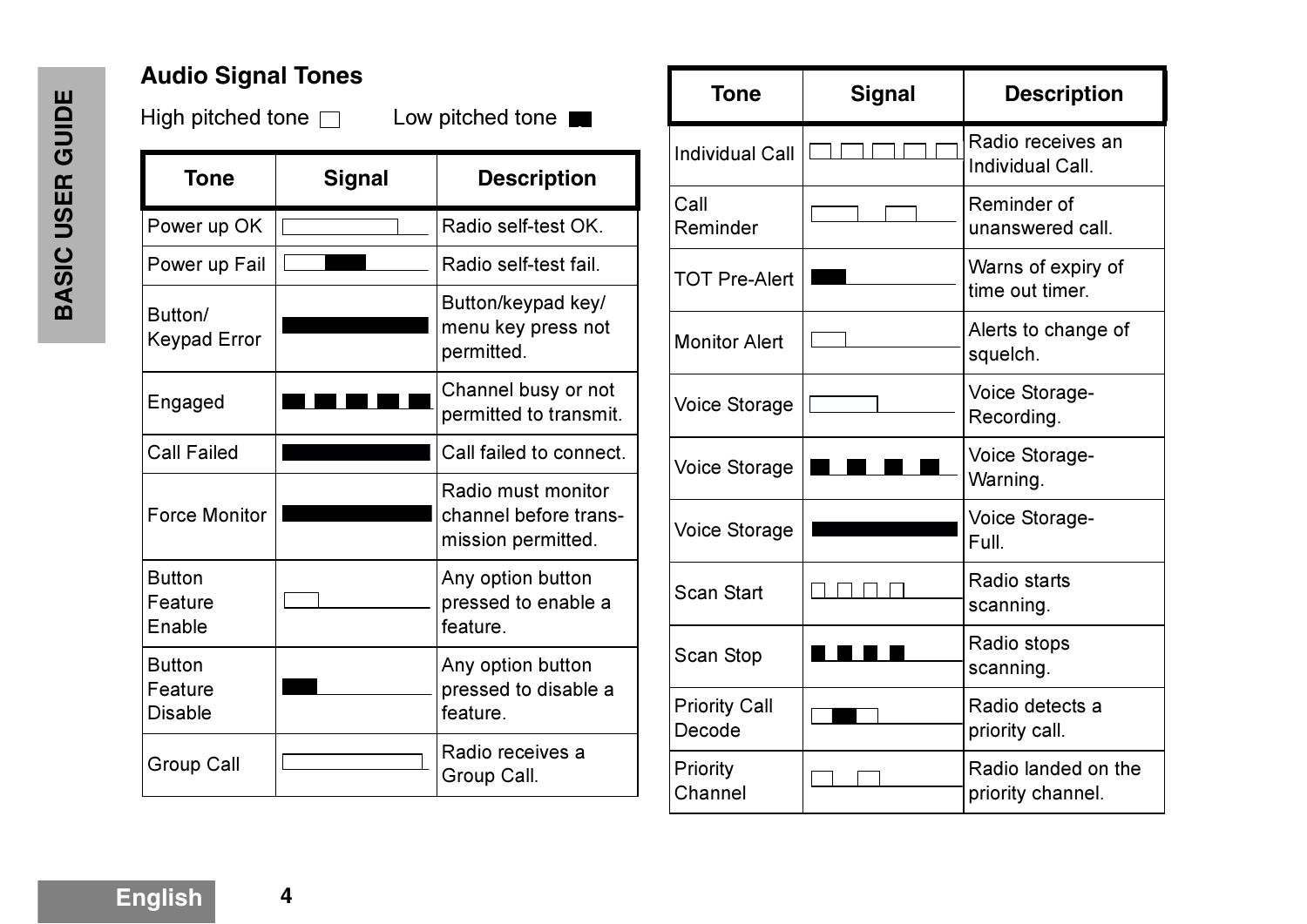## Audio Signal Tones

High pitched tone □ Low pitched tone ■

| Tone | Signal | Description |
|---|---|---|
| Power up OK | | Radio self-test OK. |
| Power up Fail | | Radio self-test fail. |
| Button/ Keypad Error | | Button/keypad key/ menu key press not permitted. |
| Engaged | | Channel busy or not permitted to transmit. |
| Call Failed | | Call failed to connect. |
| Force Monitor | | Radio must monitor channel before transmission permitted. |
| Button Feature Enable | | Any option button pressed to enable a feature. |
| Button Feature Disable | | Any option button pressed to disable a feature. |
| Group Call | | Radio receives a Group Call. |
| Individual Call | | Radio receives an Individual Call. |
| Call Reminder | | Reminder of unanswered call. |
| TOT Pre-Alert | | Warns of expiry of time out timer. |
| Monitor Alert | | Alerts to change of squelch. |
| Voice Storage | | Voice Storage-Recording. |
| Voice Storage | | Voice Storage-Warning. |
| Voice Storage | | Voice Storage-Full. |
| Scan Start | | Radio starts scanning. |
| Scan Stop | | Radio stops scanning. |
| Priority Call Decode | | Radio detects a priority call. |
| Priority Channel | | Radio landed on the priority channel. |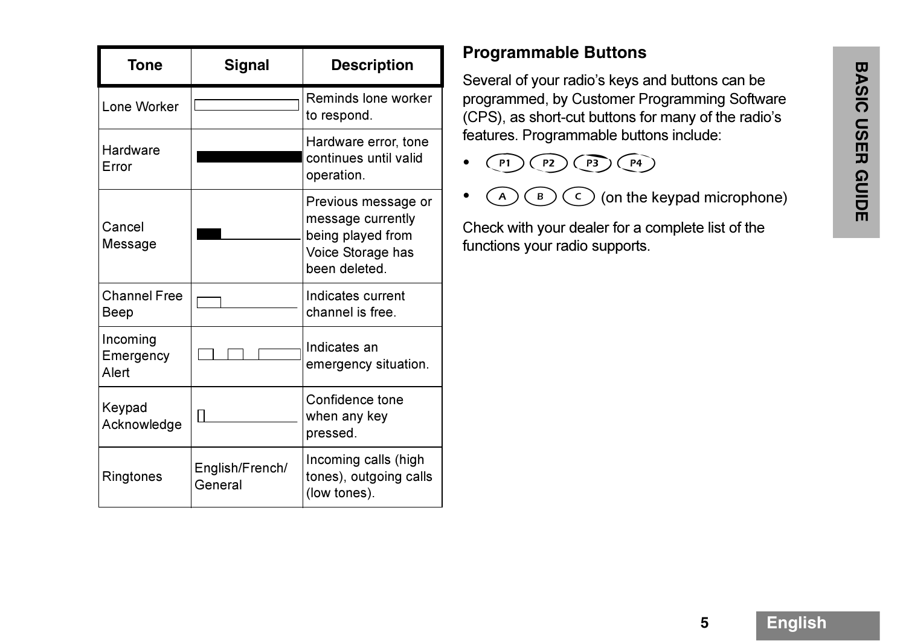| Tone | Signal | Description |
| --- | --- | --- |
| Lone Worker | | Reminds lone worker to respond. |
| Hardware Error | | Hardware error, tone continues until valid operation. |
| Cancel Message | | Previous message or message currently being played from Voice Storage has been deleted. |
| Channel Free Beep | | Indicates current channel is free. |
| Incoming Emergency Alert | | Indicates an emergency situation. |
| Keypad Acknowledge | | Confidence tone when any key pressed. |
| Ringtones | English/French/ General | Incoming calls (high tones), outgoing calls (low tones). |

## Programmable Buttons

Several of your radio's keys and buttons can be programmed, by Customer Programming Software (CPS), as short-cut buttons for many of the radio's features. Programmable buttons include:

- P1 P2 P3 P4
- A B C (on the keypad microphone)

Check with your dealer for a complete list of the functions your radio supports.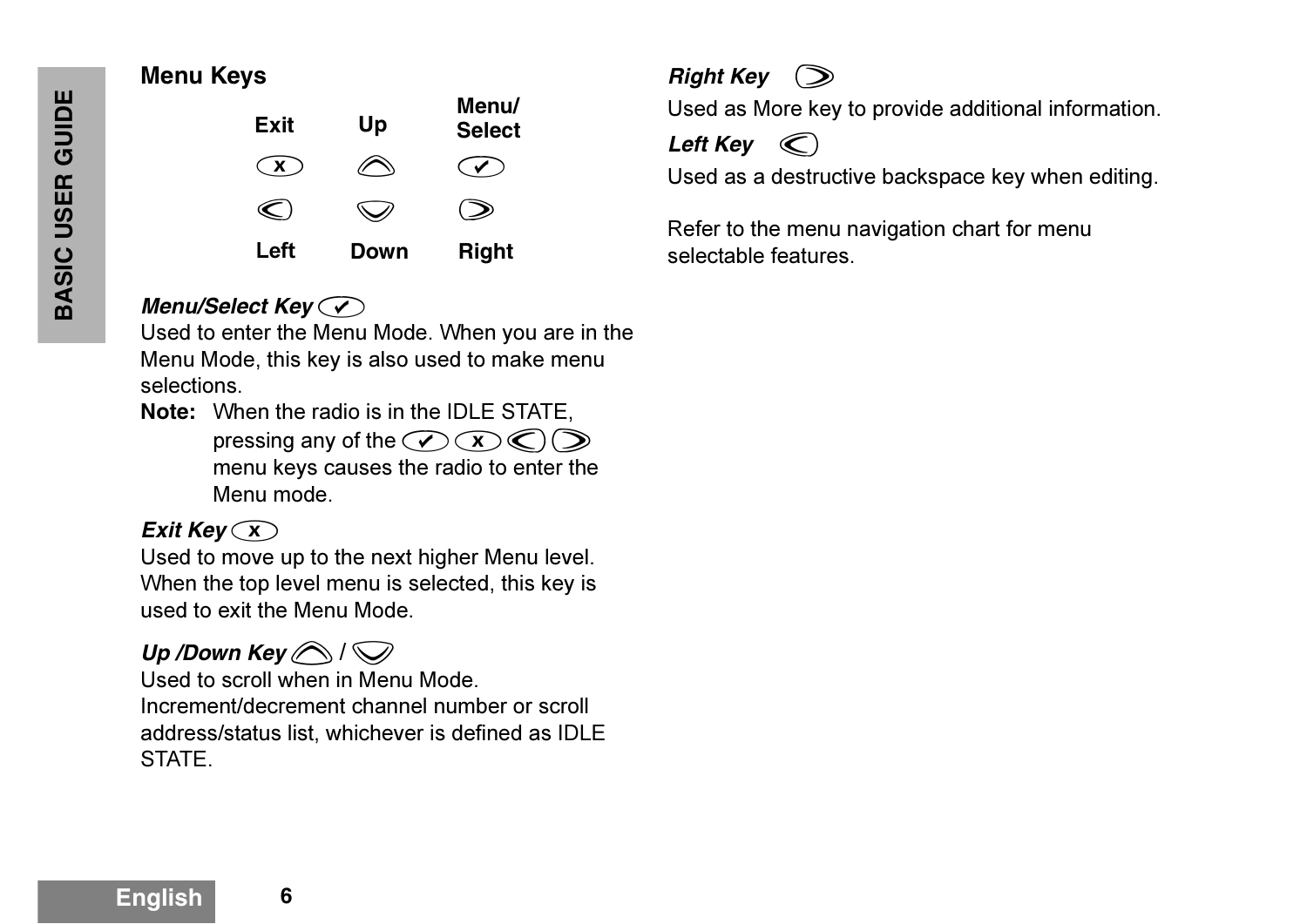## Menu Keys

| Exit | Up | Menu/ Select |
|---|---|---|
| ⓧ | ︿ | ✔ |
| 〈 | ﹀ | 〉 |
| Left | Down | Right |

***Menu/Select Key*** ✔
Used to enter the Menu Mode. When you are in the Menu Mode, this key is also used to make menu selections.

**Note:** When the radio is in the IDLE STATE, pressing any of the ✔ ⓧ 〈 〉 menu keys causes the radio to enter the Menu mode.

***Exit Key*** ⓧ
Used to move up to the next higher Menu level. When the top level menu is selected, this key is used to exit the Menu Mode.

***Up /Down Key*** ︿ / ﹀
Used to scroll when in Menu Mode. Increment/decrement channel number or scroll address/status list, whichever is defined as IDLE STATE.

***Right Key*** 〉
Used as More key to provide additional information.

***Left Key*** 〈
Used as a destructive backspace key when editing.

Refer to the menu navigation chart for menu selectable features.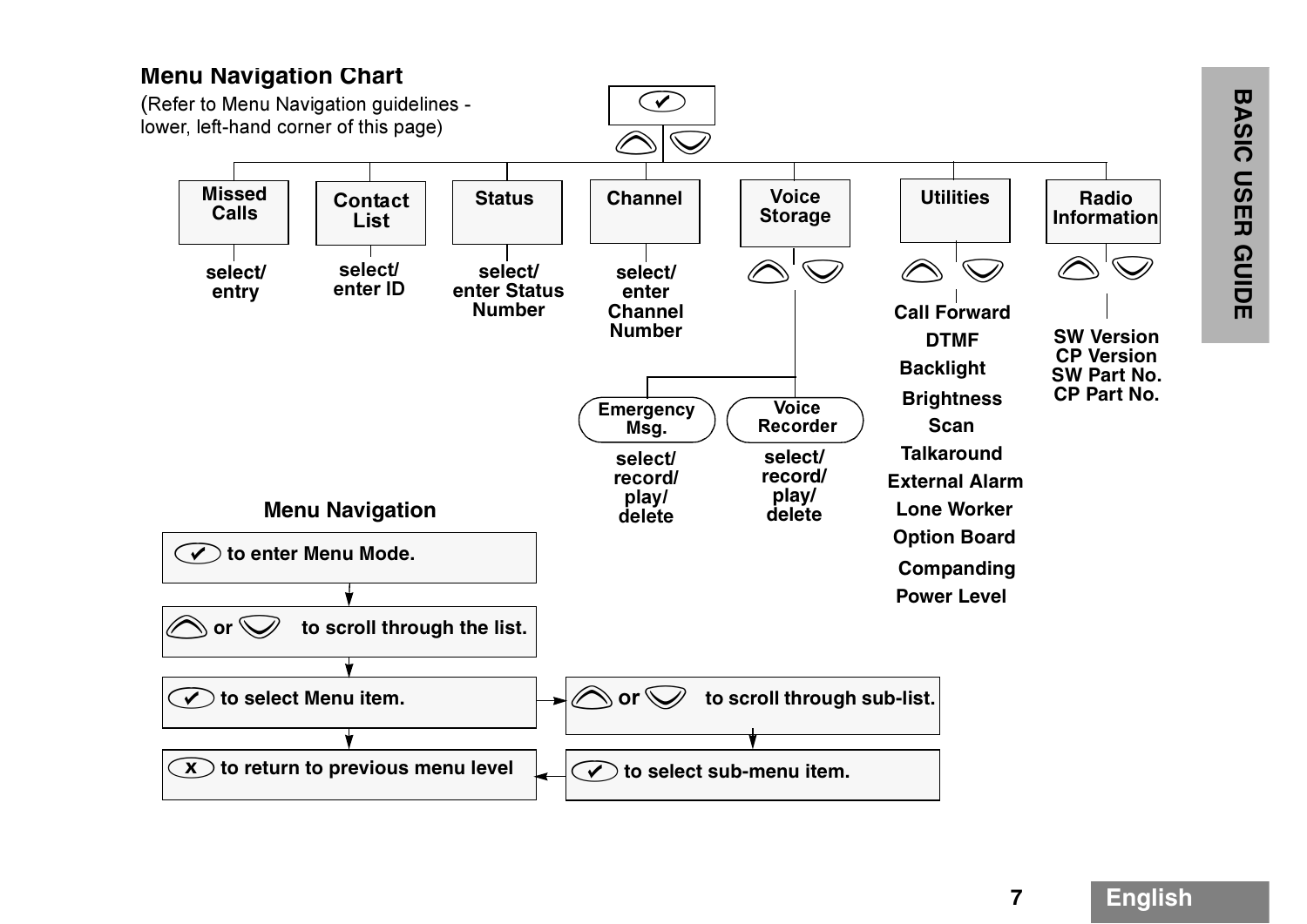## Menu Navigation Chart

(Refer to Menu Navigation guidelines - lower, left-hand corner of this page)

✔ (Menu key) — ▲ / ▼

- **Missed Calls** — select/ entry
- **Contact List** — select/ enter ID
- **Status** — select/ enter Status Number
- **Channel** — select/ enter Channel Number
- **Voice Storage** — ▲ / ▼
  - **Emergency Msg.** — select/ record/ play/ delete
  - **Voice Recorder** — select/ record/ play/ delete
- **Utilities** — ▲ / ▼
  - Call Forward
  - DTMF
  - Backlight
  - Brightness
  - Scan
  - Talkaround
  - External Alarm
  - Lone Worker
  - Option Board
  - Companding
  - Power Level
- **Radio Information** — ▲ / ▼
  - SW Version
  - CP Version
  - SW Part No.
  - CP Part No.

### Menu Navigation

1. ✔ to enter Menu Mode.
2. ▲ or ▼ to scroll through the list.
3. ✔ to select Menu item.
   - ▲ or ▼ to scroll through sub-list.
   - ✔ to select sub-menu item.
4. x to return to previous menu level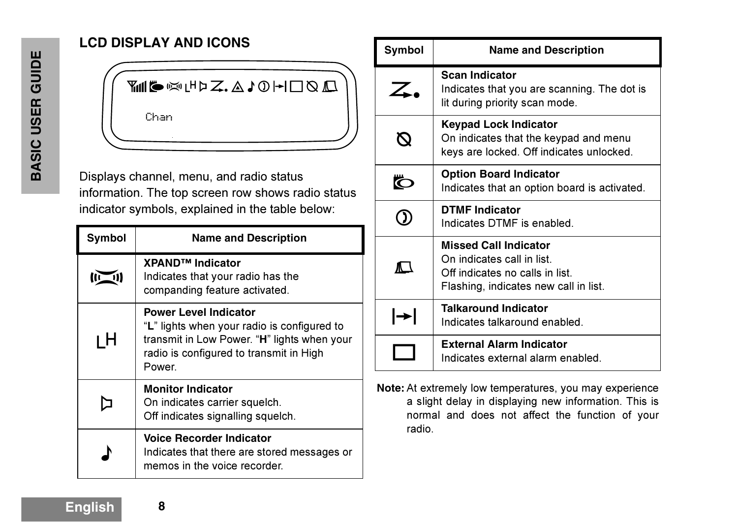## LCD DISPLAY AND ICONS

Chan

Displays channel, menu, and radio status information. The top screen row shows radio status indicator symbols, explained in the table below:

| Symbol | Name and Description |
|---|---|
| | **XPAND™ Indicator** Indicates that your radio has the companding feature activated. |
| LH | **Power Level Indicator** "**L**" lights when your radio is configured to transmit in Low Power. "**H**" lights when your radio is configured to transmit in High Power. |
| | **Monitor Indicator** On indicates carrier squelch. Off indicates signalling squelch. |
| | **Voice Recorder Indicator** Indicates that there are stored messages or memos in the voice recorder. |
| | **Scan Indicator** Indicates that you are scanning. The dot is lit during priority scan mode. |
| | **Keypad Lock Indicator** On indicates that the keypad and menu keys are locked. Off indicates unlocked. |
| | **Option Board Indicator** Indicates that an option board is activated. |
| | **DTMF Indicator** Indicates DTMF is enabled. |
| | **Missed Call Indicator** On indicates call in list. Off indicates no calls in list. Flashing, indicates new call in list. |
| | **Talkaround Indicator** Indicates talkaround enabled. |
| | **External Alarm Indicator** Indicates external alarm enabled. |

**Note:** At extremely low temperatures, you may experience a slight delay in displaying new information. This is normal and does not affect the function of your radio.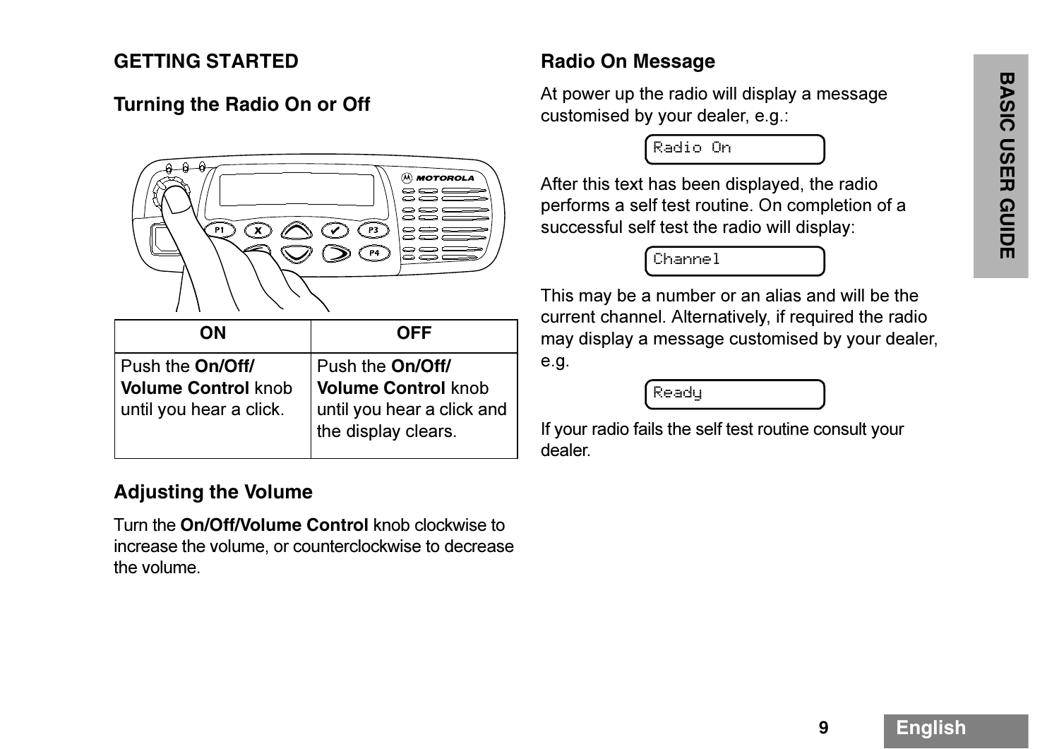## GETTING STARTED

### Turning the Radio On or Off

| ON | OFF |
|---|---|
| Push the **On/Off/ Volume Control** knob until you hear a click. | Push the **On/Off/ Volume Control** knob until you hear a click and the display clears. |

### Adjusting the Volume

Turn the **On/Off/Volume Control** knob clockwise to increase the volume, or counterclockwise to decrease the volume.

### Radio On Message

At power up the radio will display a message customised by your dealer, e.g.:

```
Radio On
```

After this text has been displayed, the radio performs a self test routine. On completion of a successful self test the radio will display:

```
Channel
```

This may be a number or an alias and will be the current channel. Alternatively, if required the radio may display a message customised by your dealer, e.g.

```
Ready
```

If your radio fails the self test routine consult your dealer.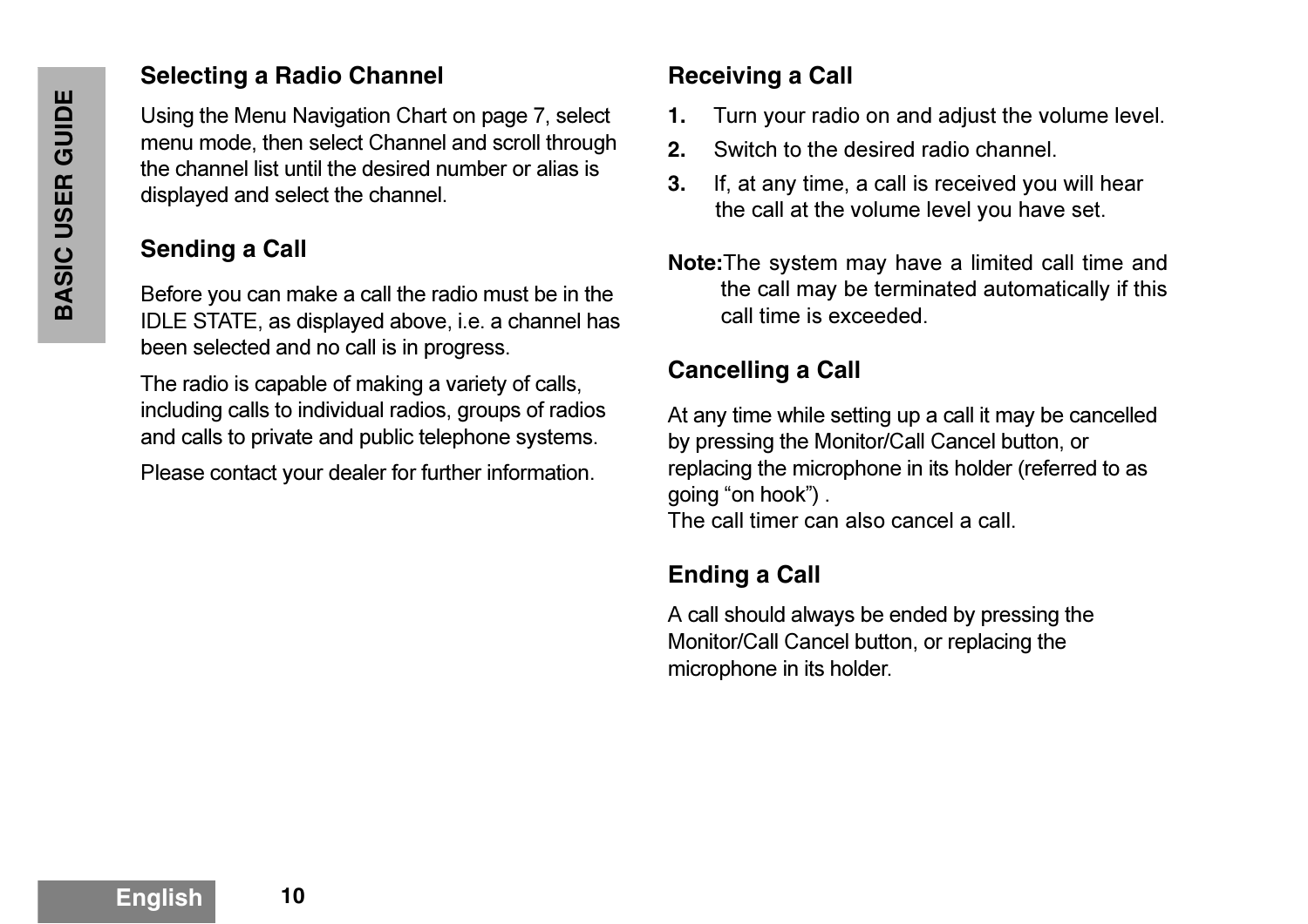## Selecting a Radio Channel

Using the Menu Navigation Chart on page 7, select menu mode, then select Channel and scroll through the channel list until the desired number or alias is displayed and select the channel.

## Sending a Call

Before you can make a call the radio must be in the IDLE STATE, as displayed above, i.e. a channel has been selected and no call is in progress.

The radio is capable of making a variety of calls, including calls to individual radios, groups of radios and calls to private and public telephone systems.

Please contact your dealer for further information.

## Receiving a Call

1. Turn your radio on and adjust the volume level.
2. Switch to the desired radio channel.
3. If, at any time, a call is received you will hear the call at the volume level you have set.

**Note:** The system may have a limited call time and the call may be terminated automatically if this call time is exceeded.

## Cancelling a Call

At any time while setting up a call it may be cancelled by pressing the Monitor/Call Cancel button, or replacing the microphone in its holder (referred to as going “on hook”) .
The call timer can also cancel a call.

## Ending a Call

A call should always be ended by pressing the Monitor/Call Cancel button, or replacing the microphone in its holder.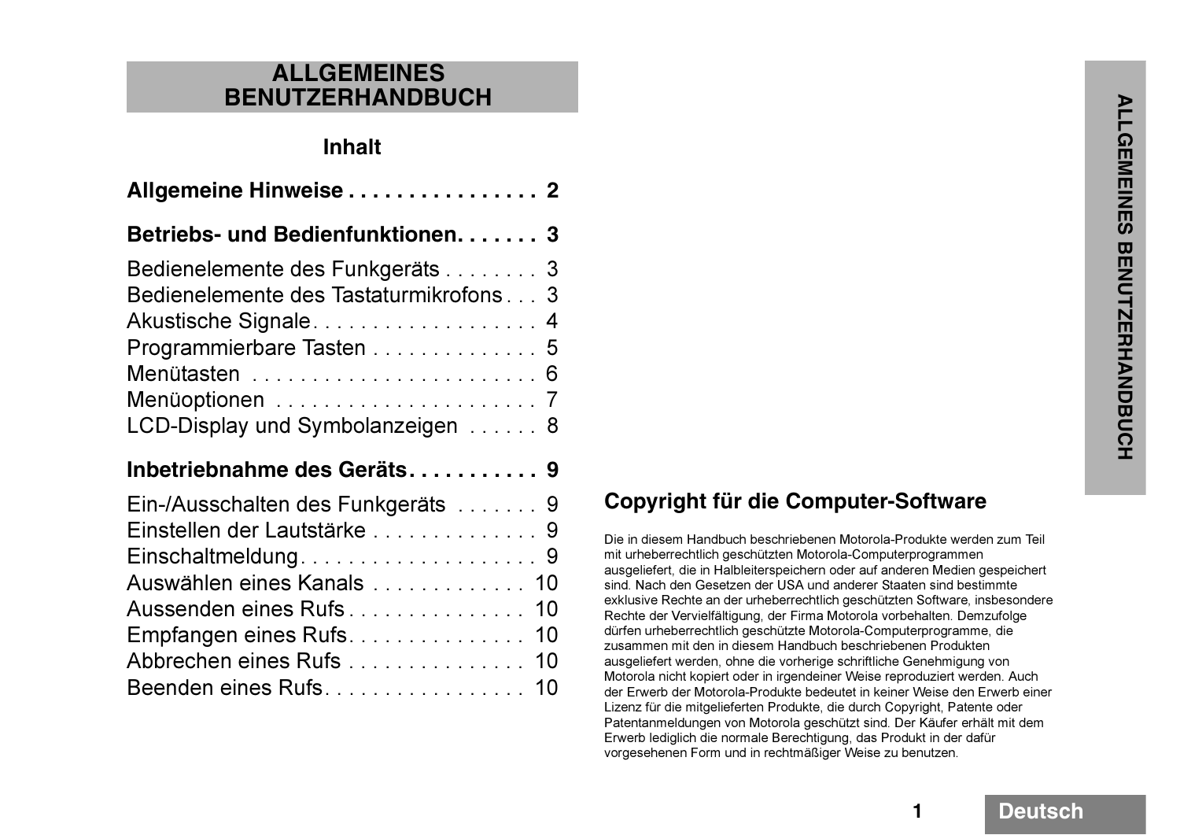# ALLGEMEINES BENUTZERHANDBUCH

## Inhalt

**Allgemeine Hinweise . . . . . . . . . . . . . . . . 2**

**Betriebs- und Bedienfunktionen. . . . . . . 3**

Bedienelemente des Funkgeräts . . . . . . . . 3
Bedienelemente des Tastaturmikrofons . . . 3
Akustische Signale. . . . . . . . . . . . . . . . . . . 4
Programmierbare Tasten . . . . . . . . . . . . . . 5
Menütasten . . . . . . . . . . . . . . . . . . . . . . . . 6
Menüoptionen . . . . . . . . . . . . . . . . . . . . . . 7
LCD-Display und Symbolanzeigen . . . . . . 8

**Inbetriebnahme des Geräts. . . . . . . . . . . 9**

Ein-/Ausschalten des Funkgeräts . . . . . . . 9
Einstellen der Lautstärke . . . . . . . . . . . . . . 9
Einschaltmeldung. . . . . . . . . . . . . . . . . . . . 9
Auswählen eines Kanals . . . . . . . . . . . . . 10
Aussenden eines Rufs . . . . . . . . . . . . . . . 10
Empfangen eines Rufs. . . . . . . . . . . . . . . 10
Abbrechen eines Rufs . . . . . . . . . . . . . . . 10
Beenden eines Rufs. . . . . . . . . . . . . . . . . 10

## Copyright für die Computer-Software

Die in diesem Handbuch beschriebenen Motorola-Produkte werden zum Teil mit urheberrechtlich geschützten Motorola-Computerprogrammen ausgeliefert, die in Halbleiterspeichern oder auf anderen Medien gespeichert sind. Nach den Gesetzen der USA und anderer Staaten sind bestimmte exklusive Rechte an der urheberrechtlich geschützten Software, insbesondere Rechte der Vervielfältigung, der Firma Motorola vorbehalten. Demzufolge dürfen urheberrechtlich geschützte Motorola-Computerprogramme, die zusammen mit den in diesem Handbuch beschriebenen Produkten ausgeliefert werden, ohne die vorherige schriftliche Genehmigung von Motorola nicht kopiert oder in irgendeiner Weise reproduziert werden. Auch der Erwerb der Motorola-Produkte bedeutet in keiner Weise den Erwerb einer Lizenz für die mitgelieferten Produkte, die durch Copyright, Patente oder Patentanmeldungen von Motorola geschützt sind. Der Käufer erhält mit dem Erwerb lediglich die normale Berechtigung, das Produkt in der dafür vorgesehenen Form und in rechtmäßiger Weise zu benutzen.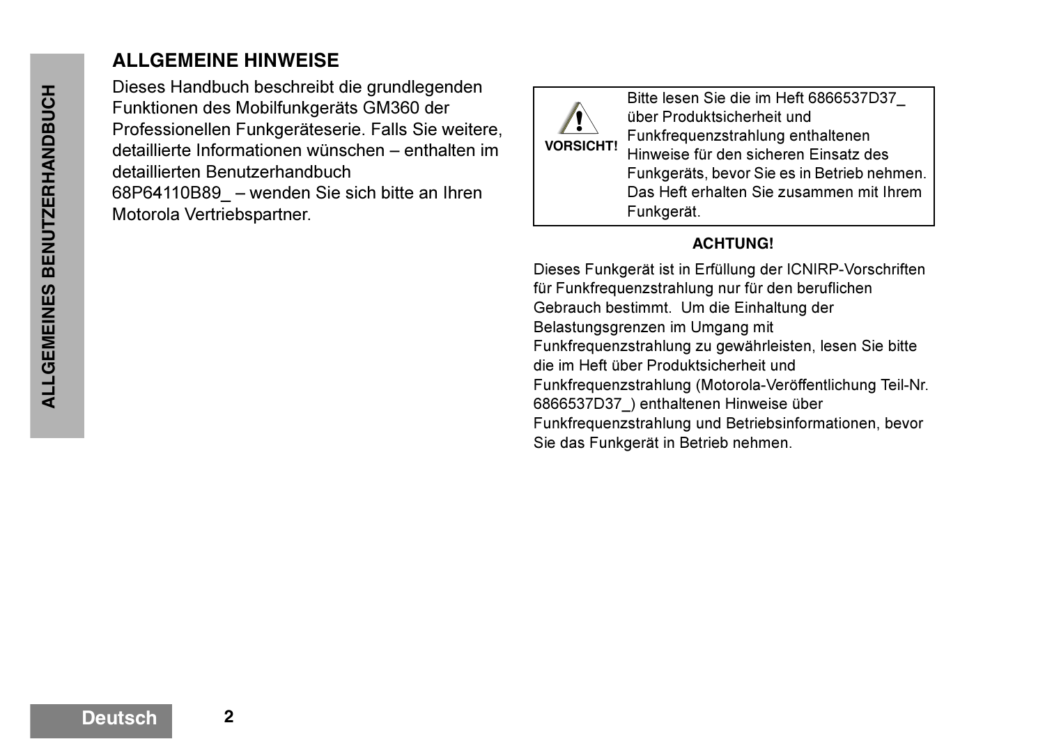## ALLGEMEINE HINWEISE

Dieses Handbuch beschreibt die grundlegenden Funktionen des Mobilfunkgeräts GM360 der Professionellen Funkgeräteserie. Falls Sie weitere, detaillierte Informationen wünschen – enthalten im detaillierten Benutzerhandbuch 68P64110B89_ – wenden Sie sich bitte an Ihren Motorola Vertriebspartner.

| **VORSICHT!** | Bitte lesen Sie die im Heft 6866537D37_ über Produktsicherheit und Funkfrequenzstrahlung enthaltenen Hinweise für den sicheren Einsatz des Funkgeräts, bevor Sie es in Betrieb nehmen. Das Heft erhalten Sie zusammen mit Ihrem Funkgerät. |
|---|---|

**ACHTUNG!**

Dieses Funkgerät ist in Erfüllung der ICNIRP-Vorschriften für Funkfrequenzstrahlung nur für den beruflichen Gebrauch bestimmt. Um die Einhaltung der Belastungsgrenzen im Umgang mit Funkfrequenzstrahlung zu gewährleisten, lesen Sie bitte die im Heft über Produktsicherheit und Funkfrequenzstrahlung (Motorola-Veröffentlichung Teil-Nr. 6866537D37_) enthaltenen Hinweise über Funkfrequenzstrahlung und Betriebsinformationen, bevor Sie das Funkgerät in Betrieb nehmen.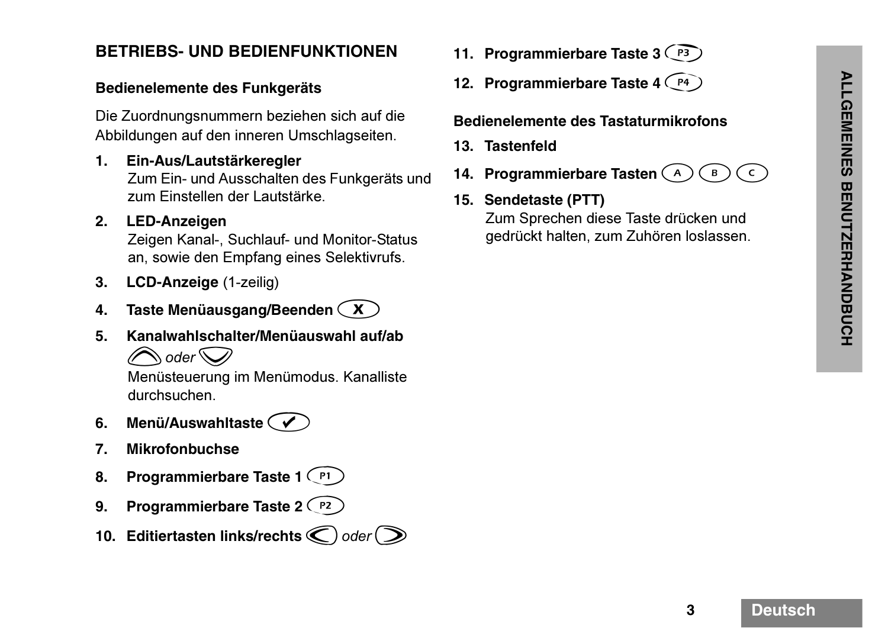## BETRIEBS- UND BEDIENFUNKTIONEN

### Bedienelemente des Funkgeräts

Die Zuordnungsnummern beziehen sich auf die Abbildungen auf den inneren Umschlagseiten.

1. **Ein-Aus/Lautstärkeregler**
   Zum Ein- und Ausschalten des Funkgeräts und zum Einstellen der Lautstärke.
2. **LED-Anzeigen**
   Zeigen Kanal-, Suchlauf- und Monitor-Status an, sowie den Empfang eines Selektivrufs.
3. **LCD-Anzeige** (1-zeilig)
4. **Taste Menüausgang/Beenden** (X)
5. **Kanalwahlschalter/Menüauswahl auf/ab**
   (▲) *oder* (▼)
   Menüsteuerung im Menümodus. Kanalliste durchsuchen.
6. **Menü/Auswahltaste** (✔)
7. **Mikrofonbuchse**
8. **Programmierbare Taste 1** (P1)
9. **Programmierbare Taste 2** (P2)
10. **Editiertasten links/rechts** (◄) *oder* (►)
11. **Programmierbare Taste 3** (P3)
12. **Programmierbare Taste 4** (P4)

### Bedienelemente des Tastaturmikrofons

13. **Tastenfeld**
14. **Programmierbare Tasten** (A) (B) (C)
15. **Sendetaste (PTT)**
    Zum Sprechen diese Taste drücken und gedrückt halten, zum Zuhören loslassen.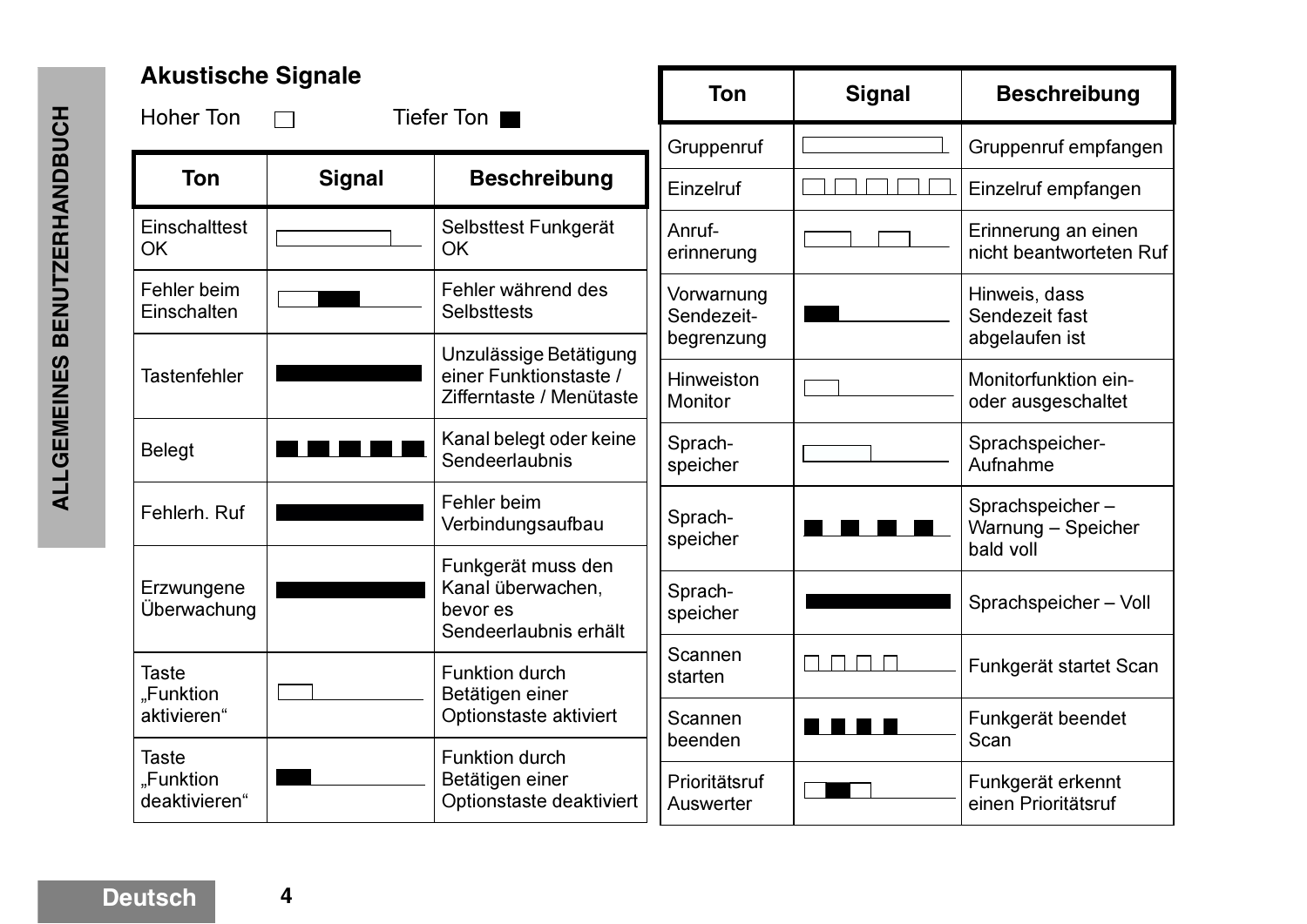## Akustische Signale

Hoher Ton □ Tiefer Ton ■

| Ton | Signal | Beschreibung |
|---|---|---|
| Einschalttest OK | | Selbsttest Funkgerät OK |
| Fehler beim Einschalten | | Fehler während des Selbsttests |
| Tastenfehler | | Unzulässige Betätigung einer Funktionstaste / Zifferntaste / Menütaste |
| Belegt | | Kanal belegt oder keine Sendeerlaubnis |
| Fehlerh. Ruf | | Fehler beim Verbindungsaufbau |
| Erzwungene Überwachung | | Funkgerät muss den Kanal überwachen, bevor es Sendeerlaubnis erhält |
| Taste „Funktion aktivieren“ | | Funktion durch Betätigen einer Optionstaste aktiviert |
| Taste „Funktion deaktivieren“ | | Funktion durch Betätigen einer Optionstaste deaktiviert |
| Gruppenruf | | Gruppenruf empfangen |
| Einzelruf | | Einzelruf empfangen |
| Anruf-erinnerung | | Erinnerung an einen nicht beantworteten Ruf |
| Vorwarnung Sendezeit-begrenzung | | Hinweis, dass Sendezeit fast abgelaufen ist |
| Hinweiston Monitor | | Monitorfunktion ein- oder ausgeschaltet |
| Sprach-speicher | | Sprachspeicher-Aufnahme |
| Sprach-speicher | | Sprachspeicher – Warnung – Speicher bald voll |
| Sprach-speicher | | Sprachspeicher – Voll |
| Scannen starten | | Funkgerät startet Scan |
| Scannen beenden | | Funkgerät beendet Scan |
| Prioritätsruf Auswerter | | Funkgerät erkennt einen Prioritätsruf |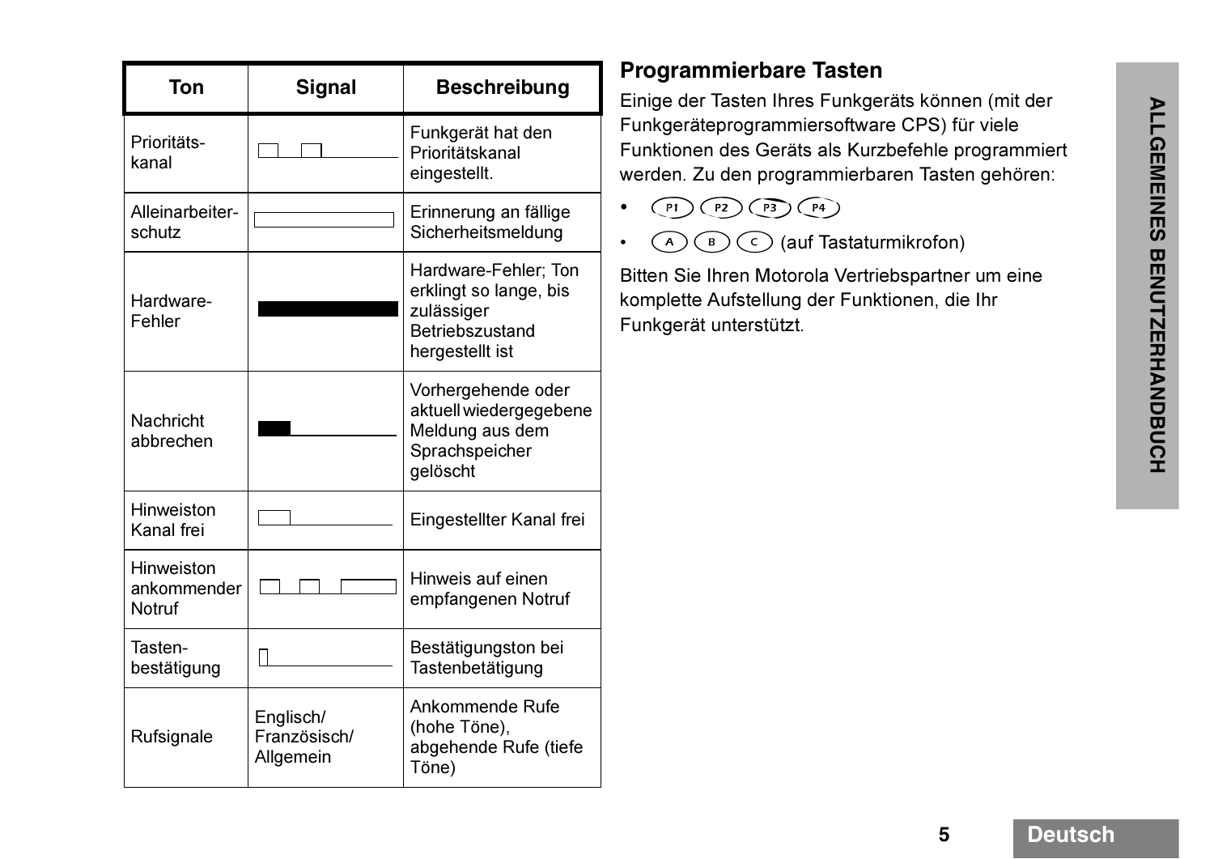| Ton | Signal | Beschreibung |
|---|---|---|
| Prioritäts-kanal | | Funkgerät hat den Prioritätskanal eingestellt. |
| Alleinarbeiter-schutz | | Erinnerung an fällige Sicherheitsmeldung |
| Hardware-Fehler | | Hardware-Fehler; Ton erklingt so lange, bis zulässiger Betriebszustand hergestellt ist |
| Nachricht abbrechen | | Vorhergehende oder aktuell wiedergegebene Meldung aus dem Sprachspeicher gelöscht |
| Hinweiston Kanal frei | | Eingestellter Kanal frei |
| Hinweiston ankommender Notruf | | Hinweis auf einen empfangenen Notruf |
| Tasten-bestätigung | | Bestätigungston bei Tastenbetätigung |
| Rufsignale | Englisch/ Französisch/ Allgemein | Ankommende Rufe (hohe Töne), abgehende Rufe (tiefe Töne) |

## Programmierbare Tasten

Einige der Tasten Ihres Funkgeräts können (mit der Funkgeräteprogrammiersoftware CPS) für viele Funktionen des Geräts als Kurzbefehle programmiert werden. Zu den programmierbaren Tasten gehören:

- P1 P2 P3 P4
- A B C (auf Tastaturmikrofon)

Bitten Sie Ihren Motorola Vertriebspartner um eine komplette Aufstellung der Funktionen, die Ihr Funkgerät unterstützt.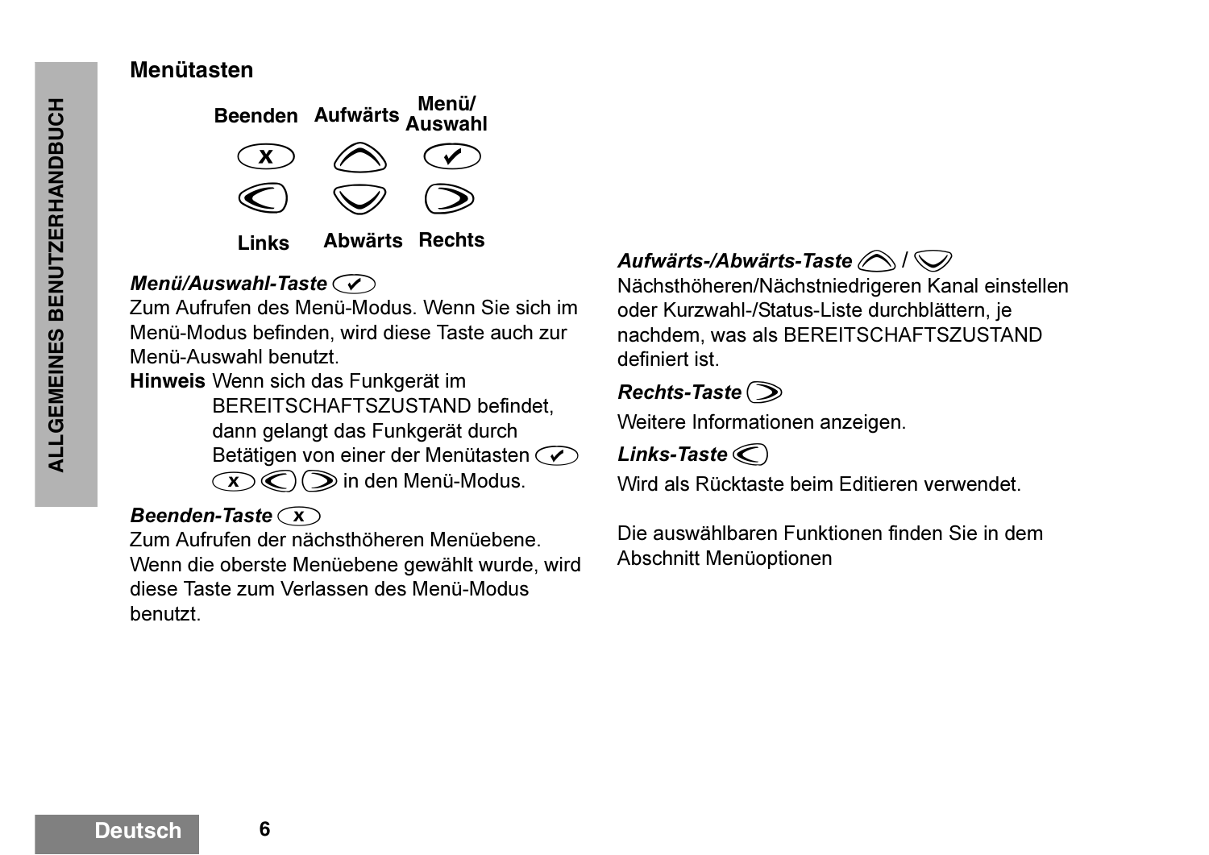## Menütasten

| Beenden | Aufwärts | Menü/ Auswahl |
|---|---|---|
| ⓧ | ︿ | ✔ |
| < | ﹀ | > |
| Links | Abwärts | Rechts |

***Menü/Auswahl-Taste*** ✔

Zum Aufrufen des Menü-Modus. Wenn Sie sich im Menü-Modus befinden, wird diese Taste auch zur Menü-Auswahl benutzt.

**Hinweis** Wenn sich das Funkgerät im BEREITSCHAFTSZUSTAND befindet, dann gelangt das Funkgerät durch Betätigen von einer der Menütasten ✔ ⓧ < > in den Menü-Modus.

***Beenden-Taste*** ⓧ

Zum Aufrufen der nächsthöheren Menüebene. Wenn die oberste Menüebene gewählt wurde, wird diese Taste zum Verlassen des Menü-Modus benutzt.

***Aufwärts-/Abwärts-Taste*** ︿ / ﹀

Nächsthöheren/Nächstniedrigeren Kanal einstellen oder Kurzwahl-/Status-Liste durchblättern, je nachdem, was als BEREITSCHAFTSZUSTAND definiert ist.

***Rechts-Taste*** >

Weitere Informationen anzeigen.

***Links-Taste*** <

Wird als Rücktaste beim Editieren verwendet.

Die auswählbaren Funktionen finden Sie in dem Abschnitt Menüoptionen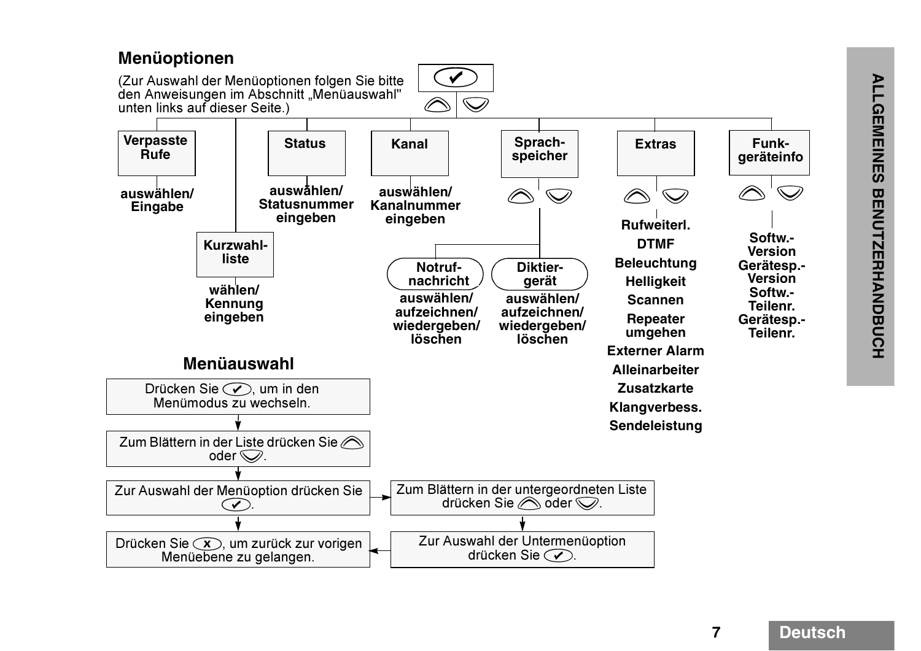## Menüoptionen

(Zur Auswahl der Menüoptionen folgen Sie bitte den Anweisungen im Abschnitt „Menüauswahl" unten links auf dieser Seite.)

- **Verpasste Rufe**
  - **auswählen/ Eingabe**
- **Kurzwahl-liste**
  - **wählen/ Kennung eingeben**
- **Status**
  - **auswählen/ Statusnummer eingeben**
- **Kanal**
  - **auswählen/ Kanalnummer eingeben**
- **Sprach-speicher**
  - **Notruf-nachricht**
    - **auswählen/ aufzeichnen/ wiedergeben/ löschen**
  - **Diktier-gerät**
    - **auswählen/ aufzeichnen/ wiedergeben/ löschen**
- **Extras**
  - **Rufweiterl.**
  - **DTMF**
  - **Beleuchtung**
  - **Helligkeit**
  - **Scannen**
  - **Repeater umgehen**
  - **Externer Alarm**
  - **Alleinarbeiter**
  - **Zusatzkarte**
  - **Klangverbess.**
  - **Sendeleistung**
- **Funk-geräteinfo**
  - **Softw.-Version**
  - **Gerätesp.-Version**
  - **Softw.-Teilenr.**
  - **Gerätesp.-Teilenr.**

## Menüauswahl

1. Drücken Sie ✔, um in den Menümodus zu wechseln.
2. Zum Blättern in der Liste drücken Sie ⌃ oder ⌄.
3. Zur Auswahl der Menüoption drücken Sie ✔.
4. Zum Blättern in der untergeordneten Liste drücken Sie ⌃ oder ⌄.
5. Zur Auswahl der Untermenüoption drücken Sie ✔.
6. Drücken Sie ✗, um zurück zur vorigen Menüebene zu gelangen.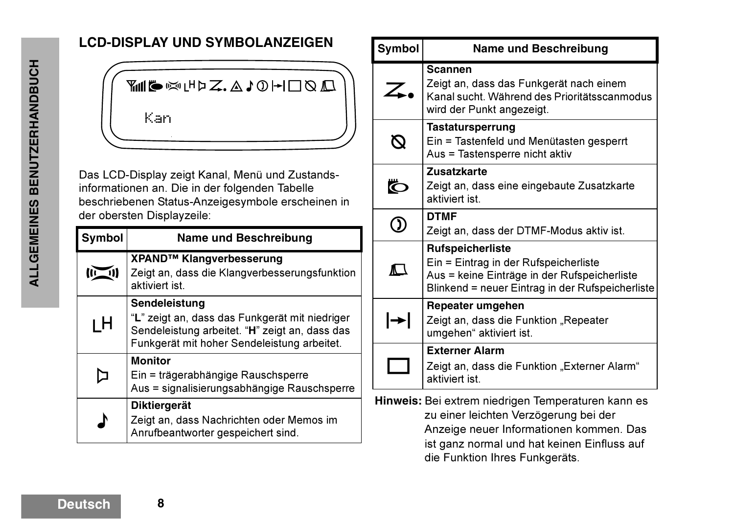## LCD-DISPLAY UND SYMBOLANZEIGEN

Kan

Das LCD-Display zeigt Kanal, Menü und Zustands­informationen an. Die in der folgenden Tabelle beschriebenen Status-Anzeigesymbole erscheinen in der obersten Displayzeile:

| Symbol | Name und Beschreibung |
|---|---|
| | **XPAND™ Klangverbesserung**<br>Zeigt an, dass die Klangverbesserungsfunktion aktiviert ist. |
| LH | **Sendeleistung**<br>“**L**” zeigt an, dass das Funkgerät mit niedriger Sendeleistung arbeitet. “**H**” zeigt an, dass das Funkgerät mit hoher Sendeleistung arbeitet. |
| | **Monitor**<br>Ein = trägerabhängige Rauschsperre<br>Aus = signalisierungsabhängige Rauschsperre |
| ♪ | **Diktiergerät**<br>Zeigt an, dass Nachrichten oder Memos im Anrufbeantworter gespeichert sind. |
| | **Scannen**<br>Zeigt an, dass das Funkgerät nach einem Kanal sucht. Während des Prioritätsscanmodus wird der Punkt angezeigt. |
| | **Tastatursperrung**<br>Ein = Tastenfeld und Menütasten gesperrt<br>Aus = Tastensperre nicht aktiv |
| | **Zusatzkarte**<br>Zeigt an, dass eine eingebaute Zusatzkarte aktiviert ist. |
| | **DTMF**<br>Zeigt an, dass der DTMF-Modus aktiv ist. |
| | **Rufspeicherliste**<br>Ein = Eintrag in der Rufspeicherliste<br>Aus = keine Einträge in der Rufspeicherliste<br>Blinkend = neuer Eintrag in der Rufspeicherliste |
| | **Repeater umgehen**<br>Zeigt an, dass die Funktion „Repeater umgehen“ aktiviert ist. |
| | **Externer Alarm**<br>Zeigt an, dass die Funktion „Externer Alarm“ aktiviert ist. |

**Hinweis:** Bei extrem niedrigen Temperaturen kann es zu einer leichten Verzögerung bei der Anzeige neuer Informationen kommen. Das ist ganz normal und hat keinen Einfluss auf die Funktion Ihres Funkgeräts.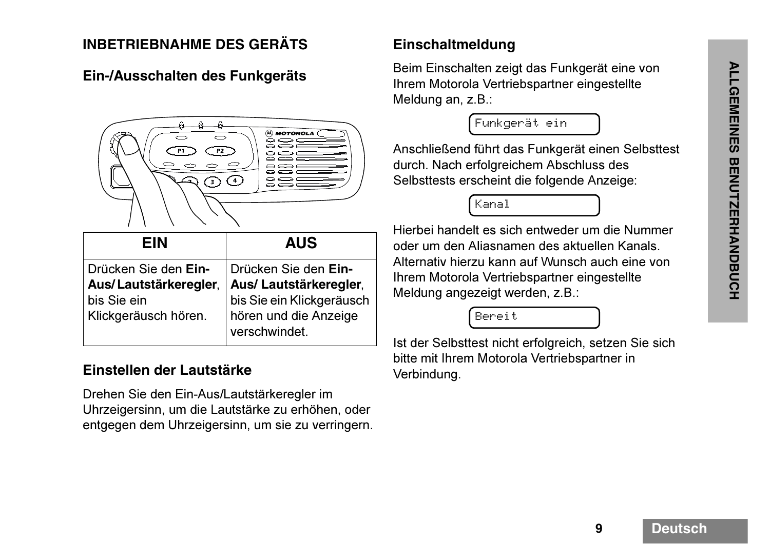## INBETRIEBNAHME DES GERÄTS

### Ein-/Ausschalten des Funkgeräts

| EIN | AUS |
|---|---|
| Drücken Sie den **Ein-Aus/ Lautstärkeregler**, bis Sie ein Klickgeräusch hören. | Drücken Sie den **Ein-Aus/ Lautstärkeregler**, bis Sie ein Klickgeräusch hören und die Anzeige verschwindet. |

### Einstellen der Lautstärke

Drehen Sie den Ein-Aus/Lautstärkeregler im Uhrzeigersinn, um die Lautstärke zu erhöhen, oder entgegen dem Uhrzeigersinn, um sie zu verringern.

### Einschaltmeldung

Beim Einschalten zeigt das Funkgerät eine von Ihrem Motorola Vertriebspartner eingestellte Meldung an, z.B.:

```
Funkgerät ein
```

Anschließend führt das Funkgerät einen Selbsttest durch. Nach erfolgreichem Abschluss des Selbsttests erscheint die folgende Anzeige:

```
Kanal
```

Hierbei handelt es sich entweder um die Nummer oder um den Aliasnamen des aktuellen Kanals. Alternativ hierzu kann auf Wunsch auch eine von Ihrem Motorola Vertriebspartner eingestellte Meldung angezeigt werden, z.B.:

```
Bereit
```

Ist der Selbsttest nicht erfolgreich, setzen Sie sich bitte mit Ihrem Motorola Vertriebspartner in Verbindung.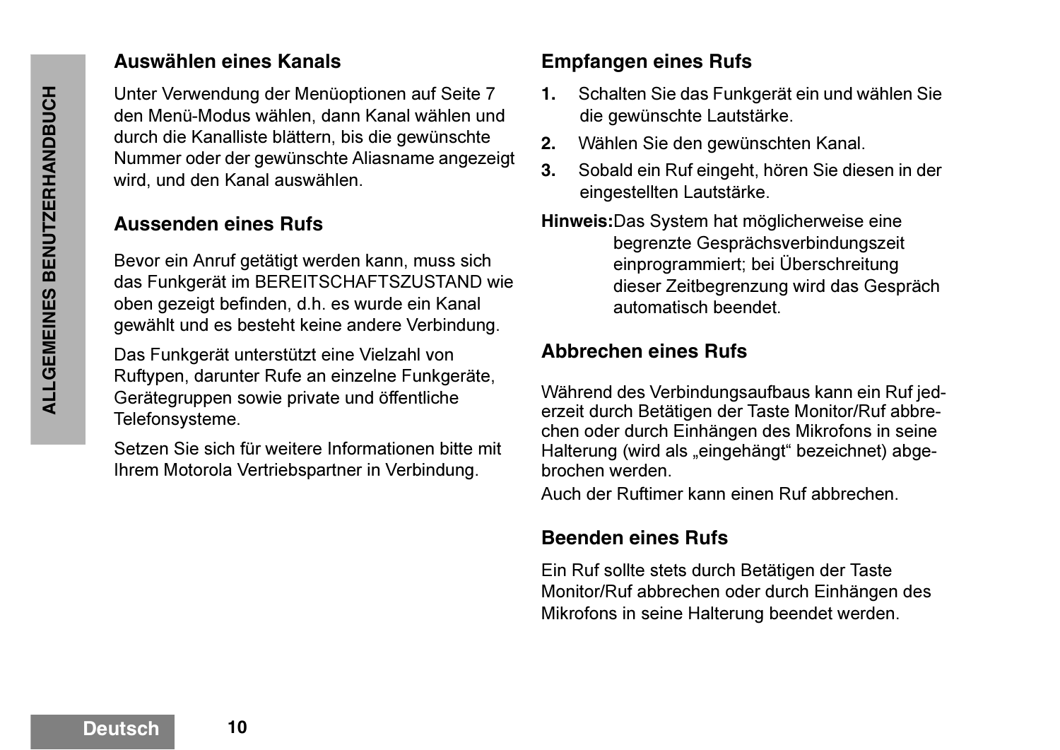## Auswählen eines Kanals

Unter Verwendung der Menüoptionen auf Seite 7 den Menü-Modus wählen, dann Kanal wählen und durch die Kanalliste blättern, bis die gewünschte Nummer oder der gewünschte Aliasname angezeigt wird, und den Kanal auswählen.

## Aussenden eines Rufs

Bevor ein Anruf getätigt werden kann, muss sich das Funkgerät im BEREITSCHAFTSZUSTAND wie oben gezeigt befinden, d.h. es wurde ein Kanal gewählt und es besteht keine andere Verbindung.

Das Funkgerät unterstützt eine Vielzahl von Ruftypen, darunter Rufe an einzelne Funkgeräte, Gerätegruppen sowie private und öffentliche Telefonsysteme.

Setzen Sie sich für weitere Informationen bitte mit Ihrem Motorola Vertriebspartner in Verbindung.

## Empfangen eines Rufs

1. Schalten Sie das Funkgerät ein und wählen Sie die gewünschte Lautstärke.
2. Wählen Sie den gewünschten Kanal.
3. Sobald ein Ruf eingeht, hören Sie diesen in der eingestellten Lautstärke.

**Hinweis:** Das System hat möglicherweise eine begrenzte Gesprächsverbindungszeit einprogrammiert; bei Überschreitung dieser Zeitbegrenzung wird das Gespräch automatisch beendet.

## Abbrechen eines Rufs

Während des Verbindungsaufbaus kann ein Ruf jederzeit durch Betätigen der Taste Monitor/Ruf abbrechen oder durch Einhängen des Mikrofons in seine Halterung (wird als „eingehängt“ bezeichnet) abgebrochen werden.

Auch der Ruftimer kann einen Ruf abbrechen.

## Beenden eines Rufs

Ein Ruf sollte stets durch Betätigen der Taste Monitor/Ruf abbrechen oder durch Einhängen des Mikrofons in seine Halterung beendet werden.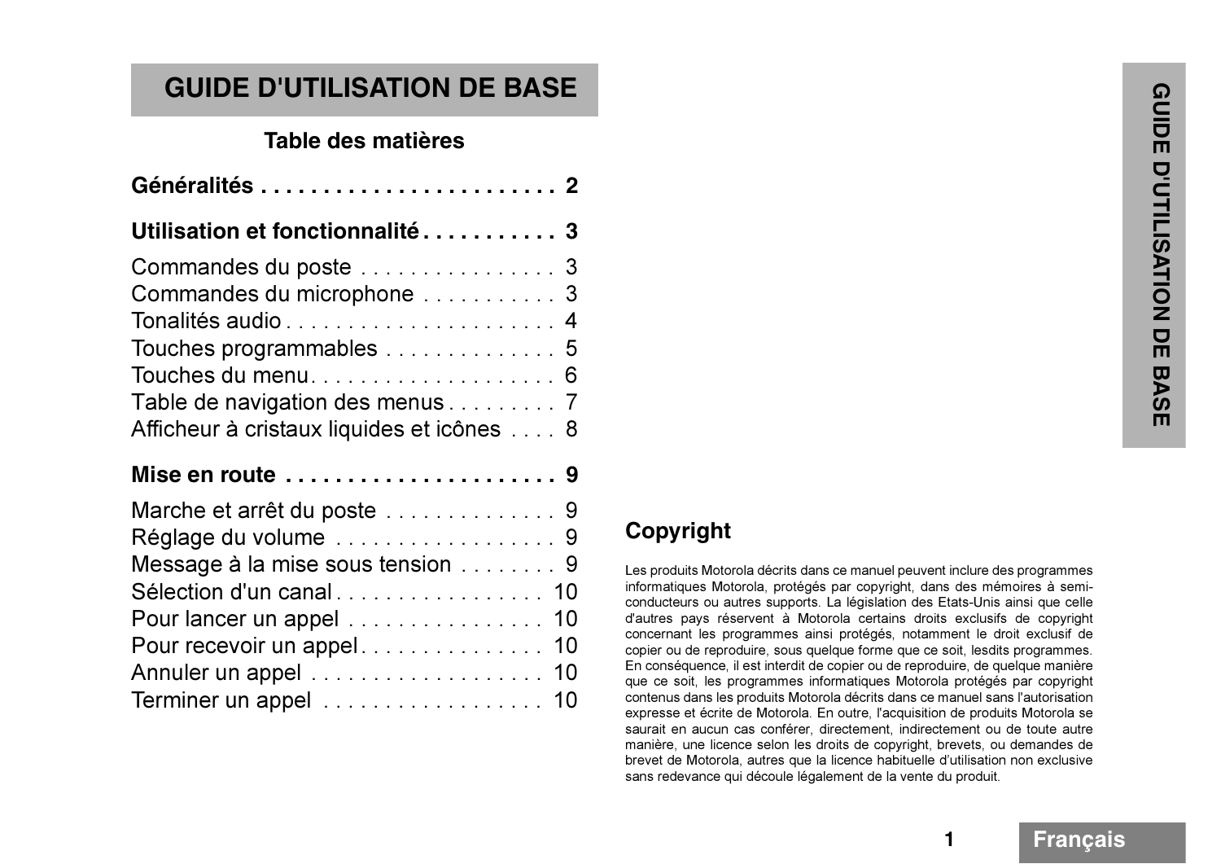# GUIDE D'UTILISATION DE BASE

## Table des matières

**Généralités . . . . . . . . . . . . . . . . . . . . . . . . 2**

**Utilisation et fonctionnalité . . . . . . . . . . . 3**

Commandes du poste . . . . . . . . . . . . . . . . 3
Commandes du microphone . . . . . . . . . . . 3
Tonalités audio . . . . . . . . . . . . . . . . . . . . . . 4
Touches programmables . . . . . . . . . . . . . . 5
Touches du menu. . . . . . . . . . . . . . . . . . . . 6
Table de navigation des menus . . . . . . . . . 7
Afficheur à cristaux liquides et icônes . . . . 8

**Mise en route . . . . . . . . . . . . . . . . . . . . . . 9**

Marche et arrêt du poste . . . . . . . . . . . . . . 9
Réglage du volume . . . . . . . . . . . . . . . . . . 9
Message à la mise sous tension . . . . . . . . 9
Sélection d'un canal . . . . . . . . . . . . . . . . . 10
Pour lancer un appel . . . . . . . . . . . . . . . . 10
Pour recevoir un appel . . . . . . . . . . . . . . . 10
Annuler un appel . . . . . . . . . . . . . . . . . . . 10
Terminer un appel . . . . . . . . . . . . . . . . . . 10

## Copyright

Les produits Motorola décrits dans ce manuel peuvent inclure des programmes informatiques Motorola, protégés par copyright, dans des mémoires à semi-conducteurs ou autres supports. La législation des Etats-Unis ainsi que celle d'autres pays réservent à Motorola certains droits exclusifs de copyright concernant les programmes ainsi protégés, notamment le droit exclusif de copier ou de reproduire, sous quelque forme que ce soit, lesdits programmes. En conséquence, il est interdit de copier ou de reproduire, de quelque manière que ce soit, les programmes informatiques Motorola protégés par copyright contenus dans les produits Motorola décrits dans ce manuel sans l'autorisation expresse et écrite de Motorola. En outre, l'acquisition de produits Motorola se saurait en aucun cas conférer, directement, indirectement ou de toute autre manière, une licence selon les droits de copyright, brevets, ou demandes de brevet de Motorola, autres que la licence habituelle d'utilisation non exclusive sans redevance qui découle légalement de la vente du produit.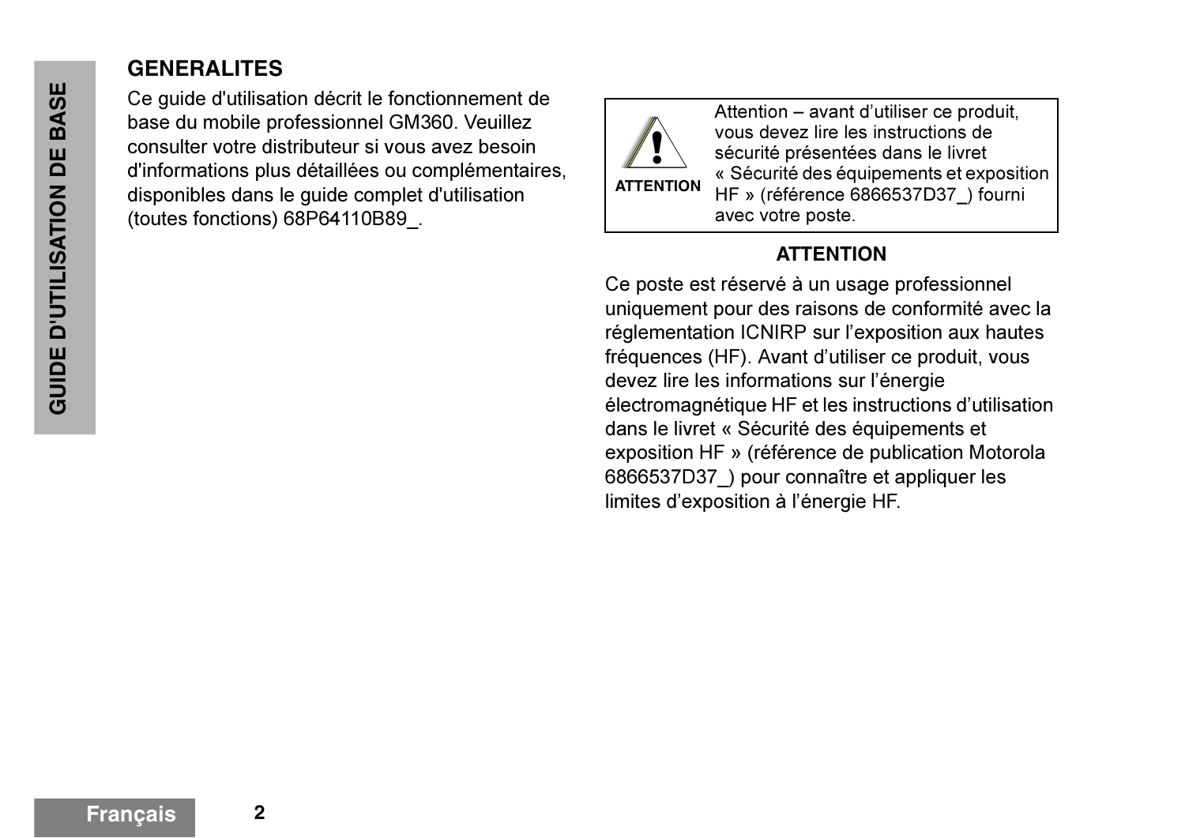## GENERALITES

Ce guide d'utilisation décrit le fonctionnement de base du mobile professionnel GM360. Veuillez consulter votre distributeur si vous avez besoin d'informations plus détaillées ou complémentaires, disponibles dans le guide complet d'utilisation (toutes fonctions) 68P64110B89_.

**ATTENTION**

Attention – avant d'utiliser ce produit, vous devez lire les instructions de sécurité présentées dans le livret « Sécurité des équipements et exposition HF » (référence 6866537D37_) fourni avec votre poste.

**ATTENTION**

Ce poste est réservé à un usage professionnel uniquement pour des raisons de conformité avec la réglementation ICNIRP sur l'exposition aux hautes fréquences (HF). Avant d'utiliser ce produit, vous devez lire les informations sur l'énergie électromagnétique HF et les instructions d'utilisation dans le livret « Sécurité des équipements et exposition HF » (référence de publication Motorola 6866537D37_) pour connaître et appliquer les limites d'exposition à l'énergie HF.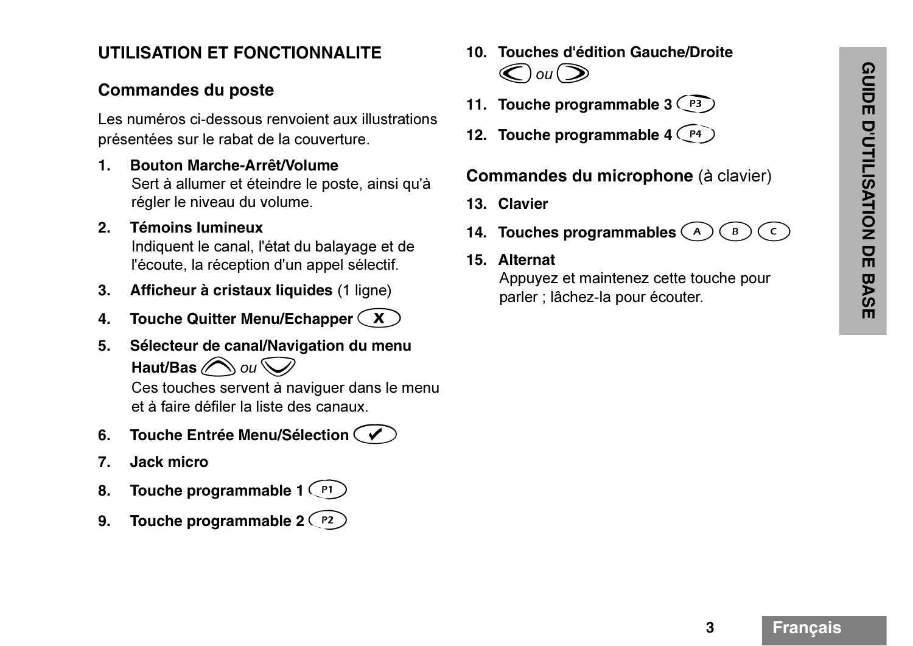## UTILISATION ET FONCTIONNALITE

### Commandes du poste

Les numéros ci-dessous renvoient aux illustrations présentées sur le rabat de la couverture.

1. **Bouton Marche-Arrêt/Volume**
   Sert à allumer et éteindre le poste, ainsi qu'à régler le niveau du volume.
2. **Témoins lumineux**
   Indiquent le canal, l'état du balayage et de l'écoute, la réception d'un appel sélectif.
3. **Afficheur à cristaux liquides** (1 ligne)
4. **Touche Quitter Menu/Echapper** (X)
5. **Sélecteur de canal/Navigation du menu Haut/Bas** (∧) *ou* (∨)
   Ces touches servent à naviguer dans le menu et à faire défiler la liste des canaux.
6. **Touche Entrée Menu/Sélection** (✓)
7. **Jack micro**
8. **Touche programmable 1** (P1)
9. **Touche programmable 2** (P2)
10. **Touches d'édition Gauche/Droite**
    (<) *ou* (>)
11. **Touche programmable 3** (P3)
12. **Touche programmable 4** (P4)

### Commandes du microphone (à clavier)

13. **Clavier**
14. **Touches programmables** (A) (B) (C)
15. **Alternat**
    Appuyez et maintenez cette touche pour parler ; lâchez-la pour écouter.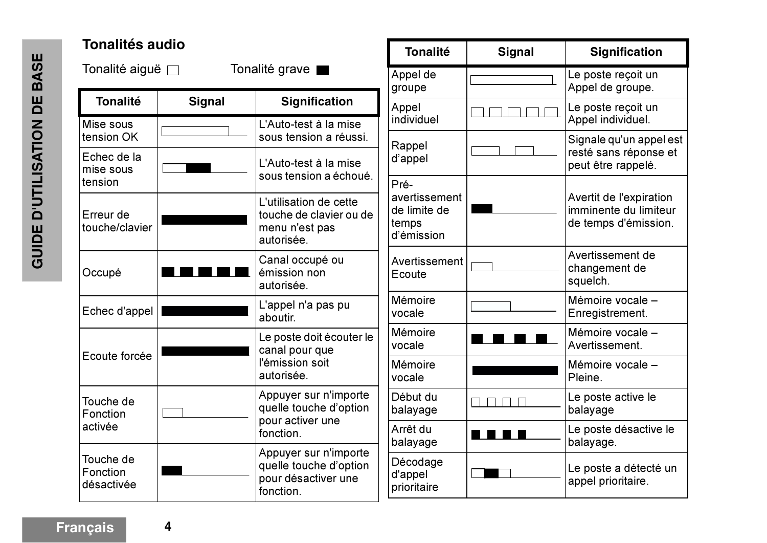## Tonalités audio

Tonalité aiguë ☐ Tonalité grave ■

| Tonalité | Signal | Signification |
|---|---|---|
| Mise sous tension OK | | L'Auto-test à la mise sous tension a réussi. |
| Echec de la mise sous tension | | L'Auto-test à la mise sous tension a échoué. |
| Erreur de touche/clavier | | L'utilisation de cette touche de clavier ou de menu n'est pas autorisée. |
| Occupé | | Canal occupé ou émission non autorisée. |
| Echec d'appel | | L'appel n'a pas pu aboutir. |
| Ecoute forcée | | Le poste doit écouter le canal pour que l'émission soit autorisée. |
| Touche de Fonction activée | | Appuyer sur n'importe quelle touche d'option pour activer une fonction. |
| Touche de Fonction désactivée | | Appuyer sur n'importe quelle touche d'option pour désactiver une fonction. |
| Appel de groupe | | Le poste reçoit un Appel de groupe. |
| Appel individuel | | Le poste reçoit un Appel individuel. |
| Rappel d'appel | | Signale qu'un appel est resté sans réponse et peut être rappelé. |
| Pré-avertissement de limite de temps d'émission | | Avertit de l'expiration imminente du limiteur de temps d'émission. |
| Avertissement Ecoute | | Avertissement de changement de squelch. |
| Mémoire vocale | | Mémoire vocale – Enregistrement. |
| Mémoire vocale | | Mémoire vocale – Avertissement. |
| Mémoire vocale | | Mémoire vocale – Pleine. |
| Début du balayage | | Le poste active le balayage |
| Arrêt du balayage | | Le poste désactive le balayage. |
| Décodage d'appel prioritaire | | Le poste a détecté un appel prioritaire. |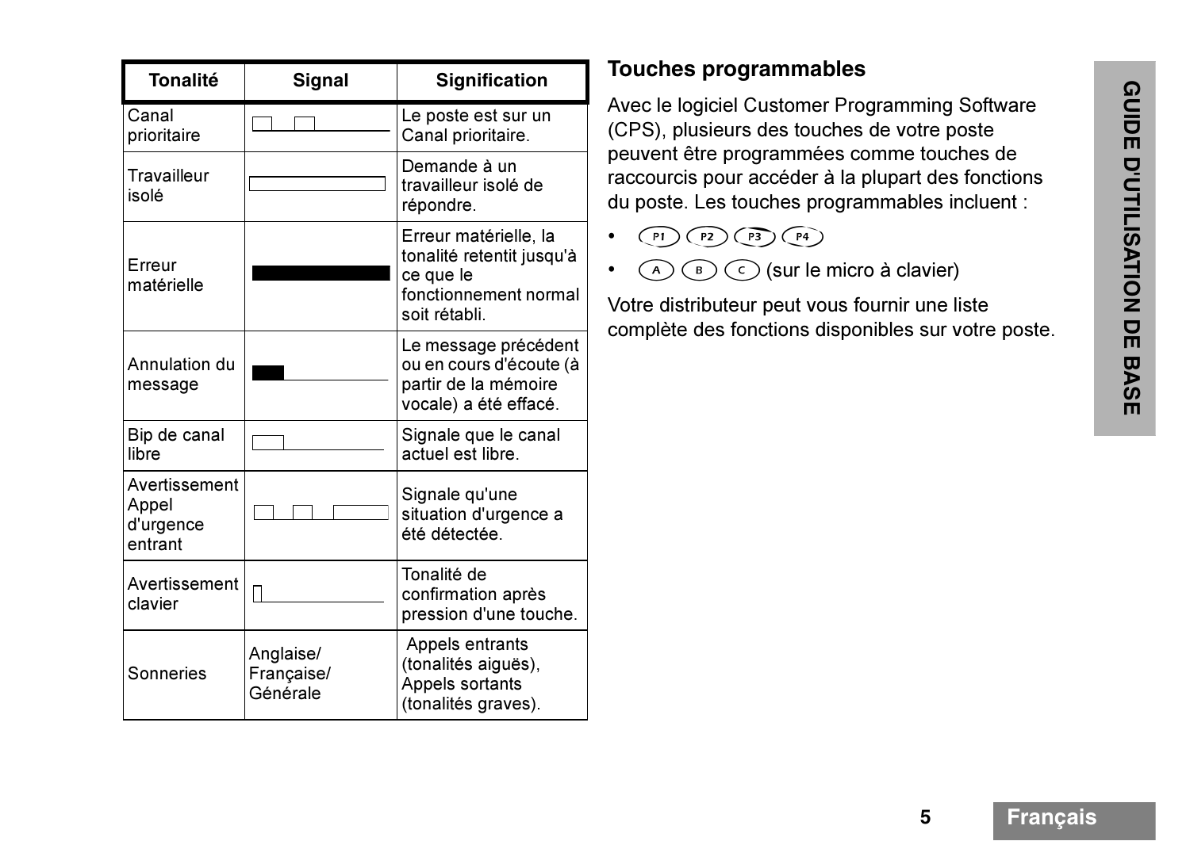| Tonalité | Signal | Signification |
|---|---|---|
| Canal prioritaire | | Le poste est sur un Canal prioritaire. |
| Travailleur isolé | | Demande à un travailleur isolé de répondre. |
| Erreur matérielle | | Erreur matérielle, la tonalité retentit jusqu'à ce que le fonctionnement normal soit rétabli. |
| Annulation du message | | Le message précédent ou en cours d'écoute (à partir de la mémoire vocale) a été effacé. |
| Bip de canal libre | | Signale que le canal actuel est libre. |
| Avertissement Appel d'urgence entrant | | Signale qu'une situation d'urgence a été détectée. |
| Avertissement clavier | | Tonalité de confirmation après pression d'une touche. |
| Sonneries | Anglaise/ Française/ Générale | Appels entrants (tonalités aiguës), Appels sortants (tonalités graves). |

## Touches programmables

Avec le logiciel Customer Programming Software (CPS), plusieurs des touches de votre poste peuvent être programmées comme touches de raccourcis pour accéder à la plupart des fonctions du poste. Les touches programmables incluent :

- P1 P2 P3 P4
- A B C (sur le micro à clavier)

Votre distributeur peut vous fournir une liste complète des fonctions disponibles sur votre poste.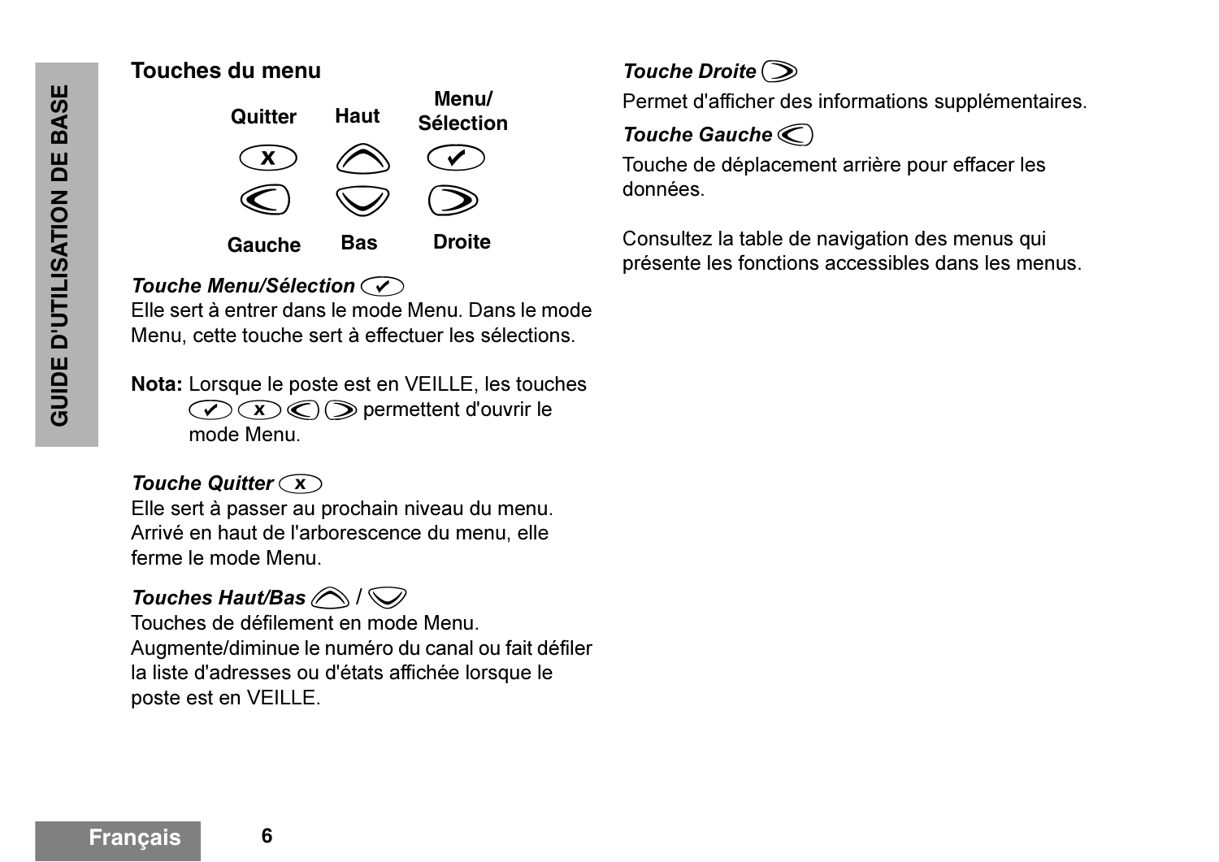## Touches du menu

| Quitter | Haut | Menu/ Sélection |
|---|---|---|
| (x) | (∧) | (✔) |
| (<) | (∨) | (>) |
| Gauche | Bas | Droite |

***Touche Menu/Sélection*** (✔)
Elle sert à entrer dans le mode Menu. Dans le mode Menu, cette touche sert à effectuer les sélections.

**Nota:** Lorsque le poste est en VEILLE, les touches (✔) (x) (<) (>) permettent d'ouvrir le mode Menu.

***Touche Quitter*** (x)
Elle sert à passer au prochain niveau du menu. Arrivé en haut de l'arborescence du menu, elle ferme le mode Menu.

***Touches Haut/Bas*** (∧) / (∨)
Touches de défilement en mode Menu. Augmente/diminue le numéro du canal ou fait défiler la liste d'adresses ou d'états affichée lorsque le poste est en VEILLE.

***Touche Droite*** (>)
Permet d'afficher des informations supplémentaires.

***Touche Gauche*** (<)
Touche de déplacement arrière pour effacer les données.

Consultez la table de navigation des menus qui présente les fonctions accessibles dans les menus.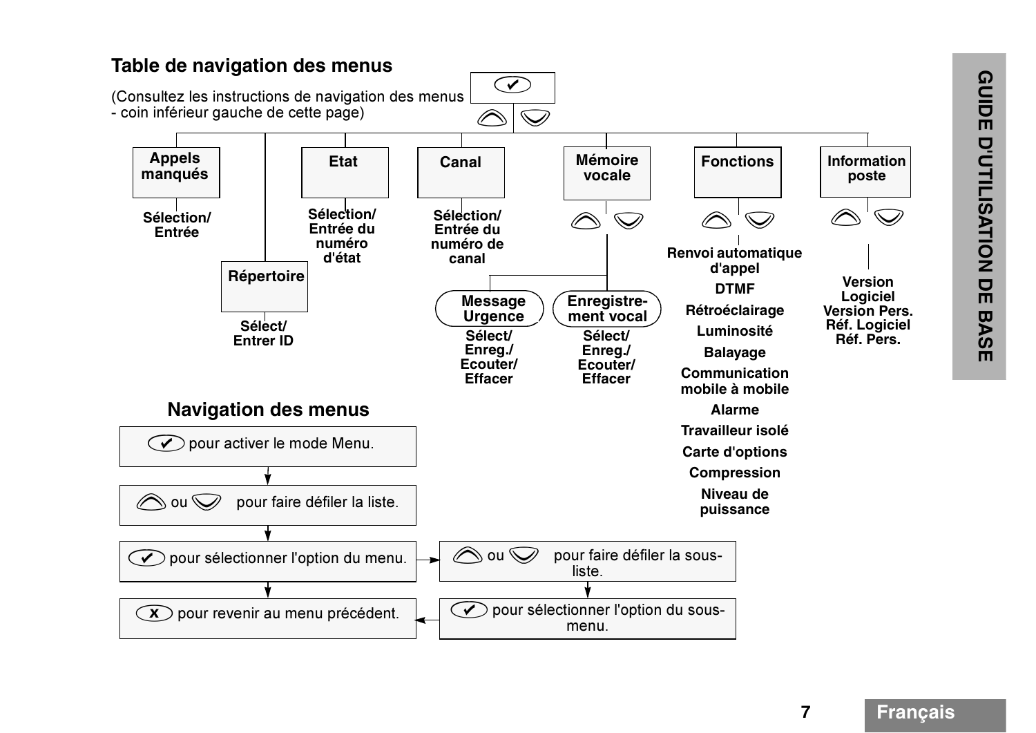## Table de navigation des menus

(Consultez les instructions de navigation des menus - coin inférieur gauche de cette page)

✔

▲ ▼

- **Appels manqués**
  - Sélection/ Entrée
- **Répertoire**
  - Sélect/ Entrer ID
- **Etat**
  - Sélection/ Entrée du numéro d'état
- **Canal**
  - Sélection/ Entrée du numéro de canal
- **Mémoire vocale**
  - ▲ ▼
  - **Message Urgence**
    - Sélect/ Enreg./ Ecouter/ Effacer
  - **Enregistre-ment vocal**
    - Sélect/ Enreg./ Ecouter/ Effacer
- **Fonctions**
  - ▲ ▼
  - Renvoi automatique d'appel
  - DTMF
  - Rétroéclairage
  - Luminosité
  - Balayage
  - Communication mobile à mobile
  - Alarme
  - Travailleur isolé
  - Carte d'options
  - Compression
  - Niveau de puissance
- **Information poste**
  - ▲ ▼
  - Version Logiciel
  - Version Pers.
  - Réf. Logiciel
  - Réf. Pers.

## Navigation des menus

1. ✔ pour activer le mode Menu.
2. ▲ ou ▼ pour faire défiler la liste.
3. ✔ pour sélectionner l'option du menu.
   - ▲ ou ▼ pour faire défiler la sous-liste.
   - ✔ pour sélectionner l'option du sous-menu.
4. x pour revenir au menu précédent.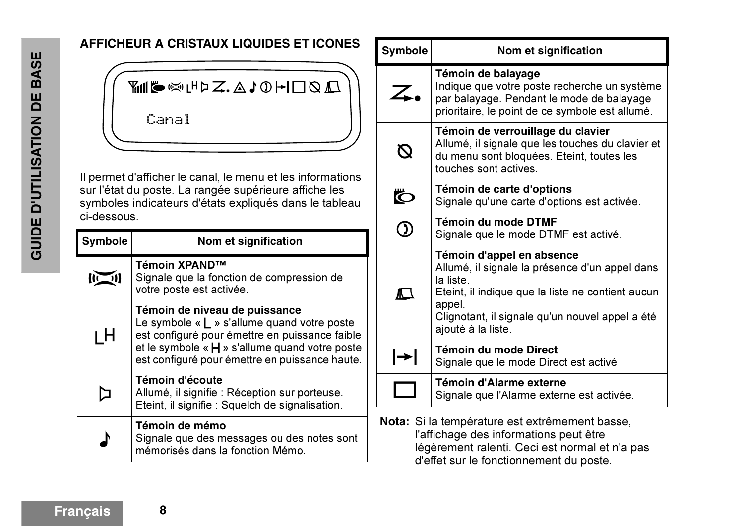## AFFICHEUR A CRISTAUX LIQUIDES ET ICONES

Canal

Il permet d'afficher le canal, le menu et les informations sur l'état du poste. La rangée supérieure affiche les symboles indicateurs d'états expliqués dans le tableau ci-dessous.

| Symbole | Nom et signification |
|---|---|
| | **Témoin XPAND™**<br>Signale que la fonction de compression de votre poste est activée. |
| LH | **Témoin de niveau de puissance**<br>Le symbole « L » s'allume quand votre poste est configuré pour émettre en puissance faible et le symbole « H » s'allume quand votre poste est configuré pour émettre en puissance haute. |
| | **Témoin d'écoute**<br>Allumé, il signifie : Réception sur porteuse. Eteint, il signifie : Squelch de signalisation. |
| ♪ | **Témoin de mémo**<br>Signale que des messages ou des notes sont mémorisés dans la fonction Mémo. |
| | **Témoin de balayage**<br>Indique que votre poste recherche un système par balayage. Pendant le mode de balayage prioritaire, le point de ce symbole est allumé. |
| | **Témoin de verrouillage du clavier**<br>Allumé, il signale que les touches du clavier et du menu sont bloquées. Eteint, toutes les touches sont actives. |
| | **Témoin de carte d'options**<br>Signale qu'une carte d'options est activée. |
| | **Témoin du mode DTMF**<br>Signale que le mode DTMF est activé. |
| | **Témoin d'appel en absence**<br>Allumé, il signale la présence d'un appel dans la liste.<br>Eteint, il indique que la liste ne contient aucun appel.<br>Clignotant, il signale qu'un nouvel appel a été ajouté à la liste. |
| | **Témoin du mode Direct**<br>Signale que le mode Direct est activé |
| | **Témoin d'Alarme externe**<br>Signale que l'Alarme externe est activée. |

**Nota:** Si la température est extrêmement basse, l'affichage des informations peut être légèrement ralenti. Ceci est normal et n'a pas d'effet sur le fonctionnement du poste.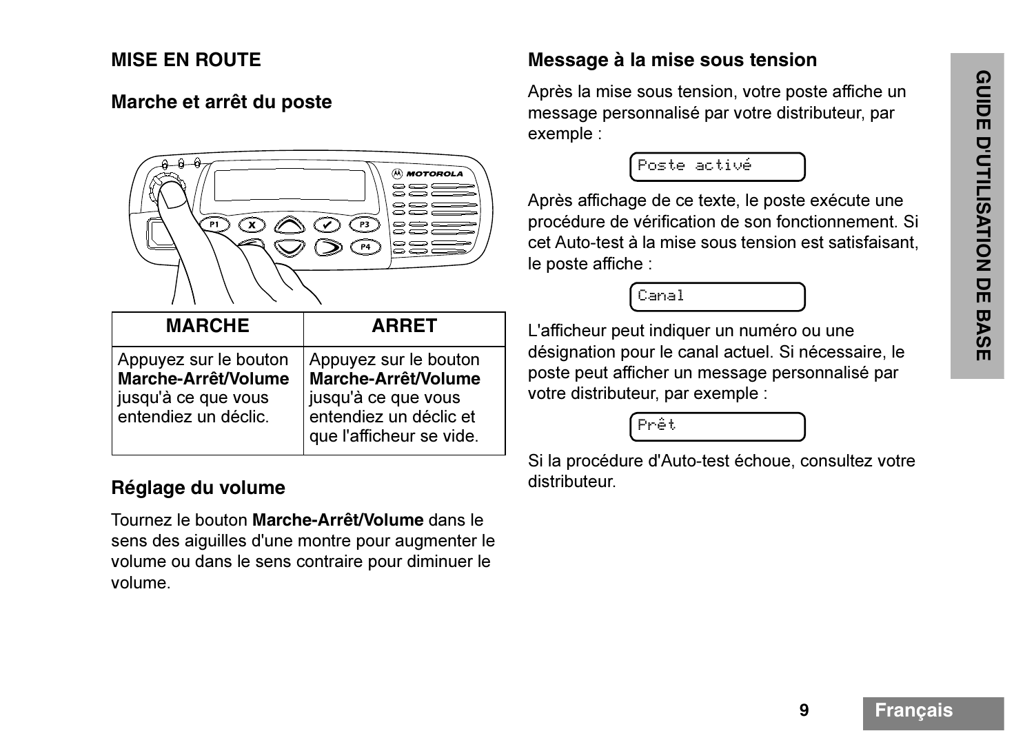## MISE EN ROUTE

### Marche et arrêt du poste

| MARCHE | ARRET |
|---|---|
| Appuyez sur le bouton **Marche-Arrêt/Volume** jusqu'à ce que vous entendiez un déclic. | Appuyez sur le bouton **Marche-Arrêt/Volume** jusqu'à ce que vous entendiez un déclic et que l'afficheur se vide. |

### Réglage du volume

Tournez le bouton **Marche-Arrêt/Volume** dans le sens des aiguilles d'une montre pour augmenter le volume ou dans le sens contraire pour diminuer le volume.

### Message à la mise sous tension

Après la mise sous tension, votre poste affiche un message personnalisé par votre distributeur, par exemple :

```
Poste activé
```

Après affichage de ce texte, le poste exécute une procédure de vérification de son fonctionnement. Si cet Auto-test à la mise sous tension est satisfaisant, le poste affiche :

```
Canal
```

L'afficheur peut indiquer un numéro ou une désignation pour le canal actuel. Si nécessaire, le poste peut afficher un message personnalisé par votre distributeur, par exemple :

```
Prêt
```

Si la procédure d'Auto-test échoue, consultez votre distributeur.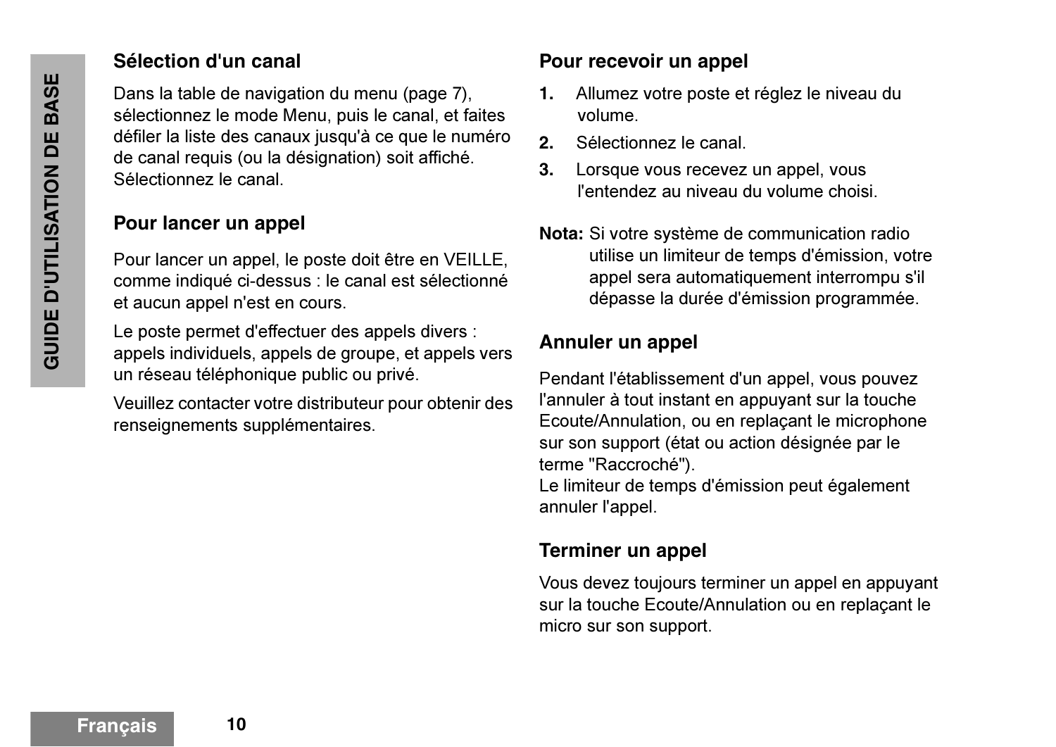## Sélection d'un canal

Dans la table de navigation du menu (page 7), sélectionnez le mode Menu, puis le canal, et faites défiler la liste des canaux jusqu'à ce que le numéro de canal requis (ou la désignation) soit affiché. Sélectionnez le canal.

## Pour lancer un appel

Pour lancer un appel, le poste doit être en VEILLE, comme indiqué ci-dessus : le canal est sélectionné et aucun appel n'est en cours.

Le poste permet d'effectuer des appels divers : appels individuels, appels de groupe, et appels vers un réseau téléphonique public ou privé.

Veuillez contacter votre distributeur pour obtenir des renseignements supplémentaires.

## Pour recevoir un appel

1. Allumez votre poste et réglez le niveau du volume.
2. Sélectionnez le canal.
3. Lorsque vous recevez un appel, vous l'entendez au niveau du volume choisi.

**Nota:** Si votre système de communication radio utilise un limiteur de temps d'émission, votre appel sera automatiquement interrompu s'il dépasse la durée d'émission programmée.

## Annuler un appel

Pendant l'établissement d'un appel, vous pouvez l'annuler à tout instant en appuyant sur la touche Ecoute/Annulation, ou en replaçant le microphone sur son support (état ou action désignée par le terme "Raccroché").
Le limiteur de temps d'émission peut également annuler l'appel.

## Terminer un appel

Vous devez toujours terminer un appel en appuyant sur la touche Ecoute/Annulation ou en replaçant le micro sur son support.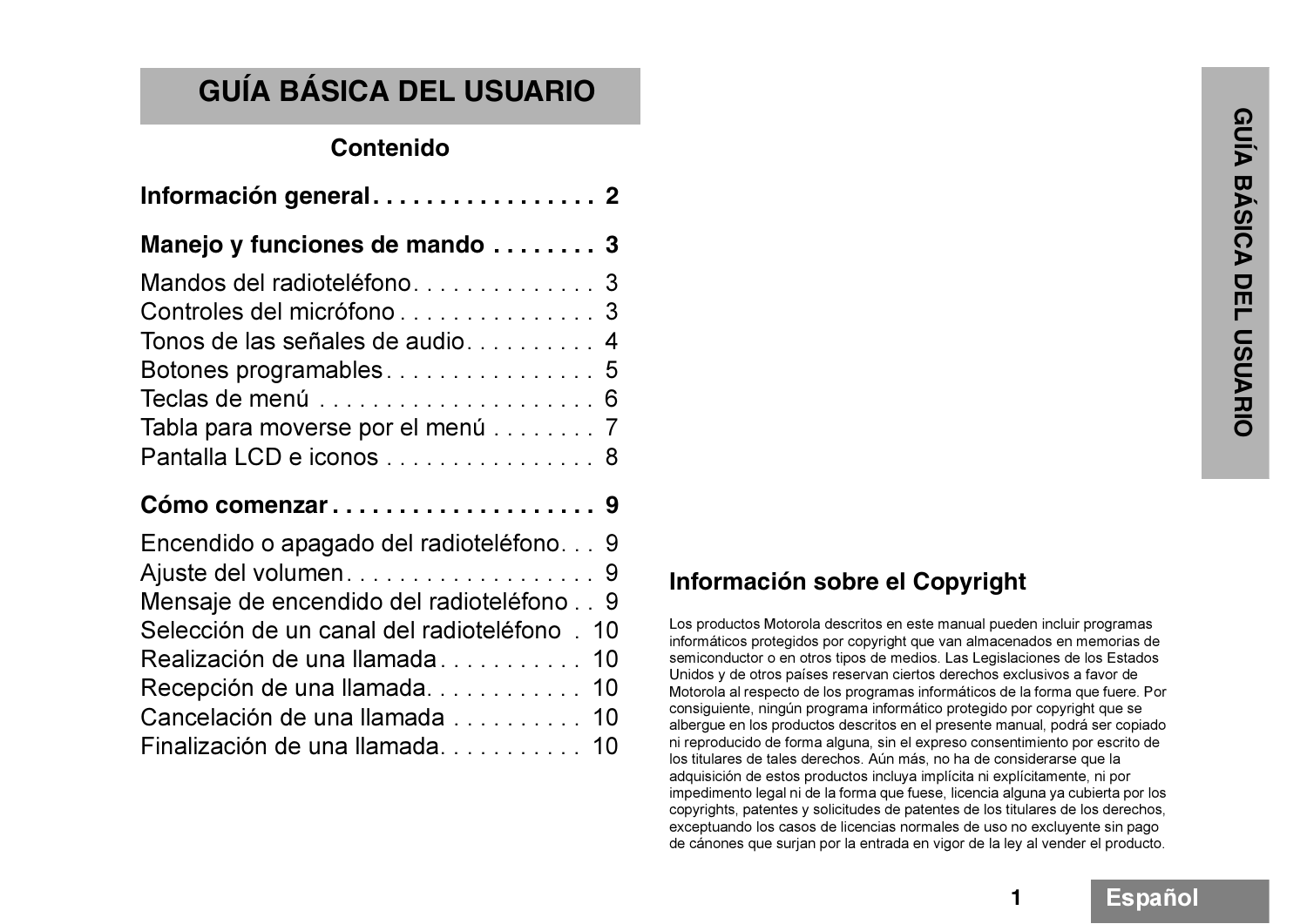# GUÍA BÁSICA DEL USUARIO

## Contenido

**Información general** . . . . . . . . . . . . . . . . . 2

**Manejo y funciones de mando** . . . . . . . . 3

Mandos del radioteléfono. . . . . . . . . . . . . . 3
Controles del micrófono . . . . . . . . . . . . . . . 3
Tonos de las señales de audio. . . . . . . . . . 4
Botones programables . . . . . . . . . . . . . . . . 5
Teclas de menú . . . . . . . . . . . . . . . . . . . . . 6
Tabla para moverse por el menú . . . . . . . . 7
Pantalla LCD e iconos . . . . . . . . . . . . . . . . 8

**Cómo comenzar** . . . . . . . . . . . . . . . . . . . . 9

Encendido o apagado del radioteléfono. . . 9
Ajuste del volumen. . . . . . . . . . . . . . . . . . . 9
Mensaje de encendido del radioteléfono . . 9
Selección de un canal del radioteléfono . 10
Realización de una llamada . . . . . . . . . . . 10
Recepción de una llamada. . . . . . . . . . . . 10
Cancelación de una llamada . . . . . . . . . . 10
Finalización de una llamada. . . . . . . . . . . 10

## Información sobre el Copyright

Los productos Motorola descritos en este manual pueden incluir programas informáticos protegidos por copyright que van almacenados en memorias de semiconductor o en otros tipos de medios. Las Legislaciones de los Estados Unidos y de otros países reservan ciertos derechos exclusivos a favor de Motorola al respecto de los programas informáticos de la forma que fuere. Por consiguiente, ningún programa informático protegido por copyright que se albergue en los productos descritos en el presente manual, podrá ser copiado ni reproducido de forma alguna, sin el expreso consentimiento por escrito de los titulares de tales derechos. Aún más, no ha de considerarse que la adquisición de estos productos incluya implícita ni explícitamente, ni por impedimento legal ni de la forma que fuese, licencia alguna ya cubierta por los copyrights, patentes y solicitudes de patentes de los titulares de los derechos, exceptuando los casos de licencias normales de uso no excluyente sin pago de cánones que surjan por la entrada en vigor de la ley al vender el producto.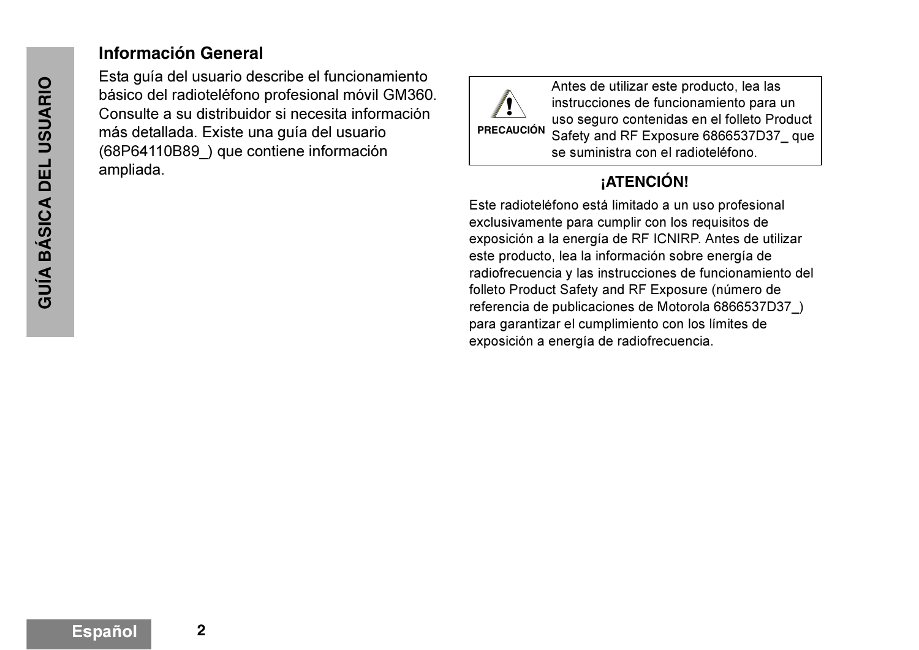## Información General

Esta guía del usuario describe el funcionamiento básico del radioteléfono profesional móvil GM360. Consulte a su distribuidor si necesita información más detallada. Existe una guía del usuario (68P64110B89_) que contiene información ampliada.

| **PRECAUCIÓN** | Antes de utilizar este producto, lea las instrucciones de funcionamiento para un uso seguro contenidas en el folleto Product Safety and RF Exposure 6866537D37_ que se suministra con el radioteléfono. |
| --- | --- |

**¡ATENCIÓN!**

Este radioteléfono está limitado a un uso profesional exclusivamente para cumplir con los requisitos de exposición a la energía de RF ICNIRP. Antes de utilizar este producto, lea la información sobre energía de radiofrecuencia y las instrucciones de funcionamiento del folleto Product Safety and RF Exposure (número de referencia de publicaciones de Motorola 6866537D37_) para garantizar el cumplimiento con los límites de exposición a energía de radiofrecuencia.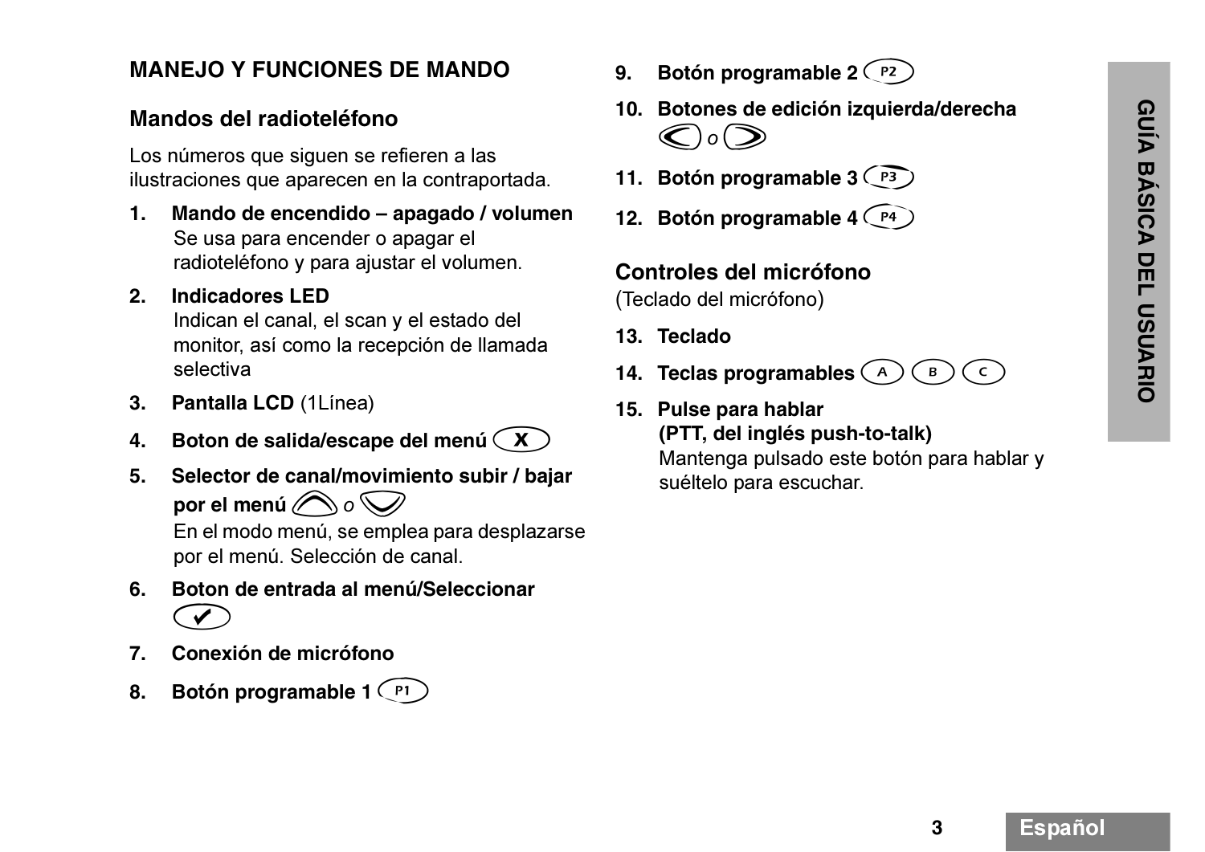## MANEJO Y FUNCIONES DE MANDO

### Mandos del radioteléfono

Los números que siguen se refieren a las ilustraciones que aparecen en la contraportada.

1. **Mando de encendido – apagado / volumen**
   Se usa para encender o apagar el radioteléfono y para ajustar el volumen.
2. **Indicadores LED**
   Indican el canal, el scan y el estado del monitor, así como la recepción de llamada selectiva
3. **Pantalla LCD** (1Línea)
4. **Boton de salida/escape del menú** (X)
5. **Selector de canal/movimiento subir / bajar por el menú** (▲) *o* (▼)
   En el modo menú, se emplea para desplazarse por el menú. Selección de canal.
6. **Boton de entrada al menú/Seleccionar** (✔)
7. **Conexión de micrófono**
8. **Botón programable 1** (P1)
9. **Botón programable 2** (P2)
10. **Botones de edición izquierda/derecha** (<) *o* (>)
11. **Botón programable 3** (P3)
12. **Botón programable 4** (P4)

### Controles del micrófono

(Teclado del micrófono)

13. **Teclado**
14. **Teclas programables** (A) (B) (C)
15. **Pulse para hablar (PTT, del inglés push-to-talk)**
    Mantenga pulsado este botón para hablar y suéltelo para escuchar.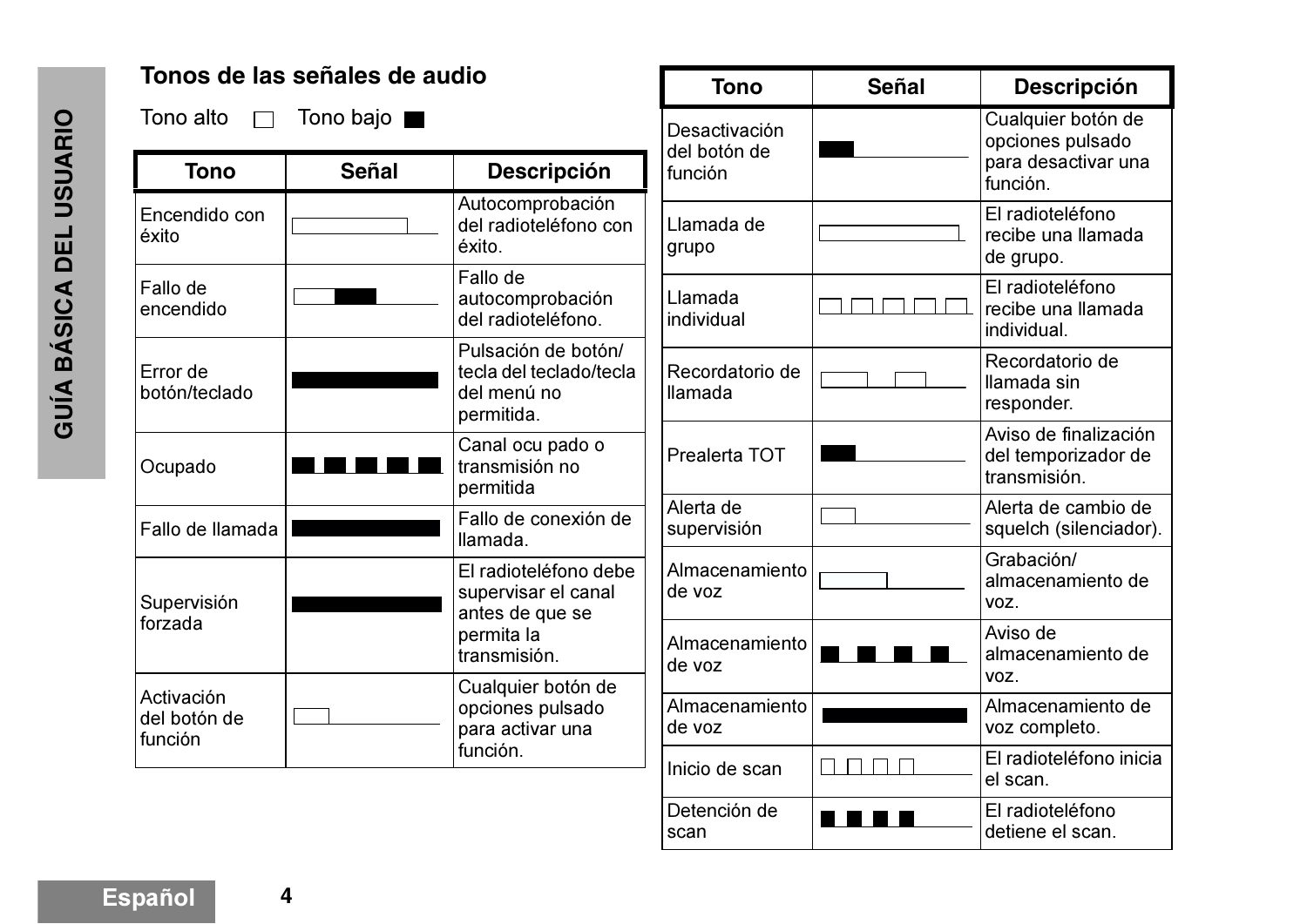## Tonos de las señales de audio

Tono alto ☐ Tono bajo ■

| Tono | Señal | Descripción |
|---|---|---|
| Encendido con éxito | | Autocomprobación del radioteléfono con éxito. |
| Fallo de encendido | | Fallo de autocomprobación del radioteléfono. |
| Error de botón/teclado | | Pulsación de botón/ tecla del teclado/tecla del menú no permitida. |
| Ocupado | | Canal ocu pado o transmisión no permitida |
| Fallo de llamada | | Fallo de conexión de llamada. |
| Supervisión forzada | | El radioteléfono debe supervisar el canal antes de que se permita la transmisión. |
| Activación del botón de función | | Cualquier botón de opciones pulsado para activar una función. |
| Desactivación del botón de función | | Cualquier botón de opciones pulsado para desactivar una función. |
| Llamada de grupo | | El radioteléfono recibe una llamada de grupo. |
| Llamada individual | | El radioteléfono recibe una llamada individual. |
| Recordatorio de llamada | | Recordatorio de llamada sin responder. |
| Prealerta TOT | | Aviso de finalización del temporizador de transmisión. |
| Alerta de supervisión | | Alerta de cambio de squelch (silenciador). |
| Almacenamiento de voz | | Grabación/ almacenamiento de voz. |
| Almacenamiento de voz | | Aviso de almacenamiento de voz. |
| Almacenamiento de voz | | Almacenamiento de voz completo. |
| Inicio de scan | | El radioteléfono inicia el scan. |
| Detención de scan | | El radioteléfono detiene el scan. |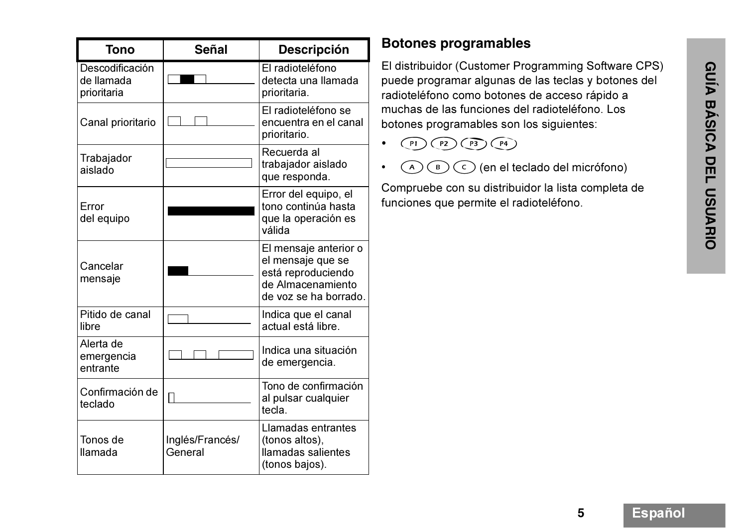| Tono | Señal | Descripción |
|---|---|---|
| Descodificación de llamada prioritaria | | El radioteléfono detecta una llamada prioritaria. |
| Canal prioritario | | El radioteléfono se encuentra en el canal prioritario. |
| Trabajador aislado | | Recuerda al trabajador aislado que responda. |
| Error del equipo | | Error del equipo, el tono continúa hasta que la operación es válida |
| Cancelar mensaje | | El mensaje anterior o el mensaje que se está reproduciendo de Almacenamiento de voz se ha borrado. |
| Pitido de canal libre | | Indica que el canal actual está libre. |
| Alerta de emergencia entrante | | Indica una situación de emergencia. |
| Confirmación de teclado | | Tono de confirmación al pulsar cualquier tecla. |
| Tonos de llamada | Inglés/Francés/ General | Llamadas entrantes (tonos altos), llamadas salientes (tonos bajos). |

## Botones programables

El distribuidor (Customer Programming Software CPS) puede programar algunas de las teclas y botones del radioteléfono como botones de acceso rápido a muchas de las funciones del radioteléfono. Los botones programables son los siguientes:

- P1 P2 P3 P4
- A B C (en el teclado del micrófono)

Compruebe con su distribuidor la lista completa de funciones que permite el radioteléfono.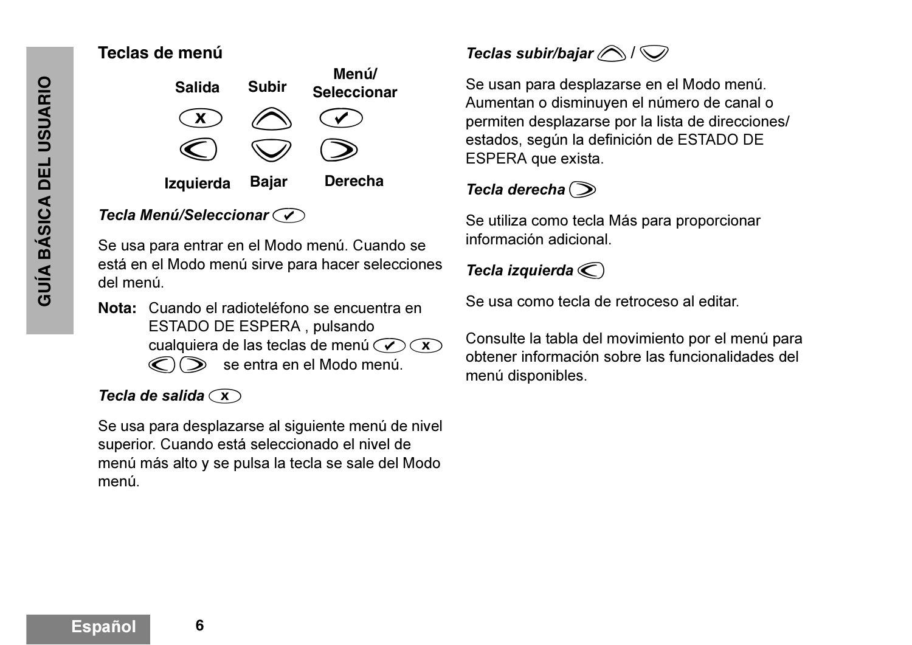## Teclas de menú

| Salida | Subir | Menú/ Seleccionar |
|---|---|---|
| Izquierda | Bajar | Derecha |

***Tecla Menú/Seleccionar***

Se usa para entrar en el Modo menú. Cuando se está en el Modo menú sirve para hacer selecciones del menú.

**Nota:** Cuando el radioteléfono se encuentra en ESTADO DE ESPERA , pulsando cualquiera de las teclas de menú se entra en el Modo menú.

***Tecla de salida***

Se usa para desplazarse al siguiente menú de nivel superior. Cuando está seleccionado el nivel de menú más alto y se pulsa la tecla se sale del Modo menú.

***Teclas subir/bajar*** /

Se usan para desplazarse en el Modo menú. Aumentan o disminuyen el número de canal o permiten desplazarse por la lista de direcciones/ estados, según la definición de ESTADO DE ESPERA que exista.

***Tecla derecha***

Se utiliza como tecla Más para proporcionar información adicional.

***Tecla izquierda***

Se usa como tecla de retroceso al editar.

Consulte la tabla del movimiento por el menú para obtener información sobre las funcionalidades del menú disponibles.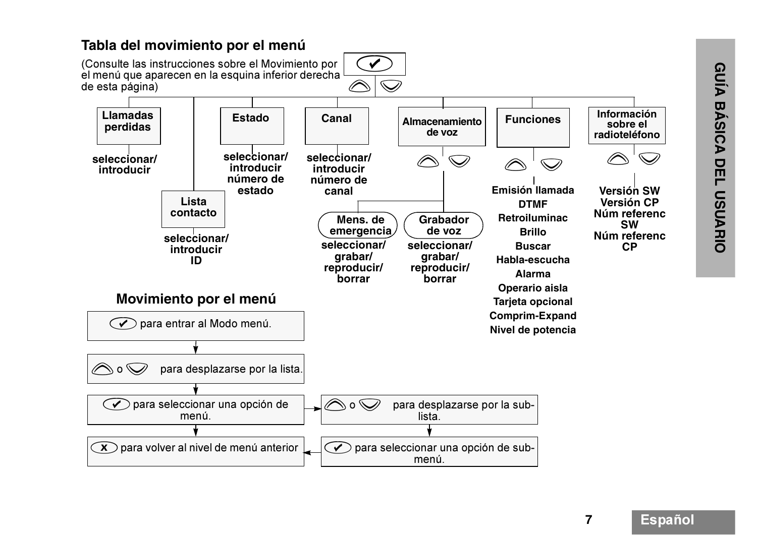## Tabla del movimiento por el menú

(Consulte las instrucciones sobre el Movimiento por el menú que aparecen en la esquina inferior derecha de esta página)

✔ — ▲ ▼

- **Llamadas perdidas**
  - seleccionar/ introducir
- **Lista contacto**
  - seleccionar/ introducir ID
- **Estado**
  - seleccionar/ introducir número de estado
- **Canal**
  - seleccionar/ introducir número de canal
- **Almacenamiento de voz** (▲ ▼)
  - **Mens. de emergencia**
    - seleccionar/ grabar/ reproducir/ borrar
  - **Grabador de voz**
    - seleccionar/ grabar/ reproducir/ borrar
- **Funciones** (▲ ▼)
  - Emisión llamada
  - DTMF
  - Retroiluminac
  - Brillo
  - Buscar
  - Habla-escucha
  - Alarma
  - Operario aisla
  - Tarjeta opcional
  - Comprim-Expand
  - Nivel de potencia
- **Información sobre el radioteléfono** (▲ ▼)
  - Versión SW
  - Versión CP
  - Núm referenc SW
  - Núm referenc CP

## Movimiento por el menú

1. ✔ para entrar al Modo menú.
2. ▲ o ▼ para desplazarse por la lista.
3. ✔ para seleccionar una opción de menú.
   - → ▲ o ▼ para desplazarse por la sub-lista.
   - → ✔ para seleccionar una opción de sub-menú.
4. ✘ para volver al nivel de menú anterior

GUÍA BÁSICA DEL USUARIO

Español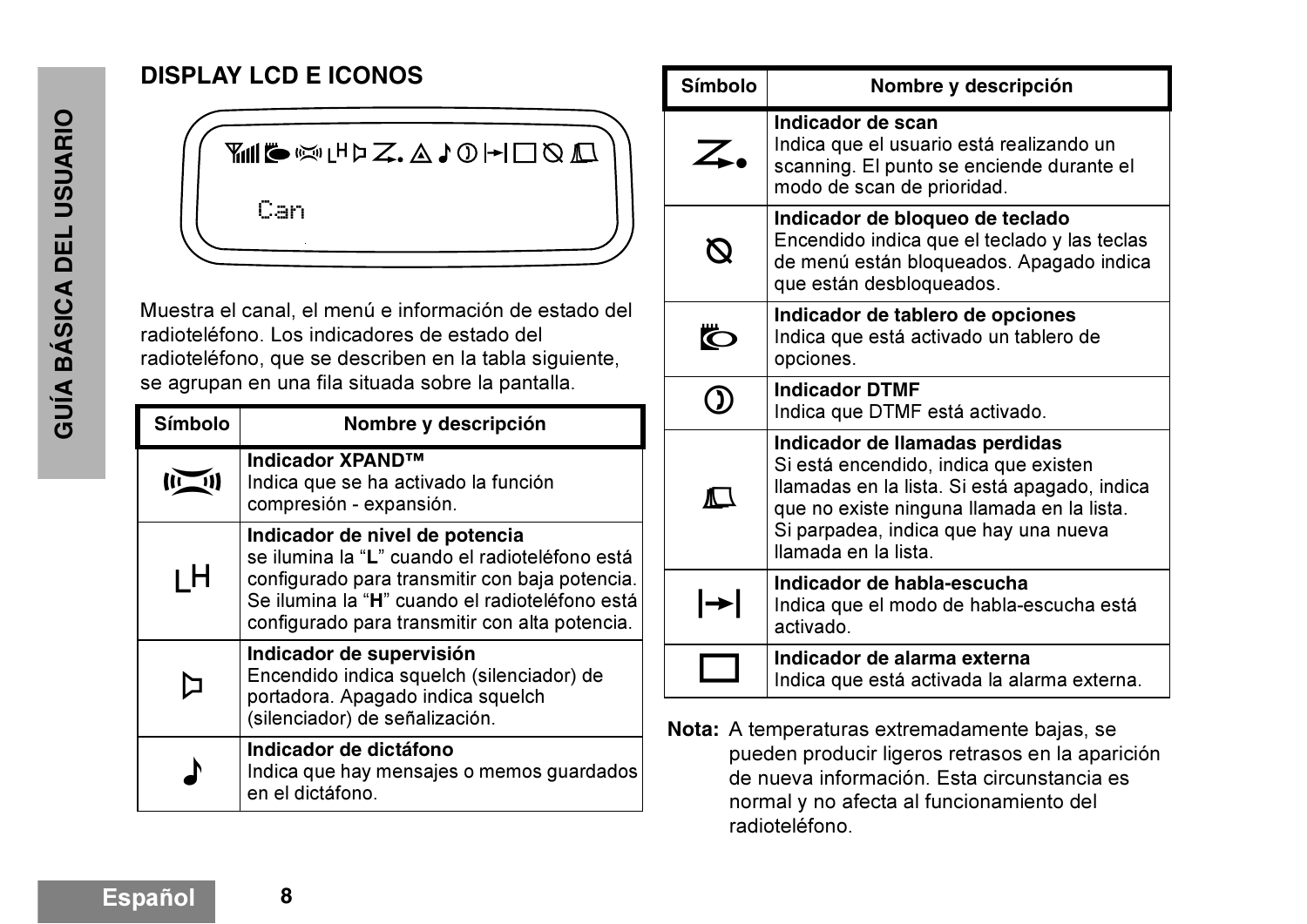## DISPLAY LCD E ICONOS

Muestra el canal, el menú e información de estado del radioteléfono. Los indicadores de estado del radioteléfono, que se describen en la tabla siguiente, se agrupan en una fila situada sobre la pantalla.

| Símbolo | Nombre y descripción |
|---|---|
| (XPAND) | **Indicador XPAND™**<br>Indica que se ha activado la función compresión - expansión. |
| LH | **Indicador de nivel de potencia**<br>se ilumina la “**L**” cuando el radioteléfono está configurado para transmitir con baja potencia. Se ilumina la “**H**” cuando el radioteléfono está configurado para transmitir con alta potencia. |
| ▷ | **Indicador de supervisión**<br>Encendido indica squelch (silenciador) de portadora. Apagado indica squelch (silenciador) de señalización. |
| ♪ | **Indicador de dictáfono**<br>Indica que hay mensajes o memos guardados en el dictáfono. |
| Z. | **Indicador de scan**<br>Indica que el usuario está realizando un scanning. El punto se enciende durante el modo de scan de prioridad. |
| ⦸ | **Indicador de bloqueo de teclado**<br>Encendido indica que el teclado y las teclas de menú están bloqueados. Apagado indica que están desbloqueados. |
| (tablero) | **Indicador de tablero de opciones**<br>Indica que está activado un tablero de opciones. |
| (DTMF) | **Indicador DTMF**<br>Indica que DTMF está activado. |
| (llamadas) | **Indicador de llamadas perdidas**<br>Si está encendido, indica que existen llamadas en la lista. Si está apagado, indica que no existe ninguna llamada en la lista. Si parpadea, indica que hay una nueva llamada en la lista. |
| \|→\| | **Indicador de habla-escucha**<br>Indica que el modo de habla-escucha está activado. |
| □ | **Indicador de alarma externa**<br>Indica que está activada la alarma externa. |

**Nota:** A temperaturas extremadamente bajas, se pueden producir ligeros retrasos en la aparición de nueva información. Esta circunstancia es normal y no afecta al funcionamiento del radioteléfono.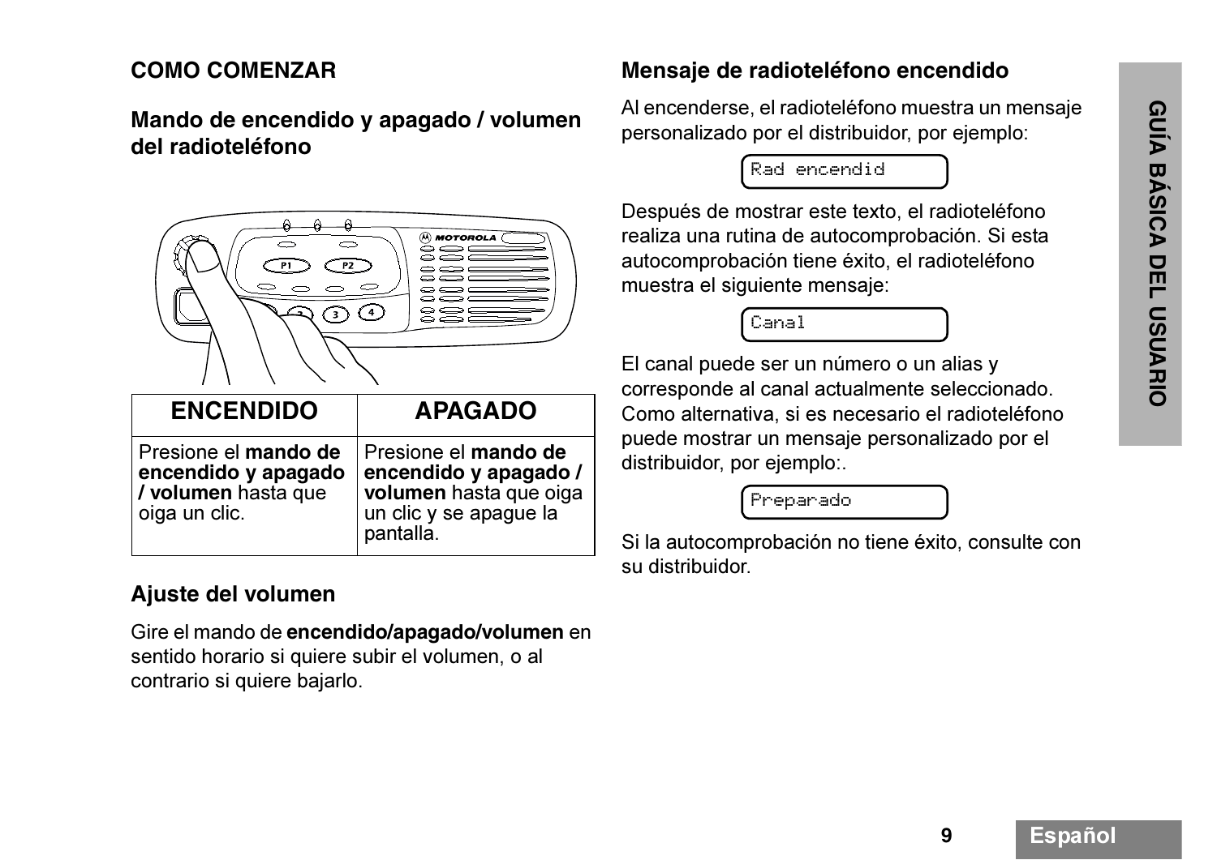## COMO COMENZAR

### Mando de encendido y apagado / volumen del radioteléfono

| ENCENDIDO | APAGADO |
|---|---|
| Presione el **mando de encendido y apagado / volumen** hasta que oiga un clic. | Presione el **mando de encendido y apagado / volumen** hasta que oiga un clic y se apague la pantalla. |

### Ajuste del volumen

Gire el mando de **encendido/apagado/volumen** en sentido horario si quiere subir el volumen, o al contrario si quiere bajarlo.

### Mensaje de radioteléfono encendido

Al encenderse, el radioteléfono muestra un mensaje personalizado por el distribuidor, por ejemplo:

```
Rad encendid
```

Después de mostrar este texto, el radioteléfono realiza una rutina de autocomprobación. Si esta autocomprobación tiene éxito, el radioteléfono muestra el siguiente mensaje:

```
Canal
```

El canal puede ser un número o un alias y corresponde al canal actualmente seleccionado. Como alternativa, si es necesario el radioteléfono puede mostrar un mensaje personalizado por el distribuidor, por ejemplo:.

```
Preparado
```

Si la autocomprobación no tiene éxito, consulte con su distribuidor.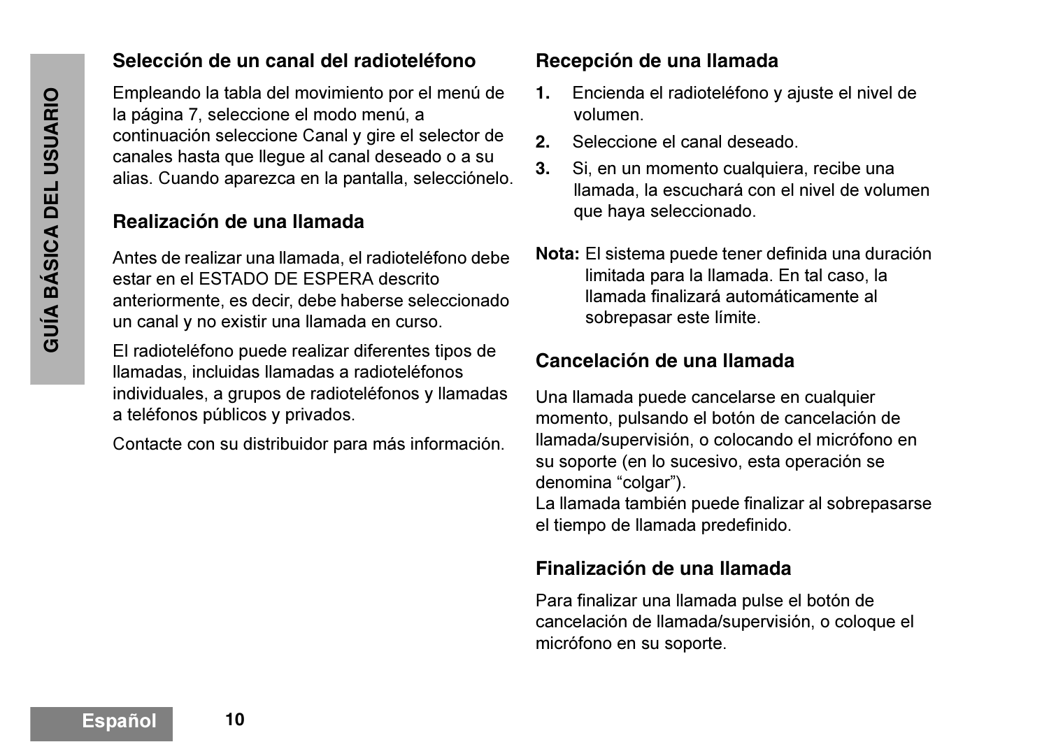## Selección de un canal del radioteléfono

Empleando la tabla del movimiento por el menú de la página 7, seleccione el modo menú, a continuación seleccione Canal y gire el selector de canales hasta que llegue al canal deseado o a su alias. Cuando aparezca en la pantalla, selecciónelo.

## Realización de una llamada

Antes de realizar una llamada, el radioteléfono debe estar en el ESTADO DE ESPERA descrito anteriormente, es decir, debe haberse seleccionado un canal y no existir una llamada en curso.

El radioteléfono puede realizar diferentes tipos de llamadas, incluidas llamadas a radioteléfonos individuales, a grupos de radioteléfonos y llamadas a teléfonos públicos y privados.

Contacte con su distribuidor para más información.

## Recepción de una llamada

1. Encienda el radioteléfono y ajuste el nivel de volumen.
2. Seleccione el canal deseado.
3. Si, en un momento cualquiera, recibe una llamada, la escuchará con el nivel de volumen que haya seleccionado.

**Nota:** El sistema puede tener definida una duración limitada para la llamada. En tal caso, la llamada finalizará automáticamente al sobrepasar este límite.

## Cancelación de una llamada

Una llamada puede cancelarse en cualquier momento, pulsando el botón de cancelación de llamada/supervisión, o colocando el micrófono en su soporte (en lo sucesivo, esta operación se denomina “colgar”).
La llamada también puede finalizar al sobrepasarse el tiempo de llamada predefinido.

## Finalización de una llamada

Para finalizar una llamada pulse el botón de cancelación de llamada/supervisión, o coloque el micrófono en su soporte.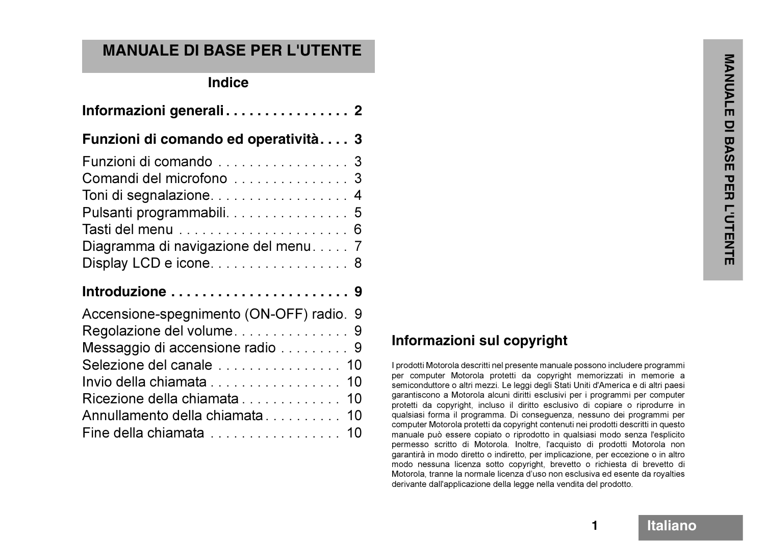# MANUALE DI BASE PER L'UTENTE

## Indice

**Informazioni generali . . . . . . . . . . . . . . . . 2**

**Funzioni di comando ed operatività . . . . 3**

Funzioni di comando . . . . . . . . . . . . . . . . . 3
Comandi del microfono . . . . . . . . . . . . . . . 3
Toni di segnalazione. . . . . . . . . . . . . . . . . . 4
Pulsanti programmabili. . . . . . . . . . . . . . . . 5
Tasti del menu . . . . . . . . . . . . . . . . . . . . . . 6
Diagramma di navigazione del menu . . . . . 7
Display LCD e icone. . . . . . . . . . . . . . . . . . 8

**Introduzione . . . . . . . . . . . . . . . . . . . . . . . 9**

Accensione-spegnimento (ON-OFF) radio. 9
Regolazione del volume. . . . . . . . . . . . . . . 9
Messaggio di accensione radio . . . . . . . . . 9
Selezione del canale . . . . . . . . . . . . . . . . 10
Invio della chiamata . . . . . . . . . . . . . . . . . 10
Ricezione della chiamata . . . . . . . . . . . . . 10
Annullamento della chiamata . . . . . . . . . . 10
Fine della chiamata . . . . . . . . . . . . . . . . . 10

## Informazioni sul copyright

I prodotti Motorola descritti nel presente manuale possono includere programmi per computer Motorola protetti da copyright memorizzati in memorie a semiconduttore o altri mezzi. Le leggi degli Stati Uniti d'America e di altri paesi garantiscono a Motorola alcuni diritti esclusivi per i programmi per computer protetti da copyright, incluso il diritto esclusivo di copiare o riprodurre in qualsiasi forma il programma. Di conseguenza, nessuno dei programmi per computer Motorola protetti da copyright contenuti nei prodotti descritti in questo manuale può essere copiato o riprodotto in qualsiasi modo senza l'esplicito permesso scritto di Motorola. Inoltre, l'acquisto di prodotti Motorola non garantirà in modo diretto o indiretto, per implicazione, per eccezione o in altro modo nessuna licenza sotto copyright, brevetto o richiesta di brevetto di Motorola, tranne la normale licenza d'uso non esclusiva ed esente da royalties derivante dall'applicazione della legge nella vendita del prodotto.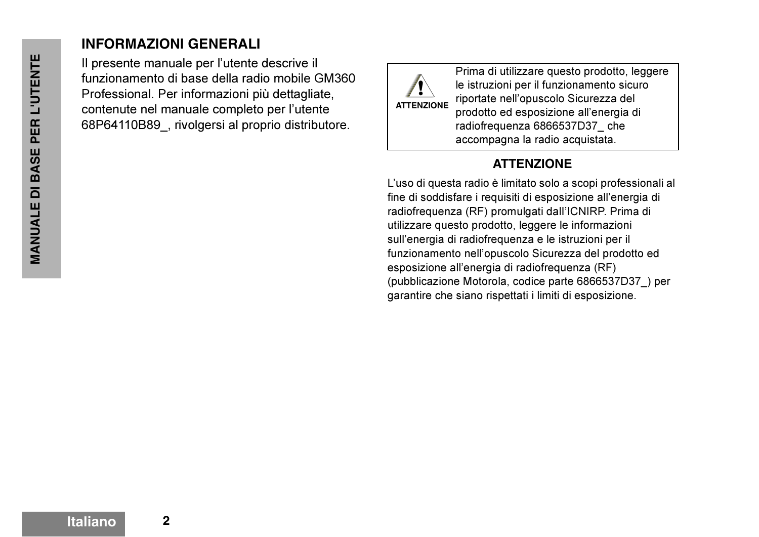## INFORMAZIONI GENERALI

Il presente manuale per l'utente descrive il funzionamento di base della radio mobile GM360 Professional. Per informazioni più dettagliate, contenute nel manuale completo per l'utente 68P64110B89_, rivolgersi al proprio distributore.

| ATTENZIONE | Prima di utilizzare questo prodotto, leggere le istruzioni per il funzionamento sicuro riportate nell'opuscolo Sicurezza del prodotto ed esposizione all'energia di radiofrequenza 6866537D37_ che accompagna la radio acquistata. |
|---|---|

### ATTENZIONE

L'uso di questa radio è limitato solo a scopi professionali al fine di soddisfare i requisiti di esposizione all'energia di radiofrequenza (RF) promulgati dall'ICNIRP. Prima di utilizzare questo prodotto, leggere le informazioni sull'energia di radiofrequenza e le istruzioni per il funzionamento nell'opuscolo Sicurezza del prodotto ed esposizione all'energia di radiofrequenza (RF) (pubblicazione Motorola, codice parte 6866537D37_) per garantire che siano rispettati i limiti di esposizione.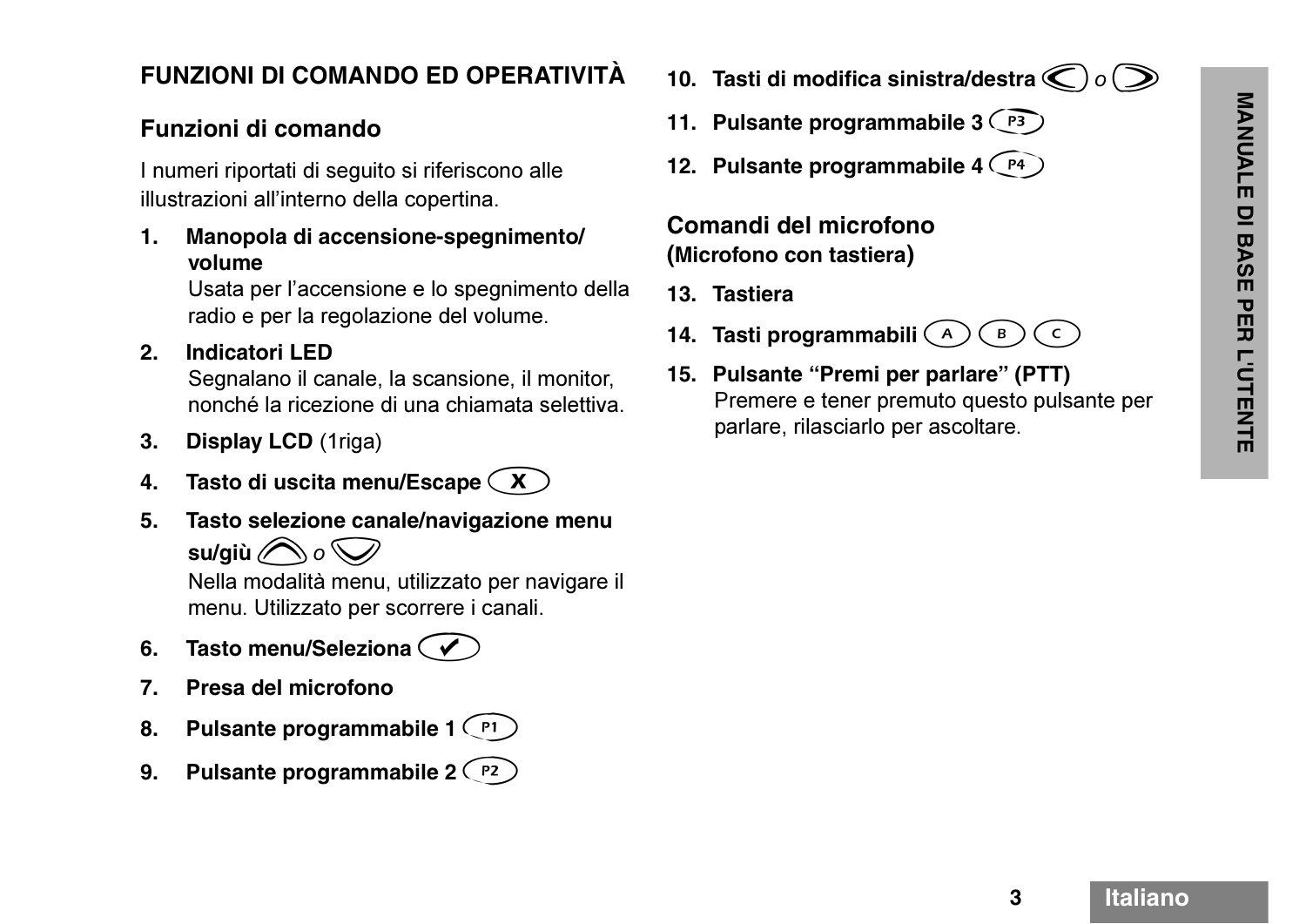# FUNZIONI DI COMANDO ED OPERATIVITÀ

## Funzioni di comando

I numeri riportati di seguito si riferiscono alle illustrazioni all'interno della copertina.

1. **Manopola di accensione-spegnimento/ volume**
   Usata per l'accensione e lo spegnimento della radio e per la regolazione del volume.
2. **Indicatori LED**
   Segnalano il canale, la scansione, il monitor, nonché la ricezione di una chiamata selettiva.
3. **Display LCD** (1riga)
4. **Tasto di uscita menu/Escape** (X)
5. **Tasto selezione canale/navigazione menu su/giù** (su) *o* (giù)
   Nella modalità menu, utilizzato per navigare il menu. Utilizzato per scorrere i canali.
6. **Tasto menu/Seleziona** (✔)
7. **Presa del microfono**
8. **Pulsante programmabile 1** (P1)
9. **Pulsante programmabile 2** (P2)
10. **Tasti di modifica sinistra/destra** (<) *o* (>)
11. **Pulsante programmabile 3** (P3)
12. **Pulsante programmabile 4** (P4)

## Comandi del microfono
**(Microfono con tastiera)**

13. **Tastiera**
14. **Tasti programmabili** (A) (B) (C)
15. **Pulsante "Premi per parlare" (PTT)**
    Premere e tener premuto questo pulsante per parlare, rilasciarlo per ascoltare.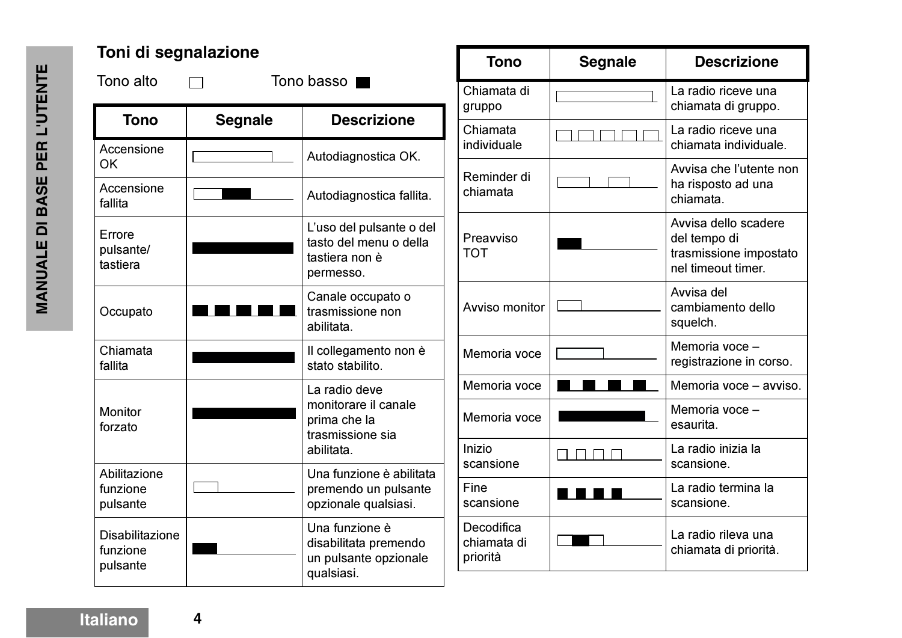## Toni di segnalazione

Tono alto ☐ Tono basso ■

| Tono | Segnale | Descrizione |
|---|---|---|
| Accensione OK | | Autodiagnostica OK. |
| Accensione fallita | | Autodiagnostica fallita. |
| Errore pulsante/ tastiera | | L'uso del pulsante o del tasto del menu o della tastiera non è permesso. |
| Occupato | | Canale occupato o trasmissione non abilitata. |
| Chiamata fallita | | Il collegamento non è stato stabilito. |
| Monitor forzato | | La radio deve monitorare il canale prima che la trasmissione sia abilitata. |
| Abilitazione funzione pulsante | | Una funzione è abilitata premendo un pulsante opzionale qualsiasi. |
| Disabilitazione funzione pulsante | | Una funzione è disabilitata premendo un pulsante opzionale qualsiasi. |
| Chiamata di gruppo | | La radio riceve una chiamata di gruppo. |
| Chiamata individuale | | La radio riceve una chiamata individuale. |
| Reminder di chiamata | | Avvisa che l'utente non ha risposto ad una chiamata. |
| Preavviso TOT | | Avvisa dello scadere del tempo di trasmissione impostato nel timeout timer. |
| Avviso monitor | | Avvisa del cambiamento dello squelch. |
| Memoria voce | | Memoria voce – registrazione in corso. |
| Memoria voce | | Memoria voce – avviso. |
| Memoria voce | | Memoria voce – esaurita. |
| Inizio scansione | | La radio inizia la scansione. |
| Fine scansione | | La radio termina la scansione. |
| Decodifica chiamata di priorità | | La radio rileva una chiamata di priorità. |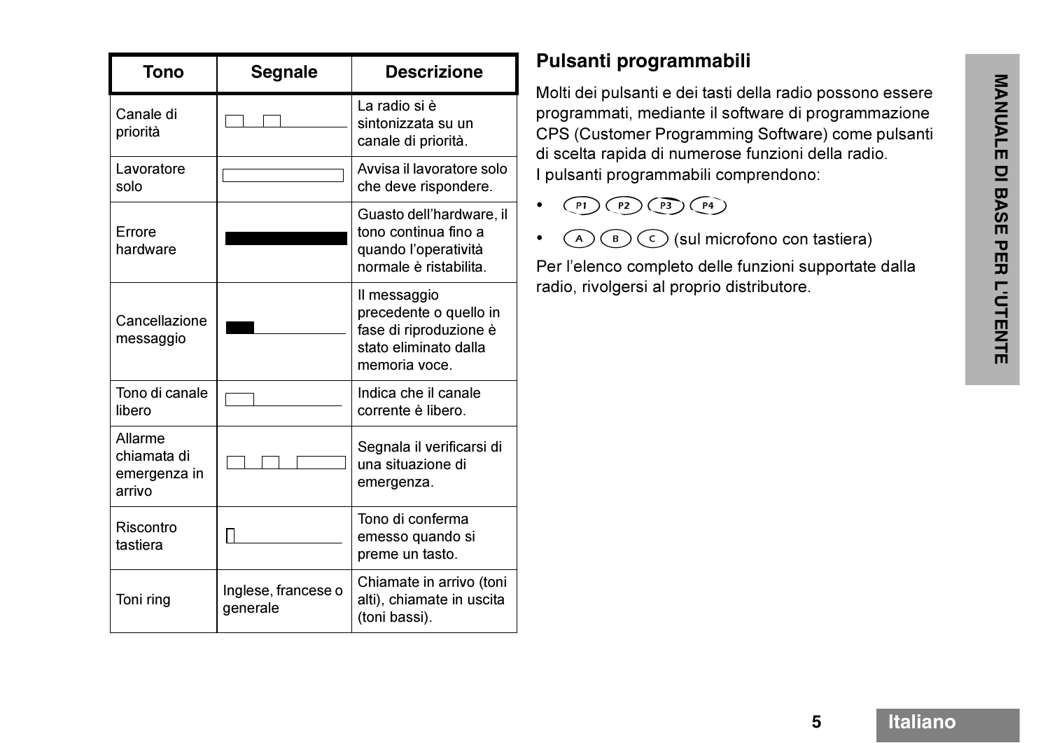| Tono | Segnale | Descrizione |
|---|---|---|
| Canale di priorità | | La radio si è sintonizzata su un canale di priorità. |
| Lavoratore solo | | Avvisa il lavoratore solo che deve rispondere. |
| Errore hardware | | Guasto dell'hardware, il tono continua fino a quando l'operatività normale è ristabilita. |
| Cancellazione messaggio | | Il messaggio precedente o quello in fase di riproduzione è stato eliminato dalla memoria voce. |
| Tono di canale libero | | Indica che il canale corrente è libero. |
| Allarme chiamata di emergenza in arrivo | | Segnala il verificarsi di una situazione di emergenza. |
| Riscontro tastiera | | Tono di conferma emesso quando si preme un tasto. |
| Toni ring | Inglese, francese o generale | Chiamate in arrivo (toni alti), chiamate in uscita (toni bassi). |

## Pulsanti programmabili

Molti dei pulsanti e dei tasti della radio possono essere programmati, mediante il software di programmazione CPS (Customer Programming Software) come pulsanti di scelta rapida di numerose funzioni della radio.
I pulsanti programmabili comprendono:

- P1 P2 P3 P4
- A B C (sul microfono con tastiera)

Per l'elenco completo delle funzioni supportate dalla radio, rivolgersi al proprio distributore.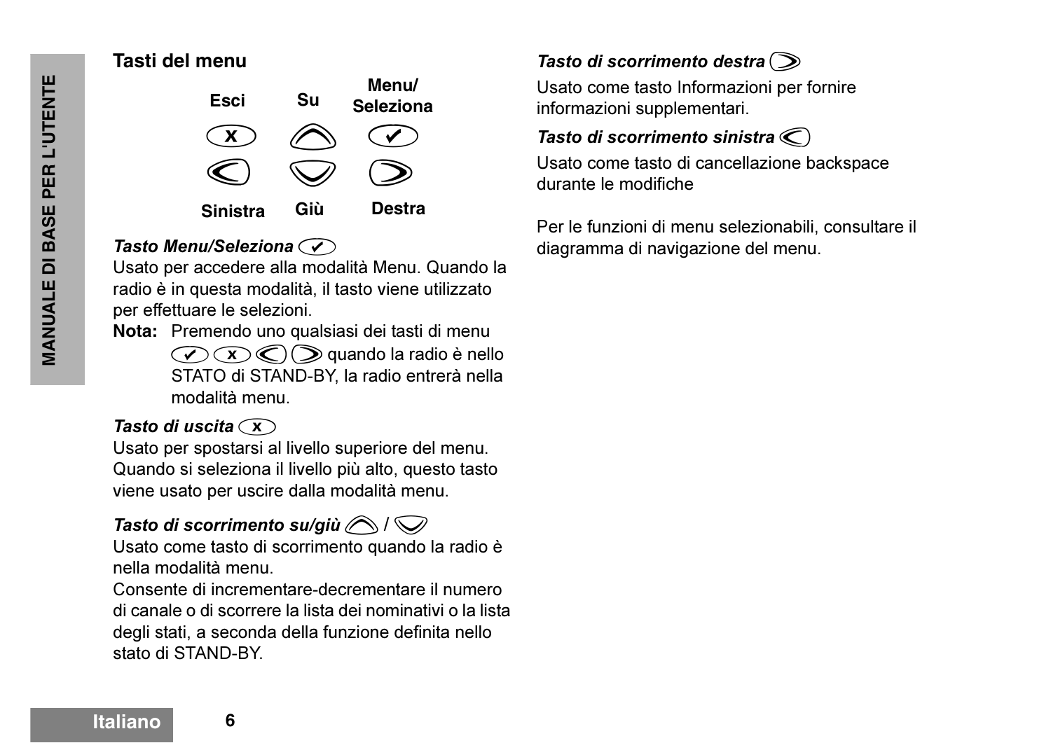## Tasti del menu

| Esci | Su | Menu/ Seleziona |
|---|---|---|
| ✕ | ︿ | ✔ |
| < | ﹀ | > |
| Sinistra | Giù | Destra |

***Tasto Menu/Seleziona*** ✔

Usato per accedere alla modalità Menu. Quando la radio è in questa modalità, il tasto viene utilizzato per effettuare le selezioni.

**Nota:** Premendo uno qualsiasi dei tasti di menu ✔ ✕ < > quando la radio è nello STATO di STAND-BY, la radio entrerà nella modalità menu.

***Tasto di uscita*** ✕

Usato per spostarsi al livello superiore del menu. Quando si seleziona il livello più alto, questo tasto viene usato per uscire dalla modalità menu.

***Tasto di scorrimento su/giù*** ︿ / ﹀

Usato come tasto di scorrimento quando la radio è nella modalità menu.
Consente di incrementare-decrementare il numero di canale o di scorrere la lista dei nominativi o la lista degli stati, a seconda della funzione definita nello stato di STAND-BY.

***Tasto di scorrimento destra*** >

Usato come tasto Informazioni per fornire informazioni supplementari.

***Tasto di scorrimento sinistra*** <

Usato come tasto di cancellazione backspace durante le modifiche

Per le funzioni di menu selezionabili, consultare il diagramma di navigazione del menu.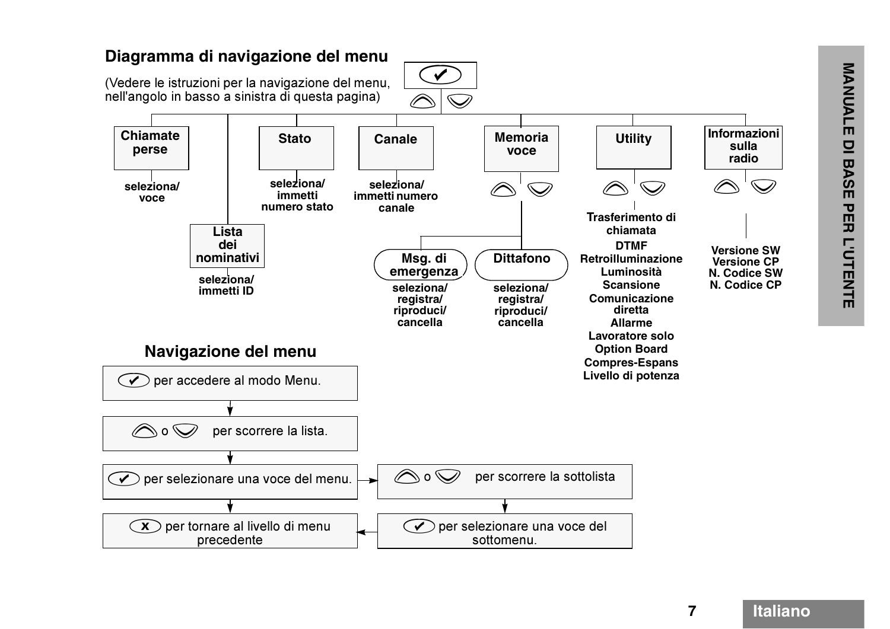## Diagramma di navigazione del menu

(Vedere le istruzioni per la navigazione del menu, nell'angolo in basso a sinistra di questa pagina)

- **Chiamate perse** — seleziona/voce
- **Lista dei nominativi** — seleziona/immetti ID
- **Stato** — seleziona/immetti numero stato
- **Canale** — seleziona/immetti numero canale
- **Memoria voce**
  - **Msg. di emergenza** — seleziona/registra/riproduci/cancella
  - **Dittafono** — seleziona/registra/riproduci/cancella
- **Utility**
  - Trasferimento di chiamata
  - DTMF
  - Retroilluminazione
  - Luminosità
  - Scansione
  - Comunicazione diretta
  - Allarme
  - Lavoratore solo
  - Option Board
  - Compres-Espans
  - Livello di potenza
- **Informazioni sulla radio**
  - Versione SW
  - Versione CP
  - N. Codice SW
  - N. Codice CP

## Navigazione del menu

1. ✔ per accedere al modo Menu.
2. ▲ o ▼ per scorrere la lista.
3. ✔ per selezionare una voce del menu. → ▲ o ▼ per scorrere la sottolista → ✔ per selezionare una voce del sottomenu.
4. x per tornare al livello di menu precedente

MANUALE DI BASE PER L'UTENTE

Italiano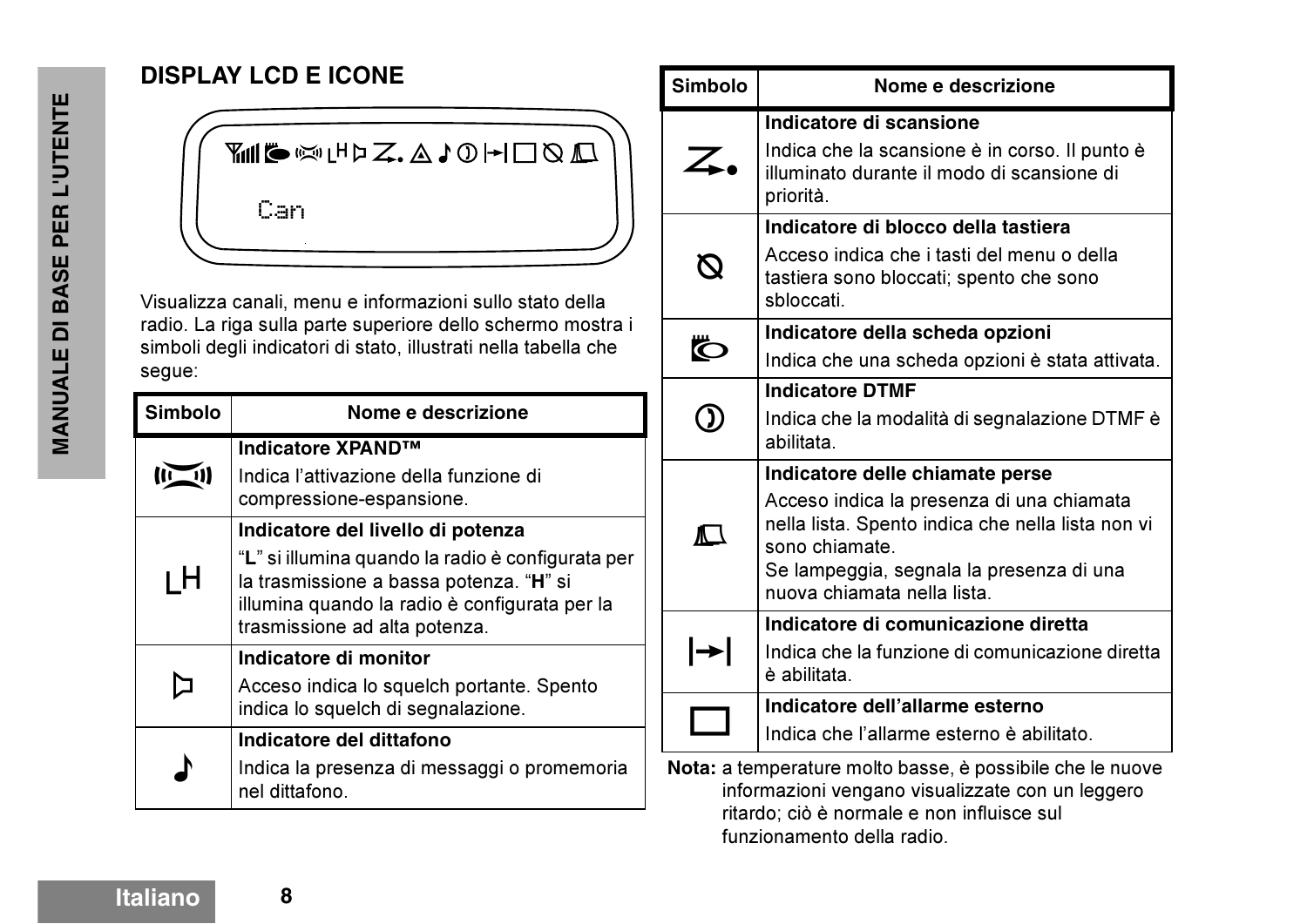## DISPLAY LCD E ICONE

Can

Visualizza canali, menu e informazioni sullo stato della radio. La riga sulla parte superiore dello schermo mostra i simboli degli indicatori di stato, illustrati nella tabella che segue:

| Simbolo | Nome e descrizione |
|---|---|
| | **Indicatore XPAND™**<br>Indica l'attivazione della funzione di compressione-espansione. |
| LH | **Indicatore del livello di potenza**<br>"**L**" si illumina quando la radio è configurata per la trasmissione a bassa potenza. "**H**" si illumina quando la radio è configurata per la trasmissione ad alta potenza. |
| | **Indicatore di monitor**<br>Acceso indica lo squelch portante. Spento indica lo squelch di segnalazione. |
| ♪ | **Indicatore del dittafono**<br>Indica la presenza di messaggi o promemoria nel dittafono. |
| | **Indicatore di scansione**<br>Indica che la scansione è in corso. Il punto è illuminato durante il modo di scansione di priorità. |
| | **Indicatore di blocco della tastiera**<br>Acceso indica che i tasti del menu o della tastiera sono bloccati; spento che sono sbloccati. |
| | **Indicatore della scheda opzioni**<br>Indica che una scheda opzioni è stata attivata. |
| | **Indicatore DTMF**<br>Indica che la modalità di segnalazione DTMF è abilitata. |
| | **Indicatore delle chiamate perse**<br>Acceso indica la presenza di una chiamata nella lista. Spento indica che nella lista non vi sono chiamate.<br>Se lampeggia, segnala la presenza di una nuova chiamata nella lista. |
| | **Indicatore di comunicazione diretta**<br>Indica che la funzione di comunicazione diretta è abilitata. |
| | **Indicatore dell'allarme esterno**<br>Indica che l'allarme esterno è abilitato. |

**Nota:** a temperature molto basse, è possibile che le nuove informazioni vengano visualizzate con un leggero ritardo; ciò è normale e non influisce sul funzionamento della radio.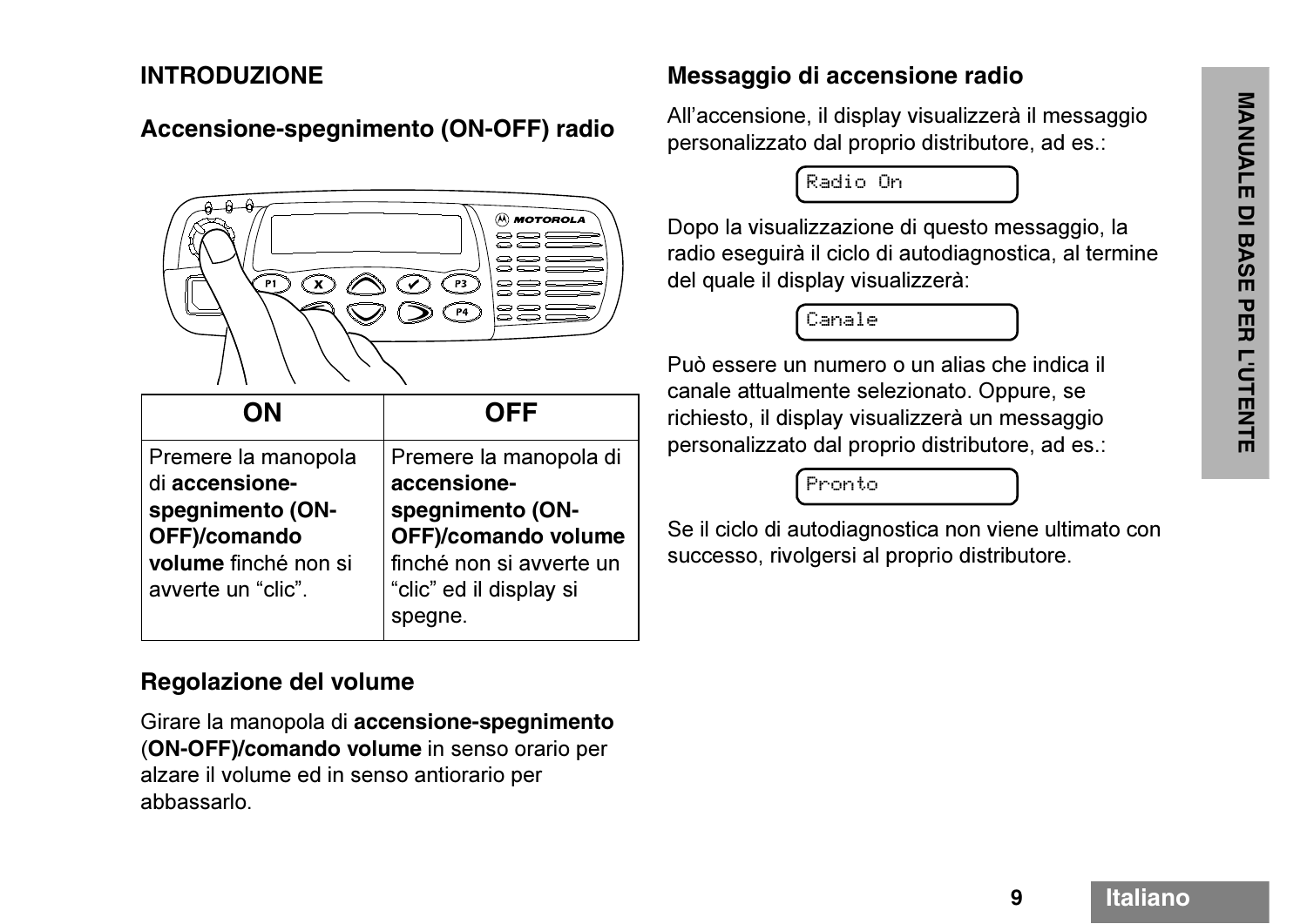## INTRODUZIONE

### Accensione-spegnimento (ON-OFF) radio

| ON | OFF |
| --- | --- |
| Premere la manopola di **accensione-spegnimento (ON-OFF)/comando volume** finché non si avverte un "clic". | Premere la manopola di **accensione-spegnimento (ON-OFF)/comando volume** finché non si avverte un "clic" ed il display si spegne. |

### Regolazione del volume

Girare la manopola di **accensione-spegnimento** (**ON-OFF)/comando volume** in senso orario per alzare il volume ed in senso antiorario per abbassarlo.

### Messaggio di accensione radio

All'accensione, il display visualizzerà il messaggio personalizzato dal proprio distributore, ad es.:

```
Radio On
```

Dopo la visualizzazione di questo messaggio, la radio eseguirà il ciclo di autodiagnostica, al termine del quale il display visualizzerà:

```
Canale
```

Può essere un numero o un alias che indica il canale attualmente selezionato. Oppure, se richiesto, il display visualizzerà un messaggio personalizzato dal proprio distributore, ad es.:

```
Pronto
```

Se il ciclo di autodiagnostica non viene ultimato con successo, rivolgersi al proprio distributore.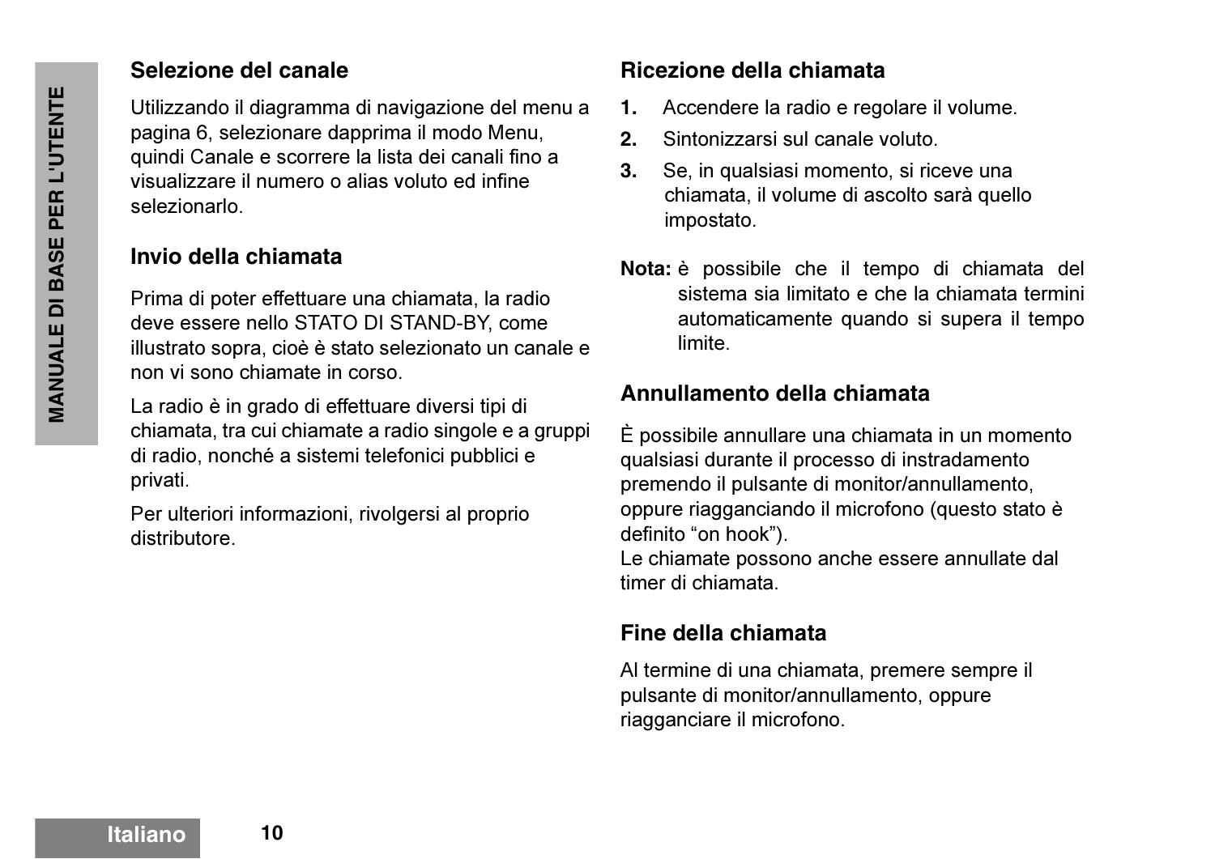## Selezione del canale

Utilizzando il diagramma di navigazione del menu a pagina 6, selezionare dapprima il modo Menu, quindi Canale e scorrere la lista dei canali fino a visualizzare il numero o alias voluto ed infine selezionarlo.

## Invio della chiamata

Prima di poter effettuare una chiamata, la radio deve essere nello STATO DI STAND-BY, come illustrato sopra, cioè è stato selezionato un canale e non vi sono chiamate in corso.

La radio è in grado di effettuare diversi tipi di chiamata, tra cui chiamate a radio singole e a gruppi di radio, nonché a sistemi telefonici pubblici e privati.

Per ulteriori informazioni, rivolgersi al proprio distributore.

## Ricezione della chiamata

1. Accendere la radio e regolare il volume.
2. Sintonizzarsi sul canale voluto.
3. Se, in qualsiasi momento, si riceve una chiamata, il volume di ascolto sarà quello impostato.

**Nota:** è possibile che il tempo di chiamata del sistema sia limitato e che la chiamata termini automaticamente quando si supera il tempo limite.

## Annullamento della chiamata

È possibile annullare una chiamata in un momento qualsiasi durante il processo di instradamento premendo il pulsante di monitor/annullamento, oppure riagganciando il microfono (questo stato è definito “on hook”).
Le chiamate possono anche essere annullate dal timer di chiamata.

## Fine della chiamata

Al termine di una chiamata, premere sempre il pulsante di monitor/annullamento, oppure riagganciare il microfono.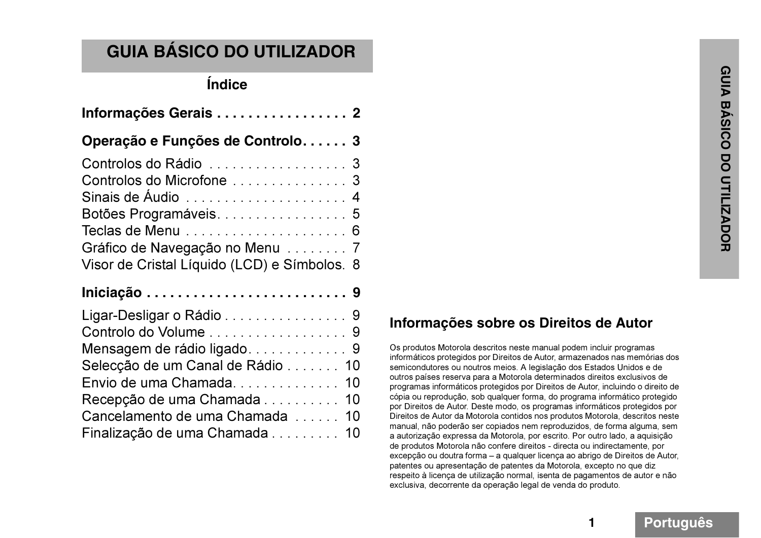# GUIA BÁSICO DO UTILIZADOR

## Índice

**Informações Gerais . . . . . . . . . . . . . . . . . 2**

**Operação e Funções de Controlo. . . . . . 3**

Controlos do Rádio . . . . . . . . . . . . . . . . . . 3
Controlos do Microfone . . . . . . . . . . . . . . . 3
Sinais de Áudio . . . . . . . . . . . . . . . . . . . . . 4
Botões Programáveis. . . . . . . . . . . . . . . . . 5
Teclas de Menu . . . . . . . . . . . . . . . . . . . . . 6
Gráfico de Navegação no Menu . . . . . . . . 7
Visor de Cristal Líquido (LCD) e Símbolos. 8

**Iniciação . . . . . . . . . . . . . . . . . . . . . . . . . . 9**

Ligar-Desligar o Rádio . . . . . . . . . . . . . . . . 9
Controlo do Volume . . . . . . . . . . . . . . . . . . 9
Mensagem de rádio ligado. . . . . . . . . . . . . 9
Selecção de um Canal de Rádio . . . . . . . 10
Envio de uma Chamada. . . . . . . . . . . . . . 10
Recepção de uma Chamada . . . . . . . . . . 10
Cancelamento de uma Chamada . . . . . . 10
Finalização de uma Chamada . . . . . . . . . 10

## Informações sobre os Direitos de Autor

Os produtos Motorola descritos neste manual podem incluir programas informáticos protegidos por Direitos de Autor, armazenados nas memórias dos semicondutores ou noutros meios. A legislação dos Estados Unidos e de outros países reserva para a Motorola determinados direitos exclusivos de programas informáticos protegidos por Direitos de Autor, incluindo o direito de cópia ou reprodução, sob qualquer forma, do programa informático protegido por Direitos de Autor. Deste modo, os programas informáticos protegidos por Direitos de Autor da Motorola contidos nos produtos Motorola, descritos neste manual, não poderão ser copiados nem reproduzidos, de forma alguma, sem a autorização expressa da Motorola, por escrito. Por outro lado, a aquisição de produtos Motorola não confere direitos - directa ou indirectamente, por excepção ou doutra forma – a qualquer licença ao abrigo de Direitos de Autor, patentes ou apresentação de patentes da Motorola, excepto no que diz respeito à licença de utilização normal, isenta de pagamentos de autor e não exclusiva, decorrente da operação legal de venda do produto.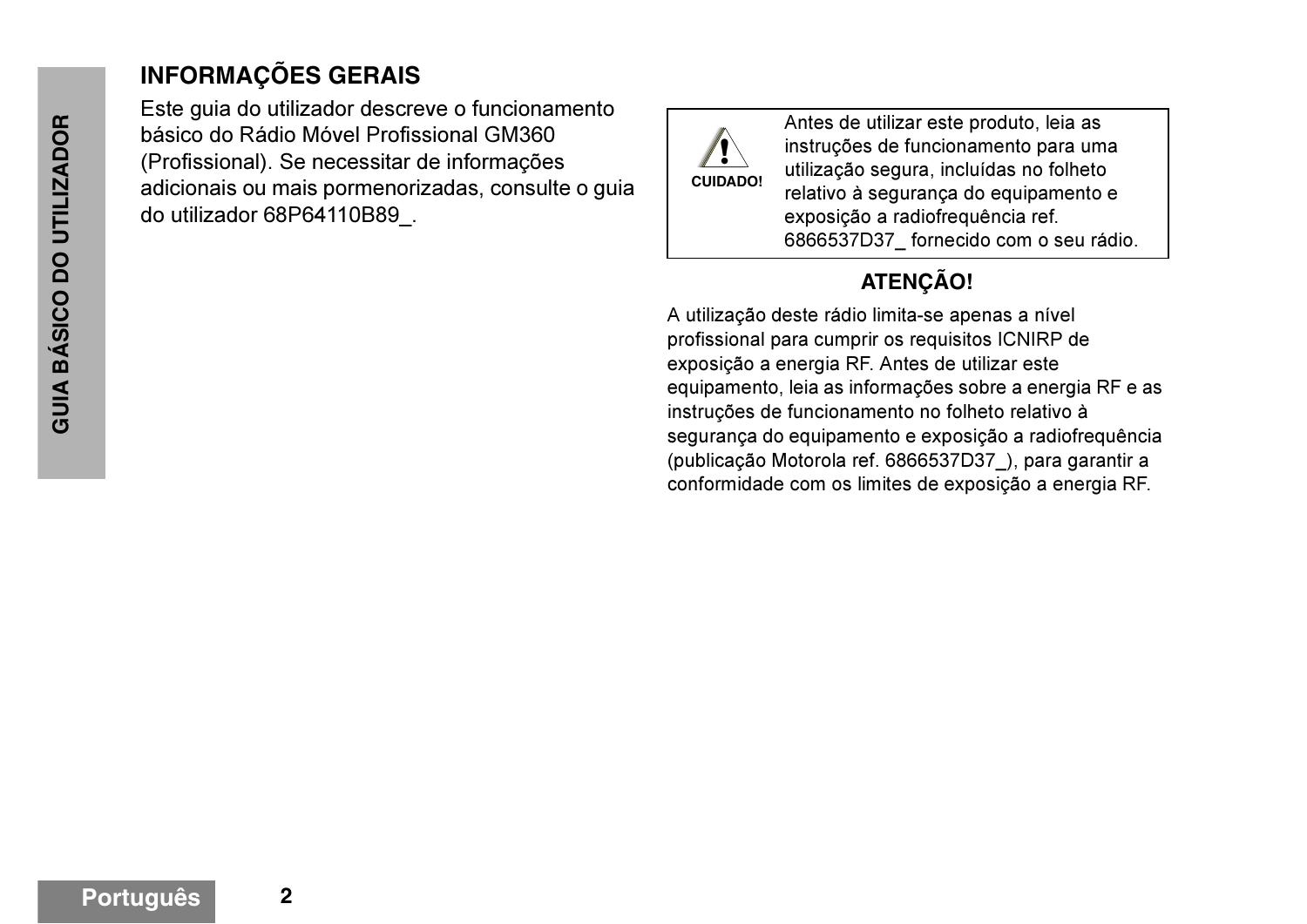## INFORMAÇÕES GERAIS

Este guia do utilizador descreve o funcionamento básico do Rádio Móvel Profissional GM360 (Profissional). Se necessitar de informações adicionais ou mais pormenorizadas, consulte o guia do utilizador 68P64110B89_.

| **CUIDADO!** | Antes de utilizar este produto, leia as instruções de funcionamento para uma utilização segura, incluídas no folheto relativo à segurança do equipamento e exposição a radiofrequência ref. 6866537D37_ fornecido com o seu rádio. |
|---|---|

**ATENÇÃO!**

A utilização deste rádio limita-se apenas a nível profissional para cumprir os requisitos ICNIRP de exposição a energia RF. Antes de utilizar este equipamento, leia as informações sobre a energia RF e as instruções de funcionamento no folheto relativo à segurança do equipamento e exposição a radiofrequência (publicação Motorola ref. 6866537D37_), para garantir a conformidade com os limites de exposição a energia RF.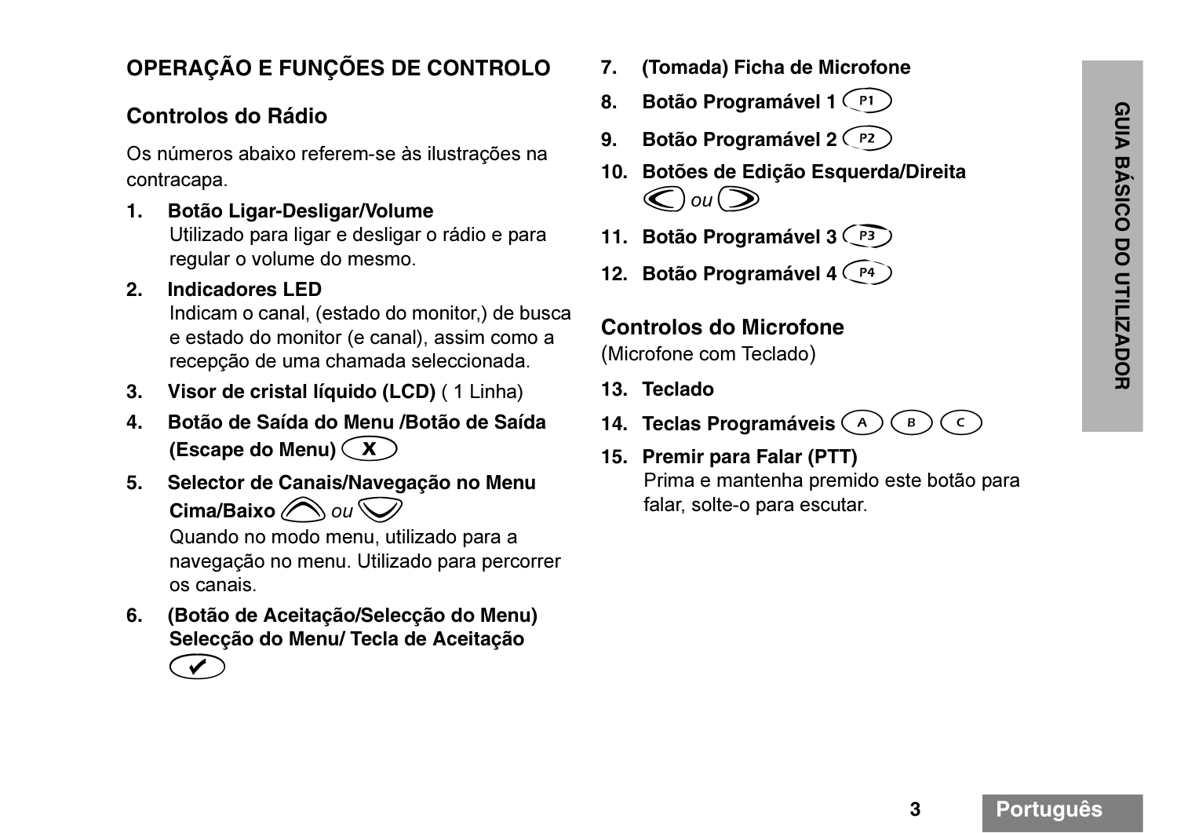## OPERAÇÃO E FUNÇÕES DE CONTROLO

### Controlos do Rádio

Os números abaixo referem-se às ilustrações na contracapa.

1. **Botão Ligar-Desligar/Volume**
   Utilizado para ligar e desligar o rádio e para regular o volume do mesmo.
2. **Indicadores LED**
   Indicam o canal, (estado do monitor,) de busca e estado do monitor (e canal), assim como a recepção de uma chamada seleccionada.
3. **Visor de cristal líquido (LCD)** ( 1 Linha)
4. **Botão de Saída do Menu /Botão de Saída (Escape do Menu)** X
5. **Selector de Canais/Navegação no Menu Cima/Baixo** *ou*
   Quando no modo menu, utilizado para a navegação no menu. Utilizado para percorrer os canais.
6. **(Botão de Aceitação/Selecção do Menu) Selecção do Menu/ Tecla de Aceitação** ✔
7. **(Tomada) Ficha de Microfone**
8. **Botão Programável 1** P1
9. **Botão Programável 2** P2
10. **Botões de Edição Esquerda/Direita** *ou*
11. **Botão Programável 3** P3
12. **Botão Programável 4** P4

### Controlos do Microfone

(Microfone com Teclado)

13. **Teclado**
14. **Teclas Programáveis** A B C
15. **Premir para Falar (PTT)**
    Prima e mantenha premido este botão para falar, solte-o para escutar.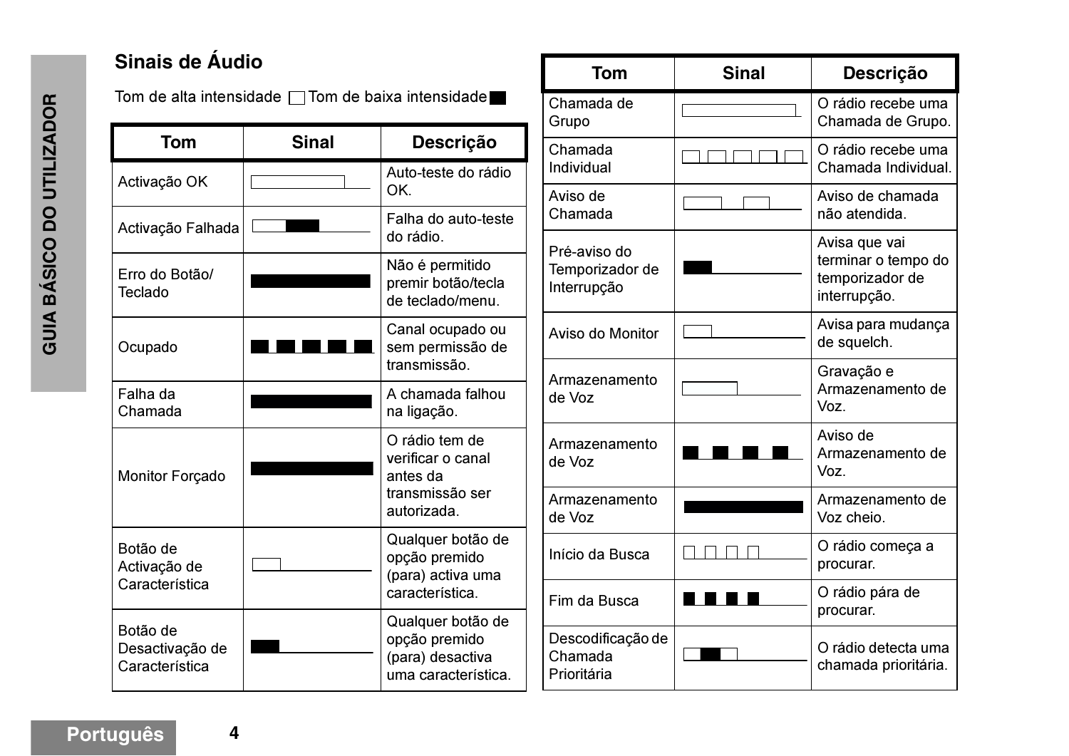## Sinais de Áudio

Tom de alta intensidade ☐ Tom de baixa intensidade ■

| Tom | Sinal | Descrição |
|---|---|---|
| Activação OK | | Auto-teste do rádio OK. |
| Activação Falhada | | Falha do auto-teste do rádio. |
| Erro do Botão/ Teclado | | Não é permitido premir botão/tecla de teclado/menu. |
| Ocupado | | Canal ocupado ou sem permissão de transmissão. |
| Falha da Chamada | | A chamada falhou na ligação. |
| Monitor Forçado | | O rádio tem de verificar o canal antes da transmissão ser autorizada. |
| Botão de Activação de Característica | | Qualquer botão de opção premido (para) activa uma característica. |
| Botão de Desactivação de Característica | | Qualquer botão de opção premido (para) desactiva uma característica. |

| Tom | Sinal | Descrição |
|---|---|---|
| Chamada de Grupo | | O rádio recebe uma Chamada de Grupo. |
| Chamada Individual | | O rádio recebe uma Chamada Individual. |
| Aviso de Chamada | | Aviso de chamada não atendida. |
| Pré-aviso do Temporizador de Interrupção | | Avisa que vai terminar o tempo do temporizador de interrupção. |
| Aviso do Monitor | | Avisa para mudança de squelch. |
| Armazenamento de Voz | | Gravação e Armazenamento de Voz. |
| Armazenamento de Voz | | Aviso de Armazenamento de Voz. |
| Armazenamento de Voz | | Armazenamento de Voz cheio. |
| Início da Busca | | O rádio começa a procurar. |
| Fim da Busca | | O rádio pára de procurar. |
| Descodificação de Chamada Prioritária | | O rádio detecta uma chamada prioritária. |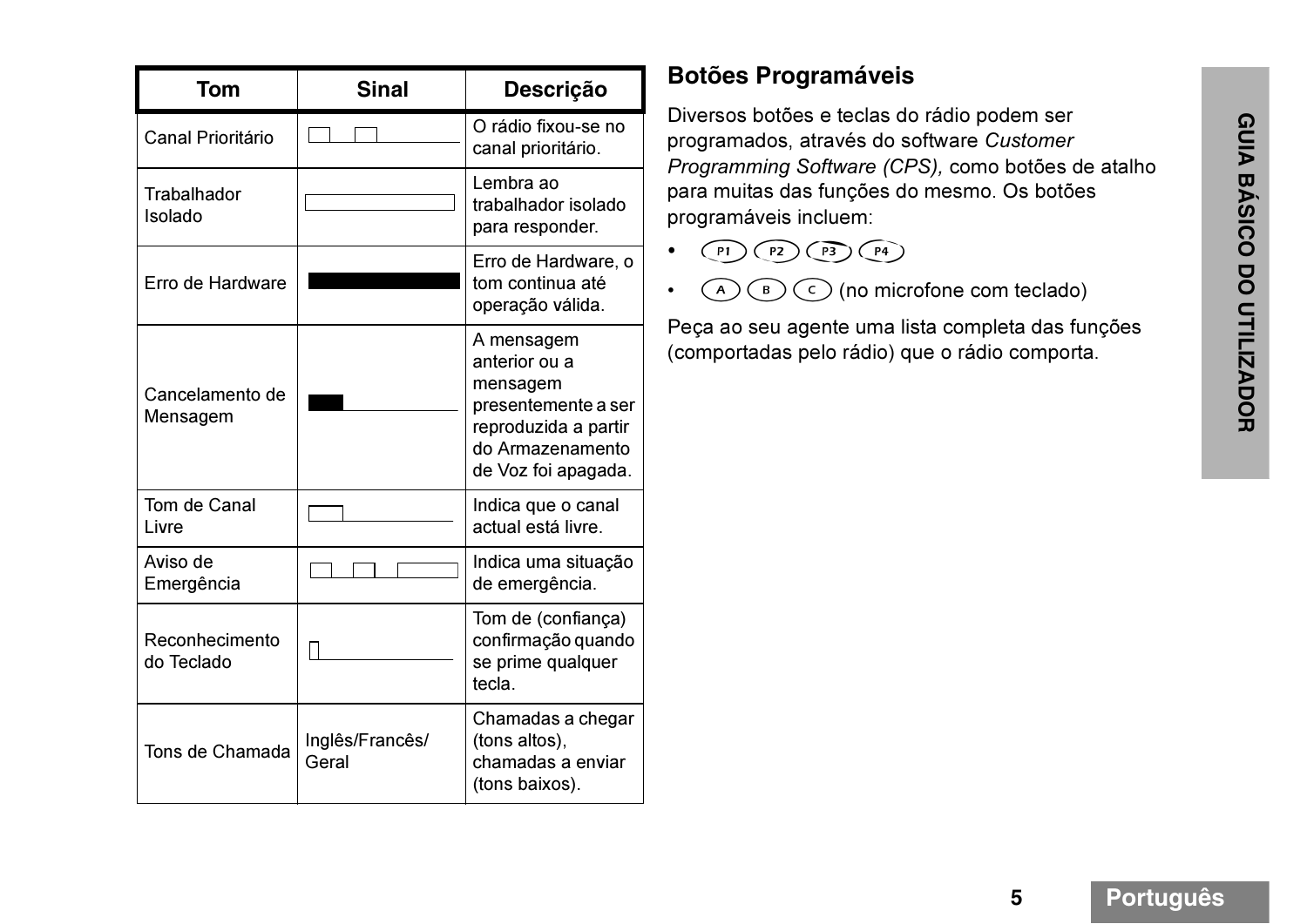| Tom | Sinal | Descrição |
|---|---|---|
| Canal Prioritário | | O rádio fixou-se no canal prioritário. |
| Trabalhador Isolado | | Lembra ao trabalhador isolado para responder. |
| Erro de Hardware | | Erro de Hardware, o tom continua até operação válida. |
| Cancelamento de Mensagem | | A mensagem anterior ou a mensagem presentemente a ser reproduzida a partir do Armazenamento de Voz foi apagada. |
| Tom de Canal Livre | | Indica que o canal actual está livre. |
| Aviso de Emergência | | Indica uma situação de emergência. |
| Reconhecimento do Teclado | | Tom de (confiança) confirmação quando se prime qualquer tecla. |
| Tons de Chamada | Inglês/Francês/ Geral | Chamadas a chegar (tons altos), chamadas a enviar (tons baixos). |

## Botões Programáveis

Diversos botões e teclas do rádio podem ser programados, através do software *Customer Programming Software (CPS),* como botões de atalho para muitas das funções do mesmo. Os botões programáveis incluem:

- P1 P2 P3 P4
- A B C (no microfone com teclado)

Peça ao seu agente uma lista completa das funções (comportadas pelo rádio) que o rádio comporta.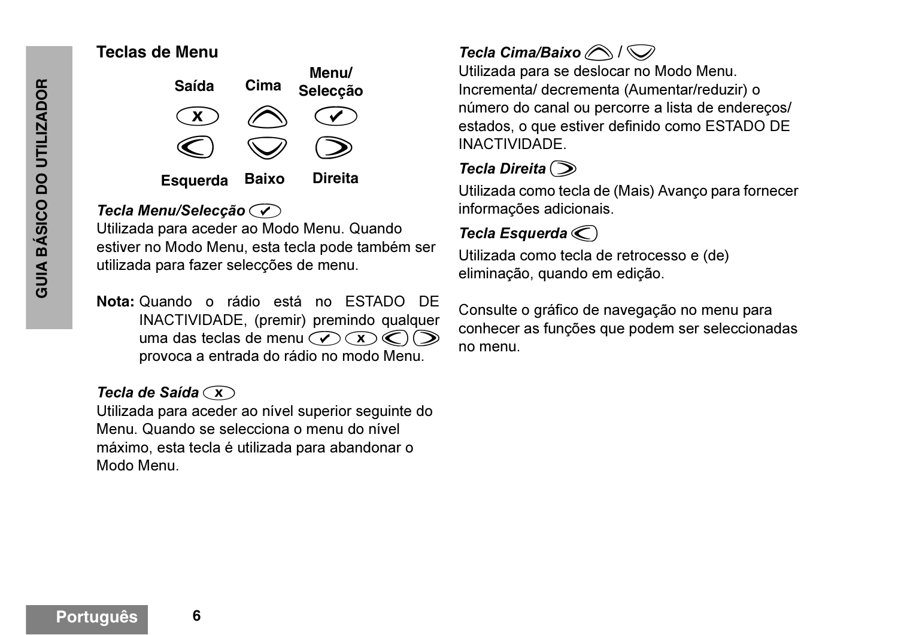## Teclas de Menu

| Saída | Cima | Menu/ Selecção |
|---|---|---|
| x | ︿ | ✔ |
| < | ﹀ | > |
| Esquerda | Baixo | Direita |

***Tecla Menu/Selecção*** ✔

Utilizada para aceder ao Modo Menu. Quando estiver no Modo Menu, esta tecla pode também ser utilizada para fazer selecções de menu.

**Nota:** Quando o rádio está no ESTADO DE INACTIVIDADE, (premir) premindo qualquer uma das teclas de menu ✔ x < > provoca a entrada do rádio no modo Menu.

***Tecla de Saída*** x

Utilizada para aceder ao nível superior seguinte do Menu. Quando se selecciona o menu do nível máximo, esta tecla é utilizada para abandonar o Modo Menu.

***Tecla Cima/Baixo*** ︿ / ﹀

Utilizada para se deslocar no Modo Menu. Incrementa/ decrementa (Aumentar/reduzir) o número do canal ou percorre a lista de endereços/ estados, o que estiver definido como ESTADO DE INACTIVIDADE.

***Tecla Direita*** >

Utilizada como tecla de (Mais) Avanço para fornecer informações adicionais.

***Tecla Esquerda*** <

Utilizada como tecla de retrocesso e (de) eliminação, quando em edição.

Consulte o gráfico de navegação no menu para conhecer as funções que podem ser seleccionadas no menu.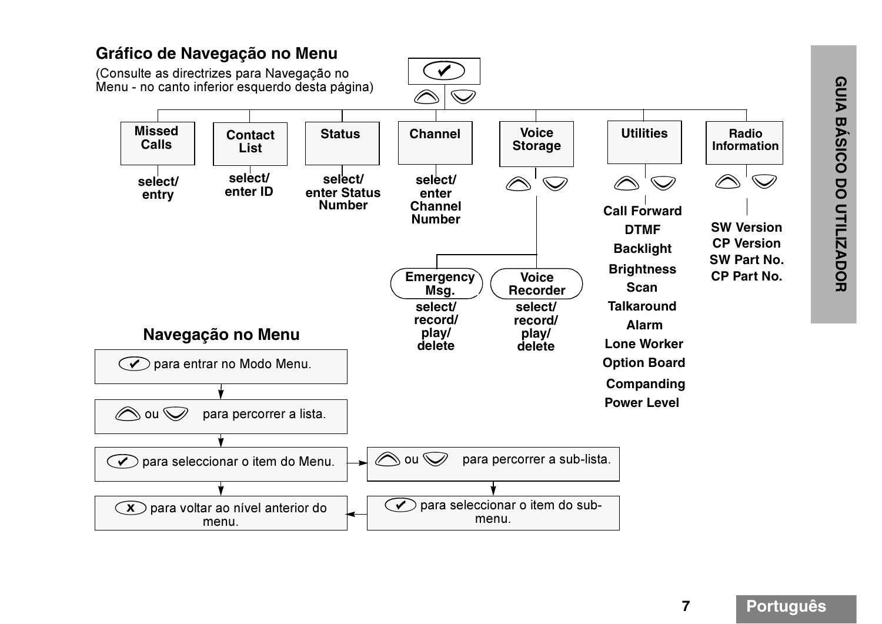## Gráfico de Navegação no Menu

(Consulte as directrizes para Navegação no Menu - no canto inferior esquerdo desta página)

- **Missed Calls** — select/entry
- **Contact List** — select/enter ID
- **Status** — select/enter Status Number
- **Channel** — select/enter Channel Number
- **Voice Storage**
  - **Emergency Msg.** — select/record/play/delete
  - **Voice Recorder** — select/record/play/delete
- **Utilities**
  - Call Forward
  - DTMF
  - Backlight
  - Brightness
  - Scan
  - Talkaround
  - Alarm
  - Lone Worker
  - Option Board
  - Companding
  - Power Level
- **Radio Information**
  - SW Version
  - CP Version
  - SW Part No.
  - CP Part No.

## Navegação no Menu

1. ✔ para entrar no Modo Menu.
2. ▲ ou ▼ para percorrer a lista.
3. ✔ para seleccionar o item do Menu.
   - ▲ ou ▼ para percorrer a sub-lista.
   - ✔ para seleccionar o item do sub-menu.
4. ✗ para voltar ao nível anterior do menu.

GUIA BÁSICO DO UTILIZADOR

Português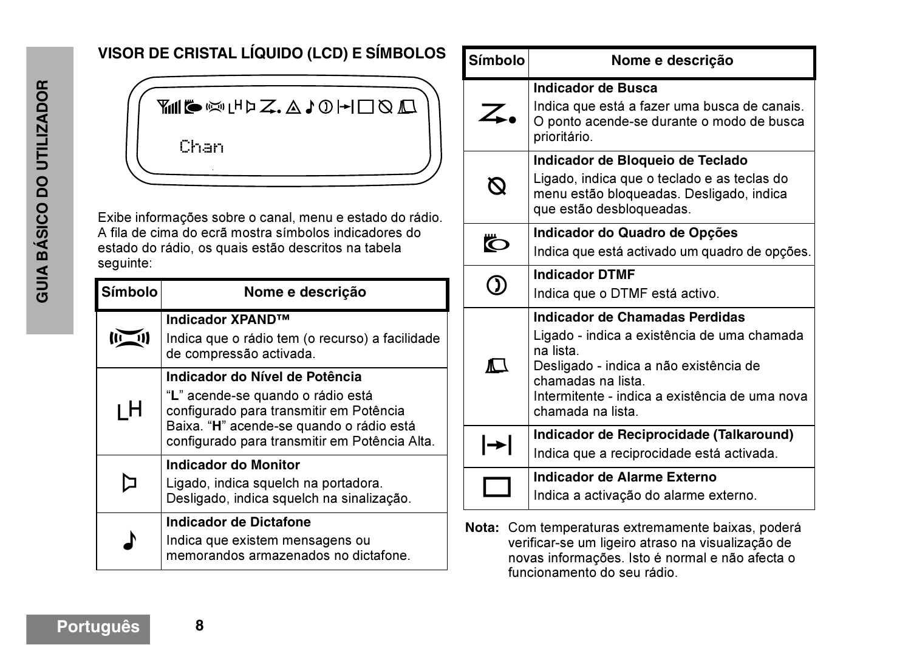## VISOR DE CRISTAL LÍQUIDO (LCD) E SÍMBOLOS

Chan

Exibe informações sobre o canal, menu e estado do rádio. A fila de cima do ecrã mostra símbolos indicadores do estado do rádio, os quais estão descritos na tabela seguinte:

| Símbolo | Nome e descrição |
|---|---|
| | **Indicador XPAND™**<br>Indica que o rádio tem (o recurso) a facilidade de compressão activada. |
| LH | **Indicador do Nível de Potência**<br>"**L**" acende-se quando o rádio está configurado para transmitir em Potência Baixa. "**H**" acende-se quando o rádio está configurado para transmitir em Potência Alta. |
| | **Indicador do Monitor**<br>Ligado, indica squelch na portadora. Desligado, indica squelch na sinalização. |
| ♪ | **Indicador de Dictafone**<br>Indica que existem mensagens ou memorandos armazenados no dictafone. |
| | **Indicador de Busca**<br>Indica que está a fazer uma busca de canais. O ponto acende-se durante o modo de busca prioritário. |
| | **Indicador de Bloqueio de Teclado**<br>Ligado, indica que o teclado e as teclas do menu estão bloqueadas. Desligado, indica que estão desbloqueadas. |
| | **Indicador do Quadro de Opções**<br>Indica que está activado um quadro de opções. |
| | **Indicador DTMF**<br>Indica que o DTMF está activo. |
| | **Indicador de Chamadas Perdidas**<br>Ligado - indica a existência de uma chamada na lista.<br>Desligado - indica a não existência de chamadas na lista.<br>Intermitente - indica a existência de uma nova chamada na lista. |
| | **Indicador de Reciprocidade (Talkaround)**<br>Indica que a reciprocidade está activada. |
| □ | **Indicador de Alarme Externo**<br>Indica a activação do alarme externo. |

**Nota:** Com temperaturas extremamente baixas, poderá verificar-se um ligeiro atraso na visualização de novas informações. Isto é normal e não afecta o funcionamento do seu rádio.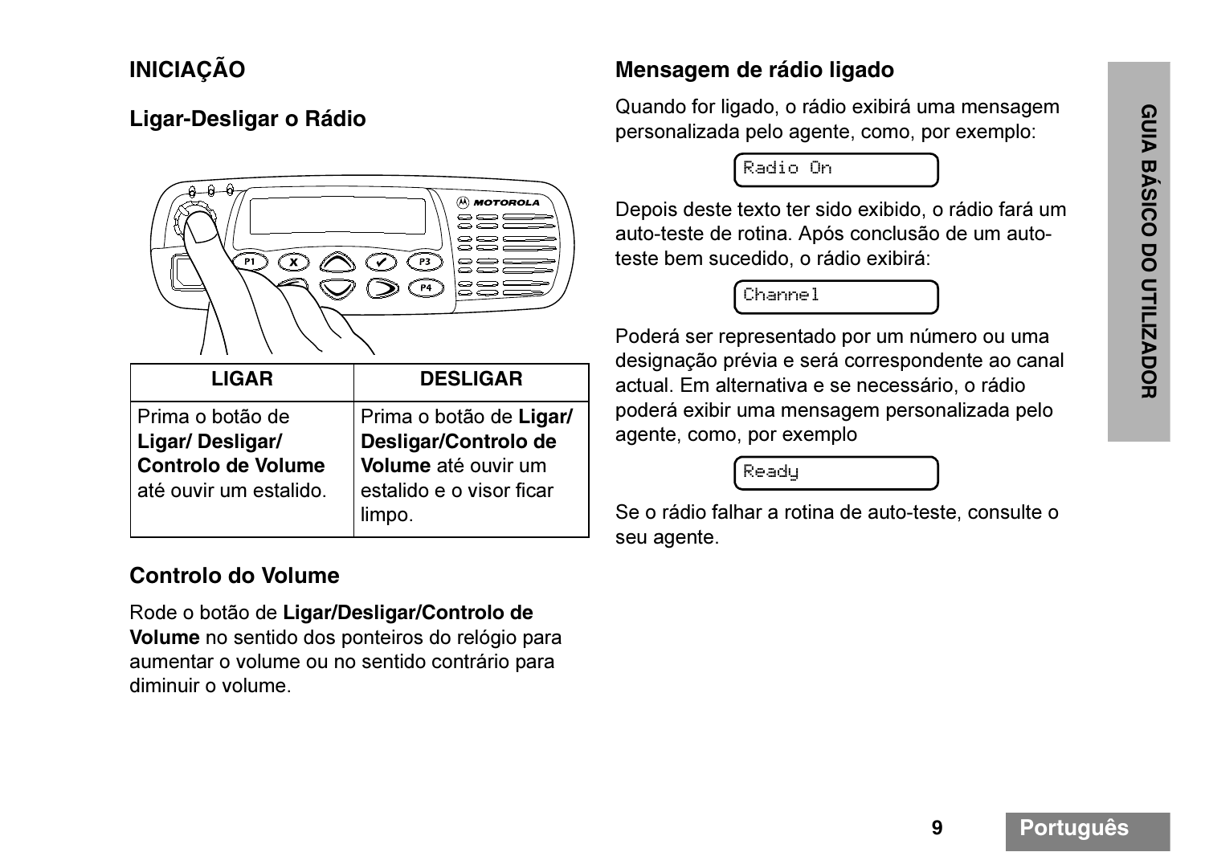## INICIAÇÃO

### Ligar-Desligar o Rádio

| LIGAR | DESLIGAR |
| --- | --- |
| Prima o botão de **Ligar/ Desligar/ Controlo de Volume** até ouvir um estalido. | Prima o botão de **Ligar/ Desligar/Controlo de Volume** até ouvir um estalido e o visor ficar limpo. |

### Controlo do Volume

Rode o botão de **Ligar/Desligar/Controlo de Volume** no sentido dos ponteiros do relógio para aumentar o volume ou no sentido contrário para diminuir o volume.

### Mensagem de rádio ligado

Quando for ligado, o rádio exibirá uma mensagem personalizada pelo agente, como, por exemplo:

```
Radio On
```

Depois deste texto ter sido exibido, o rádio fará um auto-teste de rotina. Após conclusão de um auto-teste bem sucedido, o rádio exibirá:

```
Channel
```

Poderá ser representado por um número ou uma designação prévia e será correspondente ao canal actual. Em alternativa e se necessário, o rádio poderá exibir uma mensagem personalizada pelo agente, como, por exemplo

```
Ready
```

Se o rádio falhar a rotina de auto-teste, consulte o seu agente.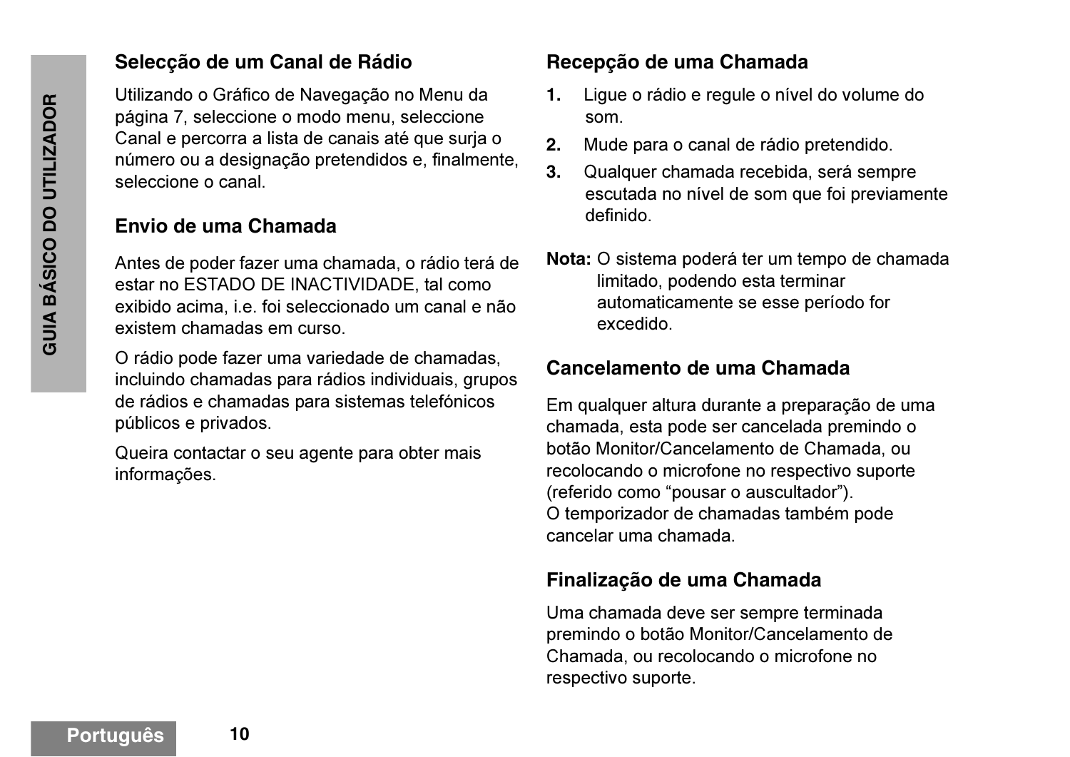## Selecção de um Canal de Rádio

Utilizando o Gráfico de Navegação no Menu da página 7, seleccione o modo menu, seleccione Canal e percorra a lista de canais até que surja o número ou a designação pretendidos e, finalmente, seleccione o canal.

## Envio de uma Chamada

Antes de poder fazer uma chamada, o rádio terá de estar no ESTADO DE INACTIVIDADE, tal como exibido acima, i.e. foi seleccionado um canal e não existem chamadas em curso.

O rádio pode fazer uma variedade de chamadas, incluindo chamadas para rádios individuais, grupos de rádios e chamadas para sistemas telefónicos públicos e privados.

Queira contactar o seu agente para obter mais informações.

## Recepção de uma Chamada

1. Ligue o rádio e regule o nível do volume do som.
2. Mude para o canal de rádio pretendido.
3. Qualquer chamada recebida, será sempre escutada no nível de som que foi previamente definido.

**Nota:** O sistema poderá ter um tempo de chamada limitado, podendo esta terminar automaticamente se esse período for excedido.

## Cancelamento de uma Chamada

Em qualquer altura durante a preparação de uma chamada, esta pode ser cancelada premindo o botão Monitor/Cancelamento de Chamada, ou recolocando o microfone no respectivo suporte (referido como “pousar o auscultador”).
O temporizador de chamadas também pode cancelar uma chamada.

## Finalização de uma Chamada

Uma chamada deve ser sempre terminada premindo o botão Monitor/Cancelamento de Chamada, ou recolocando o microfone no respectivo suporte.